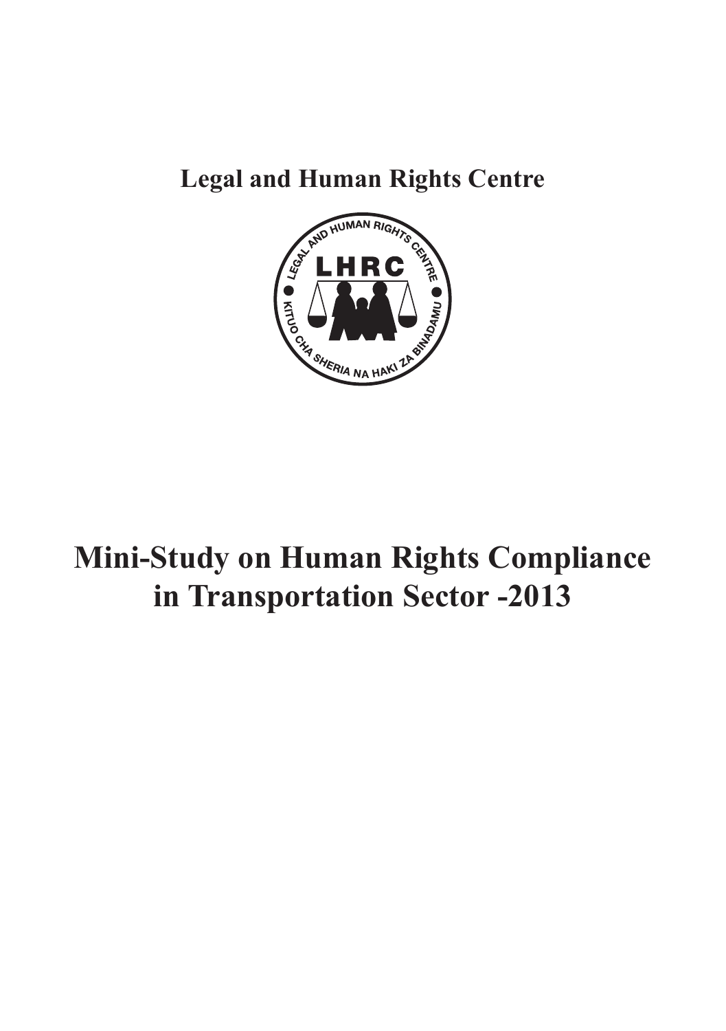**Legal and Human Rights Centre**

# Mini-Study on Human Rights Compliance in Transportation Sector -2013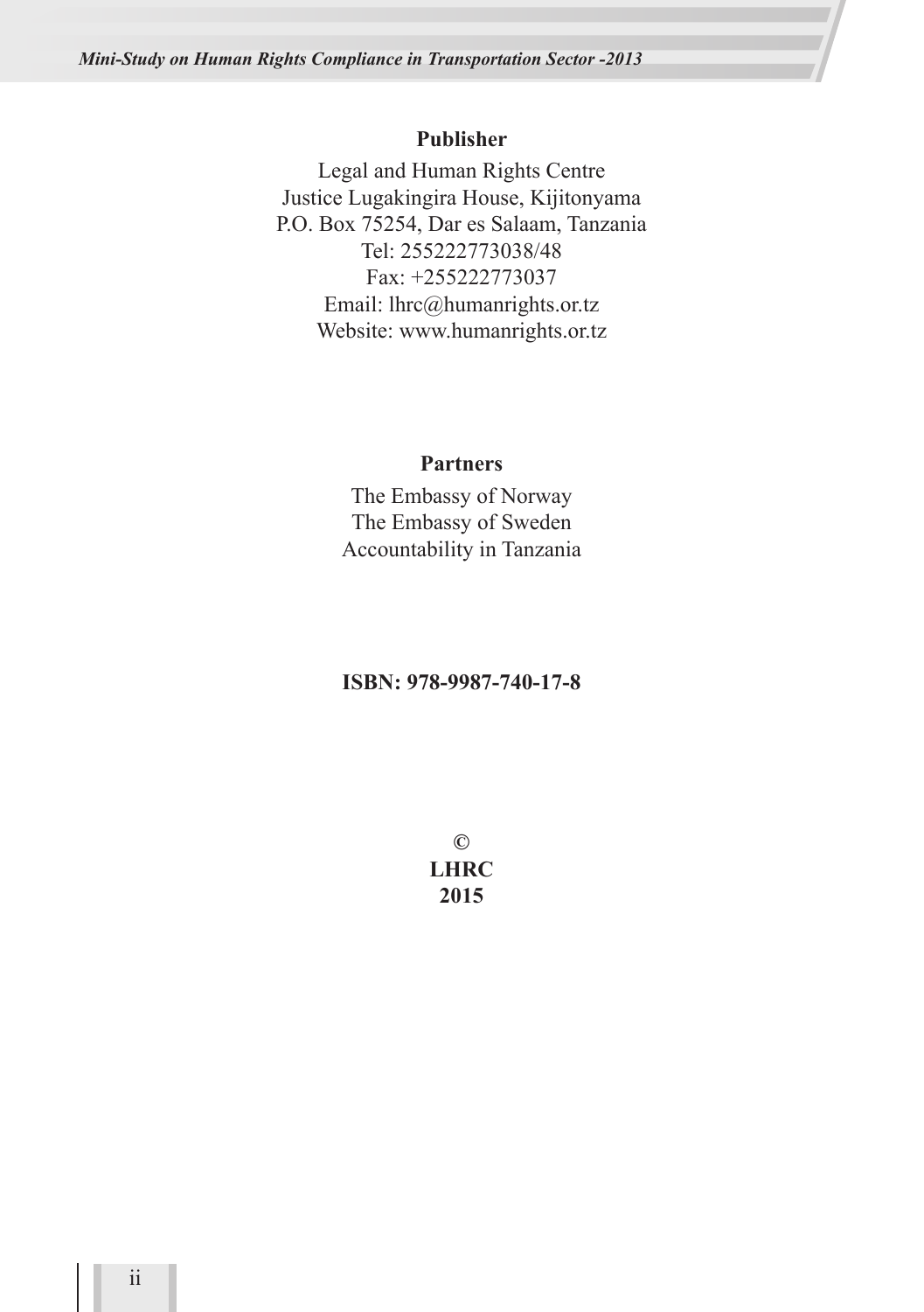**Publisher**

Legal and Human Rights Centre
Justice Lugakingira House, Kijitonyama
P.O. Box 75254, Dar es Salaam, Tanzania
Tel: 255222773038/48
Fax: +255222773037
Email: lhrc@humanrights.or.tz
Website: www.humanrights.or.tz

**Partners**

The Embassy of Norway
The Embassy of Sweden
Accountability in Tanzania

**ISBN: 978-9987-740-17-8**

**©**
**LHRC**
**2015**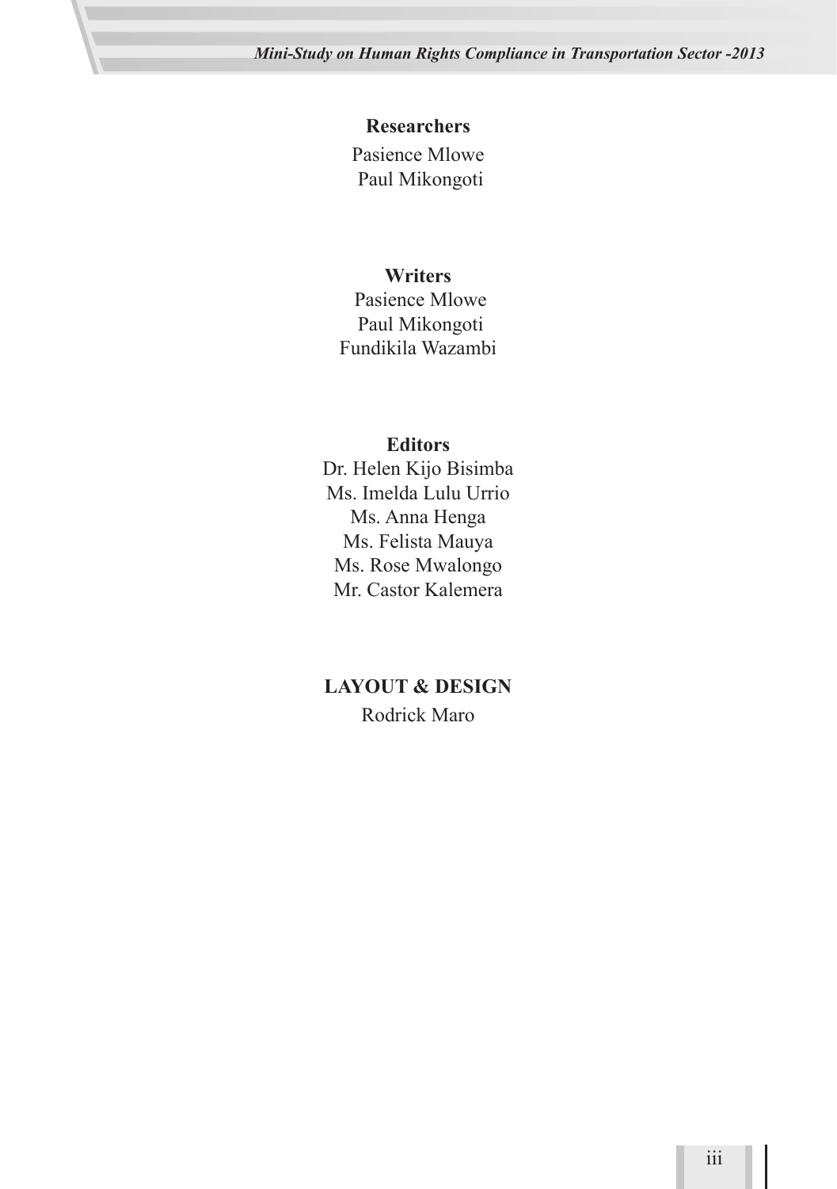**Researchers**

Pasience Mlowe
Paul Mikongoti

**Writers**

Pasience Mlowe
Paul Mikongoti
Fundikila Wazambi

**Editors**

Dr. Helen Kijo Bisimba
Ms. Imelda Lulu Urrio
Ms. Anna Henga
Ms. Felista Mauya
Ms. Rose Mwalongo
Mr. Castor Kalemera

**LAYOUT & DESIGN**

Rodrick Maro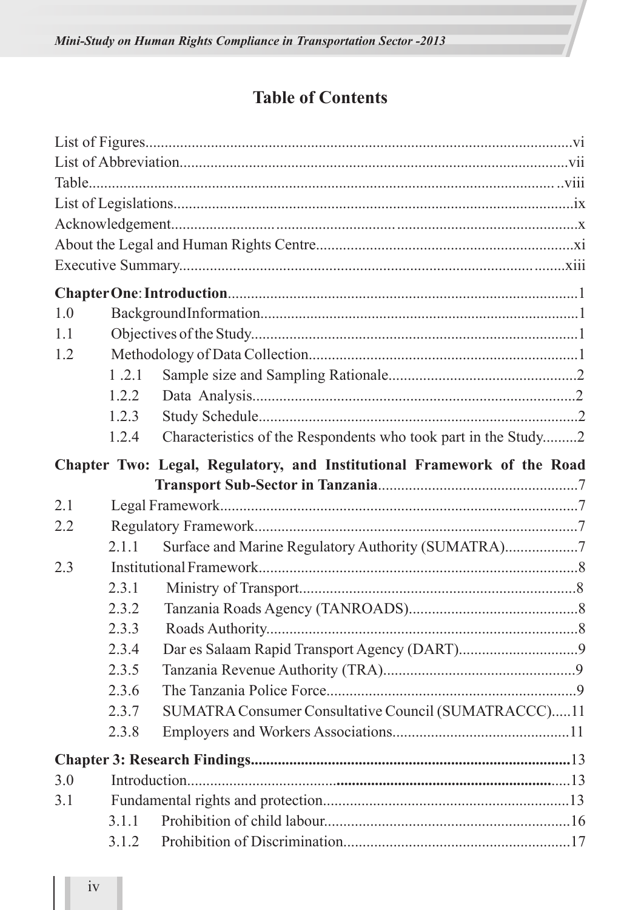# Table of Contents

List of Figures....................................................................................................vi
List of Abbreviation..........................................................................................vii
Table.................................................................................................................viii
List of Legislations..............................................................................................ix
Acknowledgement.................................................................................................x
About the Legal and Human Rights Centre........................................................xi
Executive Summary...........................................................................................xiii

**Chapter One**: **Introduction**..........................................................................1

1.0 BackgroundInformation.................................................................................1
1.1 Objectives of the Study..................................................................................1
1.2 Methodology of Data Collection....................................................................1
- 1 .2.1 Sample size and Sampling Rationale..................................................2
- 1.2.2 Data Analysis.......................................................................................2
- 1.2.3 Study Schedule.....................................................................................2
- 1.2.4 Characteristics of the Respondents who took part in the Study.........2

**Chapter Two: Legal, Regulatory, and Institutional Framework of the Road Transport Sub-Sector in Tanzania**.......................................................7

2.1 Legal Framework............................................................................................7
2.2 Regulatory Framework...................................................................................7
- 2.1.1 Surface and Marine Regulatory Authority (SUMATRA)...................7

2.3 Institutional Framework.................................................................................8
- 2.3.1 Ministry of Transport..........................................................................8
- 2.3.2 Tanzania Roads Agency (TANROADS)............................................8
- 2.3.3 Roads Authority..................................................................................8
- 2.3.4 Dar es Salaam Rapid Transport Agency (DART)...............................9
- 2.3.5 Tanzania Revenue Authority (TRA)....................................................9
- 2.3.6 The Tanzania Police Force...................................................................9
- 2.3.7 SUMATRA Consumer Consultative Council (SUMATRACCC).....11
- 2.3.8 Employers and Workers Associations................................................11

**Chapter 3: Research Findings**..........................................................................13

3.0 Introduction.................................................................................................13
3.1 Fundamental rights and protection..............................................................13
- 3.1.1 Prohibition of child labour.................................................................16
- 3.1.2 Prohibition of Discrimination.............................................................17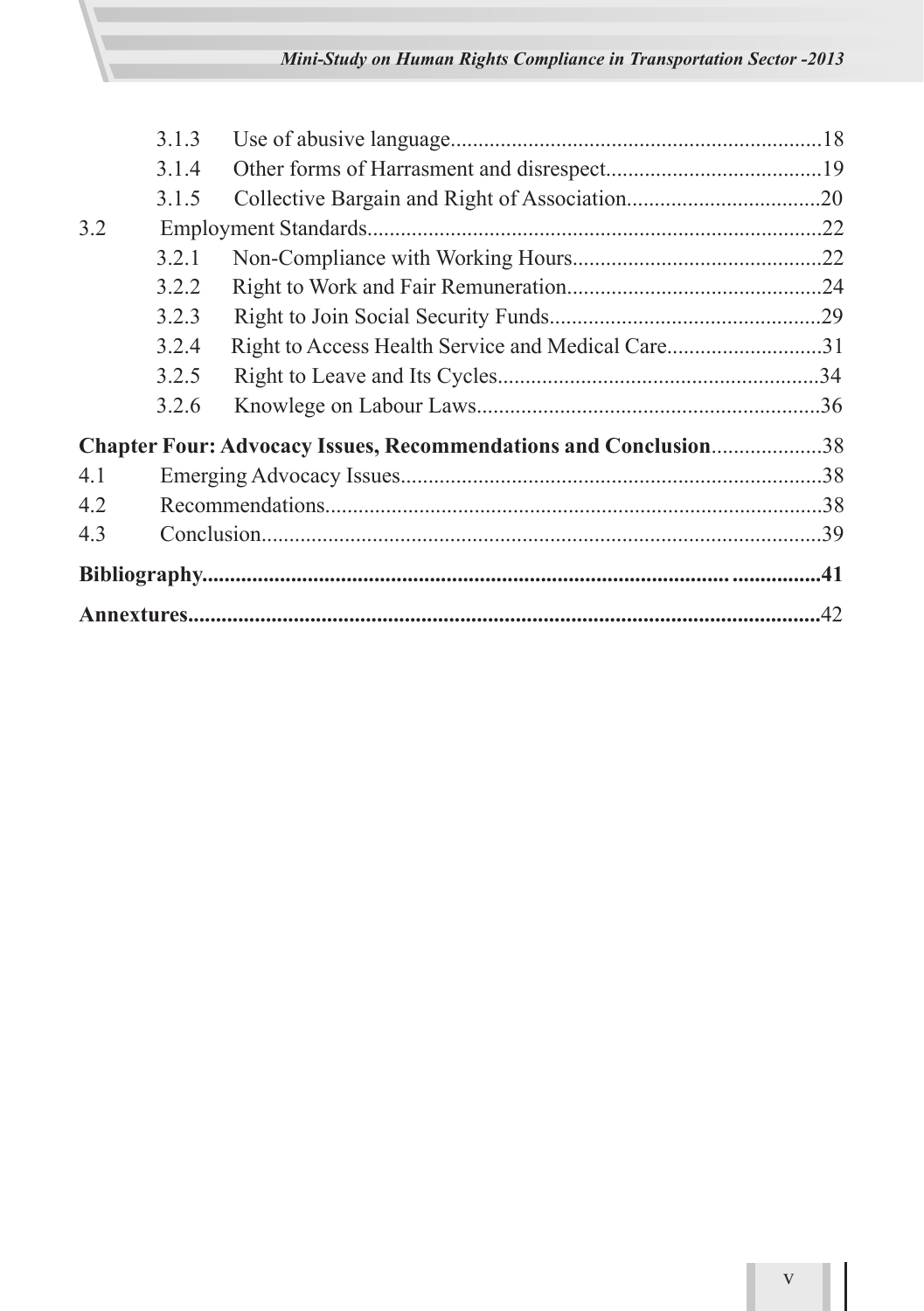3.1.3 Use of abusive language....................................................................18
3.1.4 Other forms of Harrasment and disrespect.......................................19
3.1.5 Collective Bargain and Right of Association...................................20

3.2 Employment Standards.................................................................................22

3.2.1 Non-Compliance with Working Hours.............................................22
3.2.2 Right to Work and Fair Remuneration..............................................24
3.2.3 Right to Join Social Security Funds.................................................29
3.2.4 Right to Access Health Service and Medical Care............................31
3.2.5 Right to Leave and Its Cycles..........................................................34
3.2.6 Knowlege on Labour Laws..............................................................36

**Chapter Four: Advocacy Issues, Recommendations and Conclusion**....................38

4.1 Emerging Advocacy Issues...........................................................................38
4.2 Recommendations.........................................................................................38
4.3 Conclusion....................................................................................................39

**Bibliography..............................................................................................................41**

**Annexures.................................................................................................................**42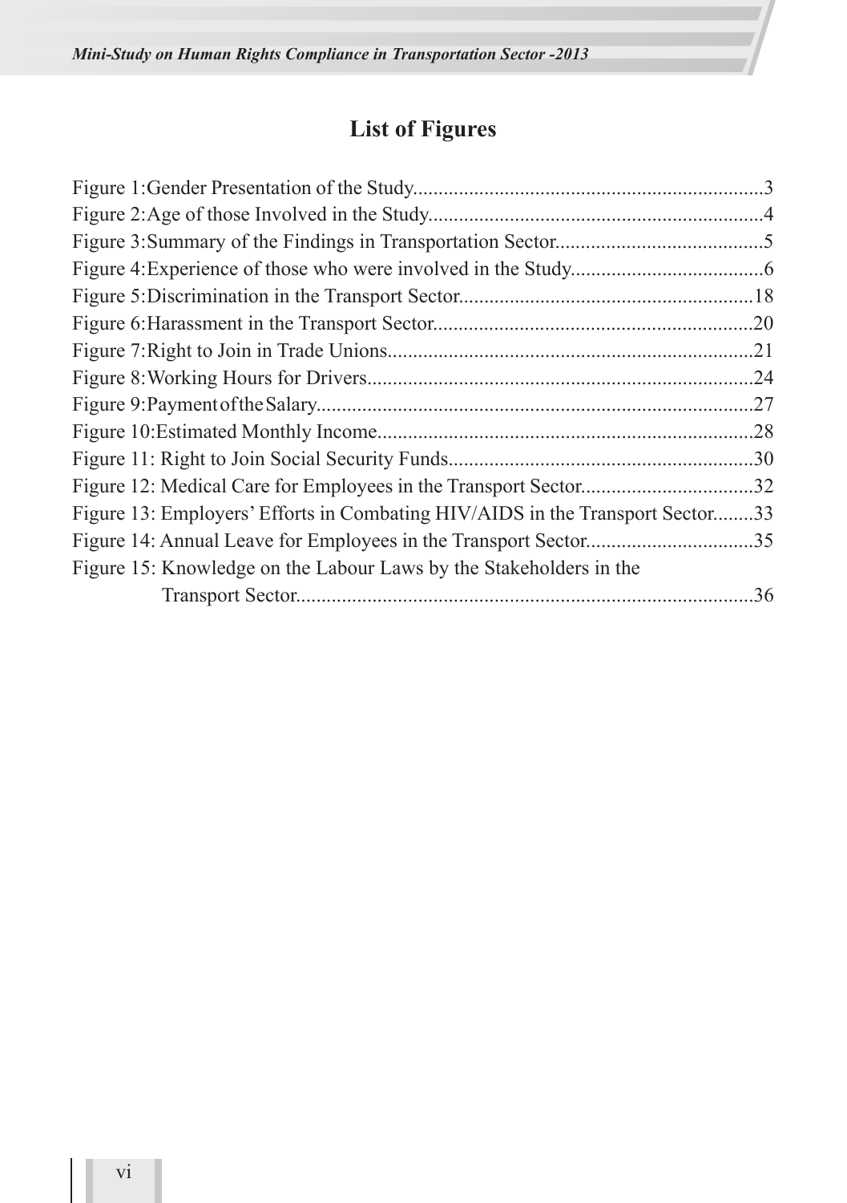# List of Figures

Figure 1:Gender Presentation of the Study....................................................................3
Figure 2:Age of those Involved in the Study.................................................................4
Figure 3:Summary of the Findings in Transportation Sector.........................................5
Figure 4:Experience of those who were involved in the Study......................................6
Figure 5:Discrimination in the Transport Sector..........................................................18
Figure 6:Harassment in the Transport Sector...............................................................20
Figure 7:Right to Join in Trade Unions........................................................................21
Figure 8:Working Hours for Drivers............................................................................24
Figure 9:Payment of the Salary......................................................................................27
Figure 10:Estimated Monthly Income..........................................................................28
Figure 11: Right to Join Social Security Funds............................................................30
Figure 12: Medical Care for Employees in the Transport Sector..................................32
Figure 13: Employers' Efforts in Combating HIV/AIDS in the Transport Sector........33
Figure 14: Annual Leave for Employees in the Transport Sector.................................35
Figure 15: Knowledge on the Labour Laws by the Stakeholders in the Transport Sector..........................................................................................36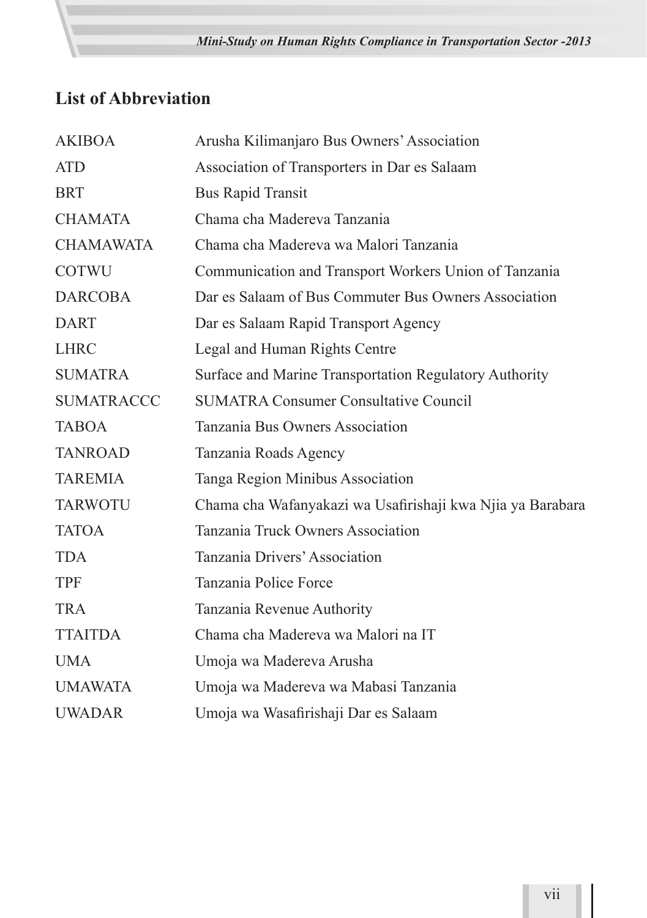## List of Abbreviation

| | |
|---|---|
| AKIBOA | Arusha Kilimanjaro Bus Owners' Association |
| ATD | Association of Transporters in Dar es Salaam |
| BRT | Bus Rapid Transit |
| CHAMATA | Chama cha Madereva Tanzania |
| CHAMAWATA | Chama cha Madereva wa Malori Tanzania |
| COTWU | Communication and Transport Workers Union of Tanzania |
| DARCOBA | Dar es Salaam of Bus Commuter Bus Owners Association |
| DART | Dar es Salaam Rapid Transport Agency |
| LHRC | Legal and Human Rights Centre |
| SUMATRA | Surface and Marine Transportation Regulatory Authority |
| SUMATRACCC | SUMATRA Consumer Consultative Council |
| TABOA | Tanzania Bus Owners Association |
| TANROAD | Tanzania Roads Agency |
| TAREMIA | Tanga Region Minibus Association |
| TARWOTU | Chama cha Wafanyakazi wa Usafirishaji kwa Njia ya Barabara |
| TATOA | Tanzania Truck Owners Association |
| TDA | Tanzania Drivers' Association |
| TPF | Tanzania Police Force |
| TRA | Tanzania Revenue Authority |
| TTAITDA | Chama cha Madereva wa Malori na IT |
| UMA | Umoja wa Madereva Arusha |
| UMAWATA | Umoja wa Madereva wa Mabasi Tanzania |
| UWADAR | Umoja wa Wasafirishaji Dar es Salaam |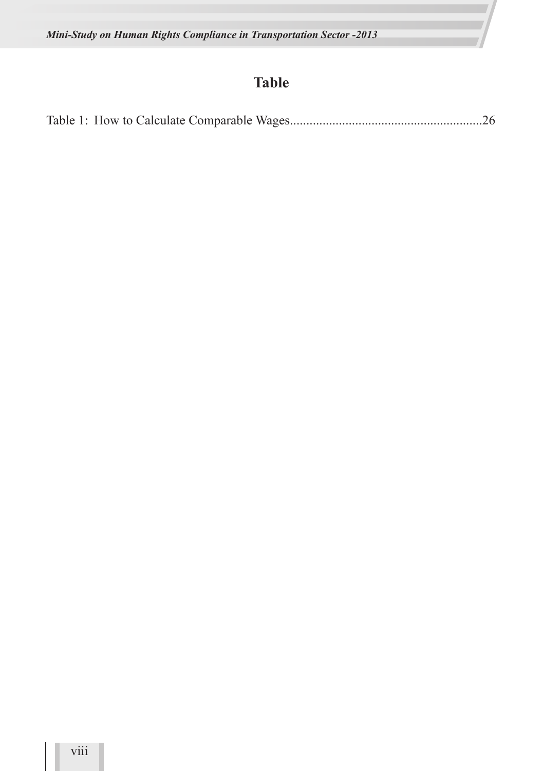# Table

Table 1: How to Calculate Comparable Wages...........................................................26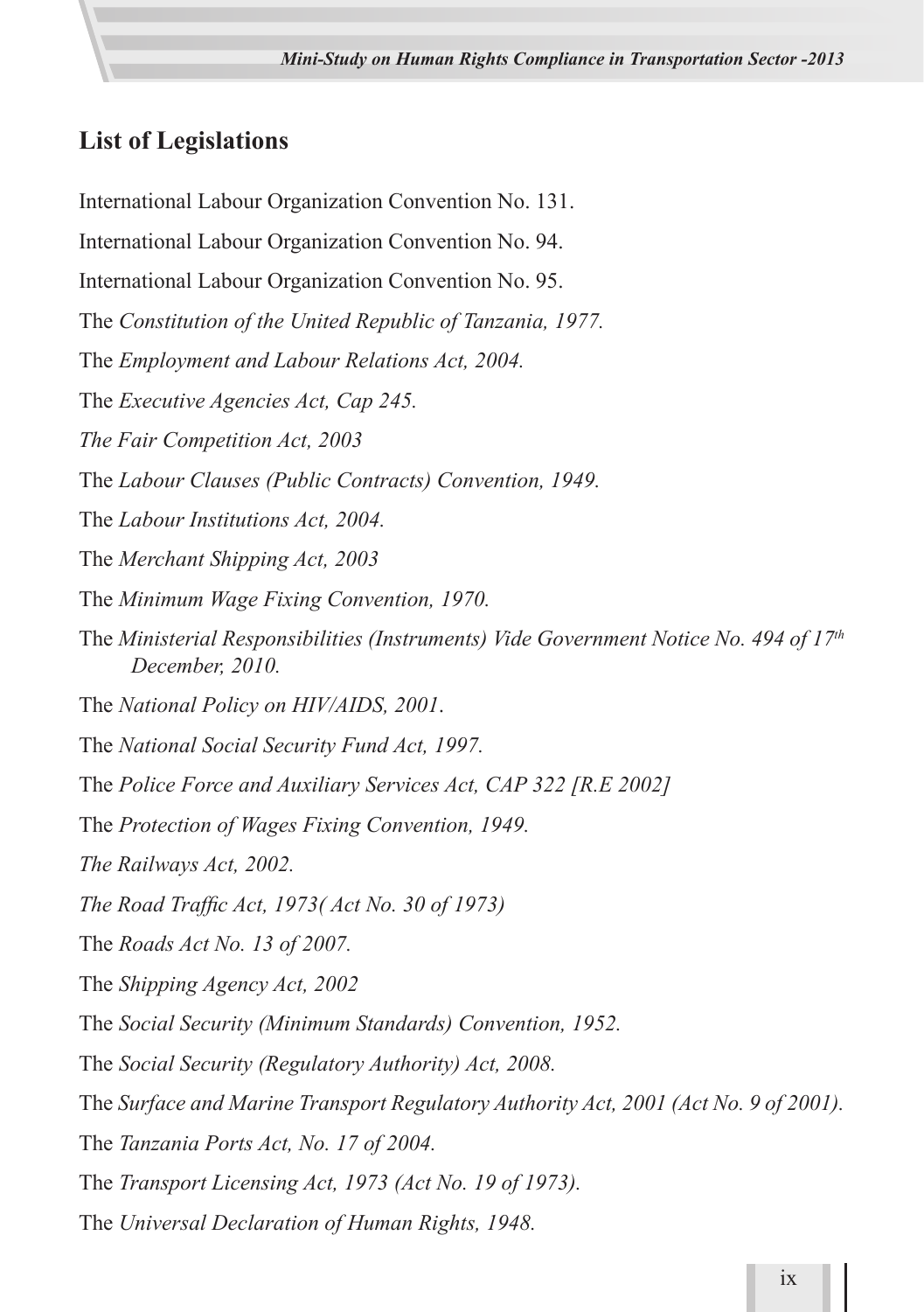## List of Legislations

International Labour Organization Convention No. 131.

International Labour Organization Convention No. 94.

International Labour Organization Convention No. 95.

The *Constitution of the United Republic of Tanzania, 1977.*

The *Employment and Labour Relations Act, 2004.*

The *Executive Agencies Act, Cap 245.*

*The Fair Competition Act, 2003*

The *Labour Clauses (Public Contracts) Convention, 1949.*

The *Labour Institutions Act, 2004.*

The *Merchant Shipping Act, 2003*

The *Minimum Wage Fixing Convention, 1970.*

The *Ministerial Responsibilities (Instruments) Vide Government Notice No. 494 of 17th December, 2010.*

The *National Policy on HIV/AIDS, 2001*.

The *National Social Security Fund Act, 1997.*

The *Police Force and Auxiliary Services Act, CAP 322 [R.E 2002]*

The *Protection of Wages Fixing Convention, 1949.*

*The Railways Act, 2002.*

*The Road Traffic Act, 1973( Act No. 30 of 1973)*

The *Roads Act No. 13 of 2007.*

The *Shipping Agency Act, 2002*

The *Social Security (Minimum Standards) Convention, 1952.*

The *Social Security (Regulatory Authority) Act, 2008.*

The *Surface and Marine Transport Regulatory Authority Act, 2001 (Act No. 9 of 2001).*

The *Tanzania Ports Act, No. 17 of 2004.*

The *Transport Licensing Act, 1973 (Act No. 19 of 1973).*

The *Universal Declaration of Human Rights, 1948.*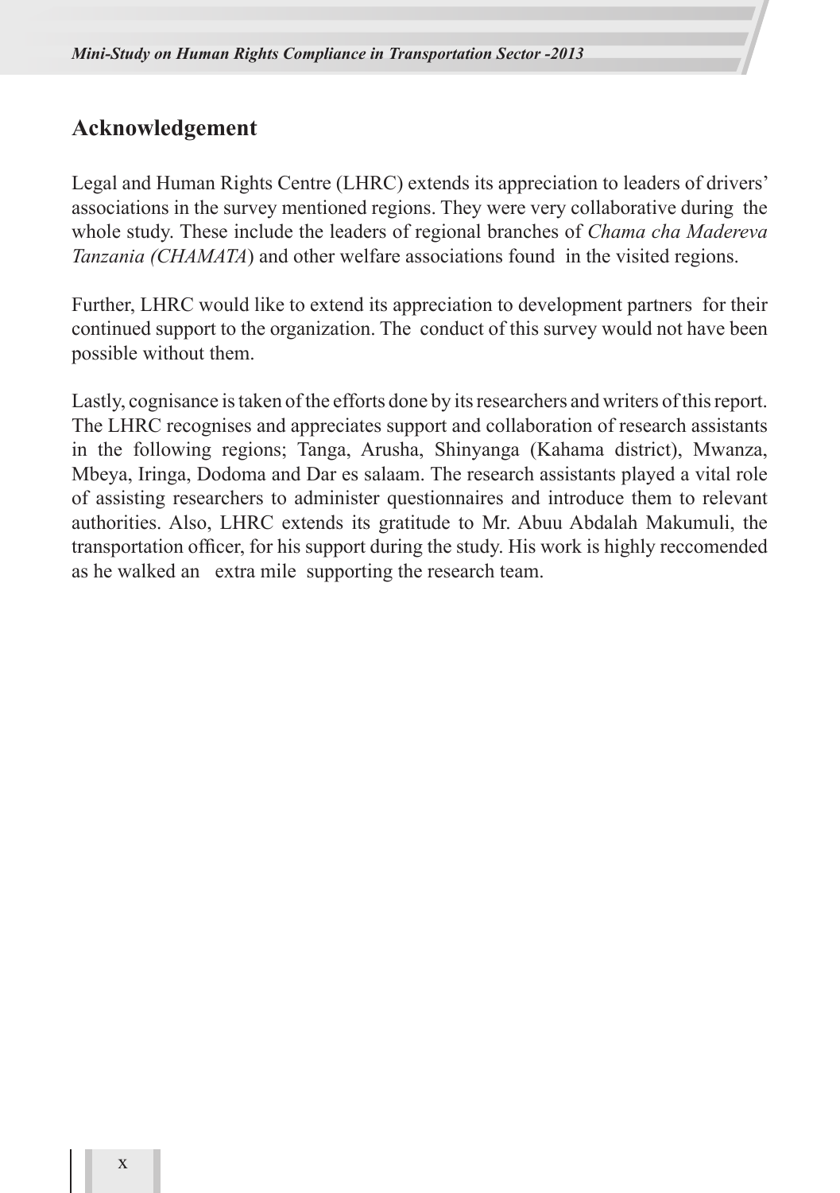## Acknowledgement

Legal and Human Rights Centre (LHRC) extends its appreciation to leaders of drivers' associations in the survey mentioned regions. They were very collaborative during the whole study. These include the leaders of regional branches of *Chama cha Madereva Tanzania (CHAMATA*) and other welfare associations found in the visited regions.

Further, LHRC would like to extend its appreciation to development partners for their continued support to the organization. The conduct of this survey would not have been possible without them.

Lastly, cognisance is taken of the efforts done by its researchers and writers of this report. The LHRC recognises and appreciates support and collaboration of research assistants in the following regions; Tanga, Arusha, Shinyanga (Kahama district), Mwanza, Mbeya, Iringa, Dodoma and Dar es salaam. The research assistants played a vital role of assisting researchers to administer questionnaires and introduce them to relevant authorities. Also, LHRC extends its gratitude to Mr. Abuu Abdalah Makumuli, the transportation officer, for his support during the study. His work is highly reccomended as he walked an extra mile supporting the research team.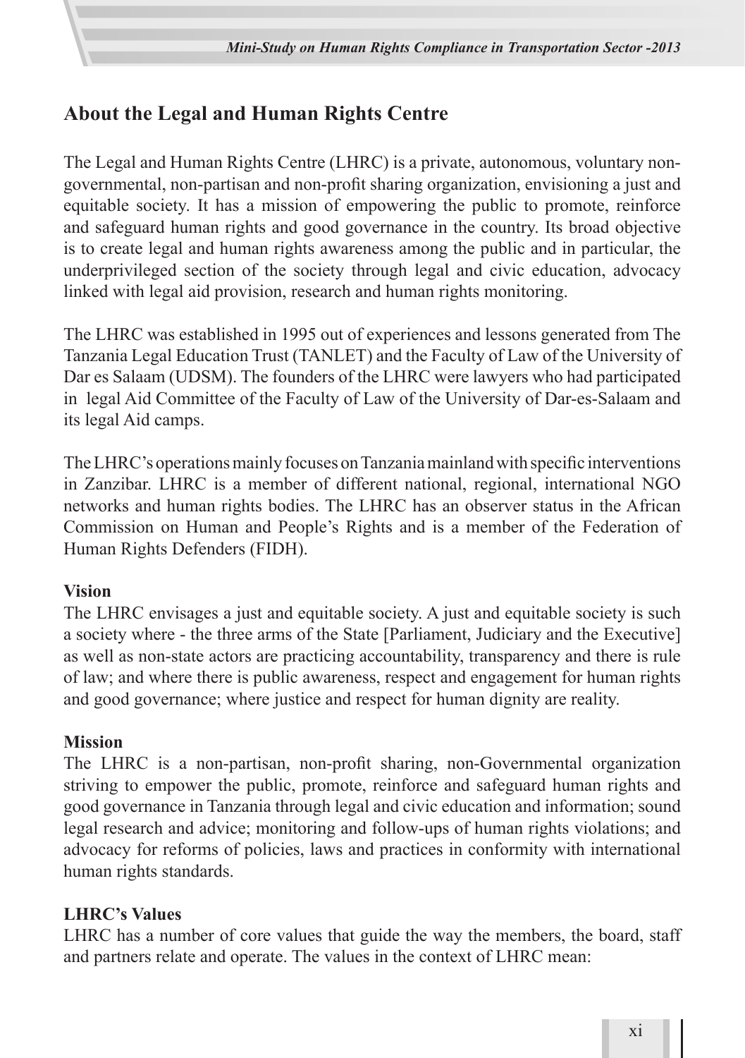## About the Legal and Human Rights Centre

The Legal and Human Rights Centre (LHRC) is a private, autonomous, voluntary non-governmental, non-partisan and non-profit sharing organization, envisioning a just and equitable society. It has a mission of empowering the public to promote, reinforce and safeguard human rights and good governance in the country. Its broad objective is to create legal and human rights awareness among the public and in particular, the underprivileged section of the society through legal and civic education, advocacy linked with legal aid provision, research and human rights monitoring.

The LHRC was established in 1995 out of experiences and lessons generated from The Tanzania Legal Education Trust (TANLET) and the Faculty of Law of the University of Dar es Salaam (UDSM). The founders of the LHRC were lawyers who had participated in legal Aid Committee of the Faculty of Law of the University of Dar-es-Salaam and its legal Aid camps.

The LHRC's operations mainly focuses on Tanzania mainland with specific interventions in Zanzibar. LHRC is a member of different national, regional, international NGO networks and human rights bodies. The LHRC has an observer status in the African Commission on Human and People's Rights and is a member of the Federation of Human Rights Defenders (FIDH).

### Vision

The LHRC envisages a just and equitable society. A just and equitable society is such a society where - the three arms of the State [Parliament, Judiciary and the Executive] as well as non-state actors are practicing accountability, transparency and there is rule of law; and where there is public awareness, respect and engagement for human rights and good governance; where justice and respect for human dignity are reality.

### Mission

The LHRC is a non-partisan, non-profit sharing, non-Governmental organization striving to empower the public, promote, reinforce and safeguard human rights and good governance in Tanzania through legal and civic education and information; sound legal research and advice; monitoring and follow-ups of human rights violations; and advocacy for reforms of policies, laws and practices in conformity with international human rights standards.

### LHRC's Values

LHRC has a number of core values that guide the way the members, the board, staff and partners relate and operate. The values in the context of LHRC mean: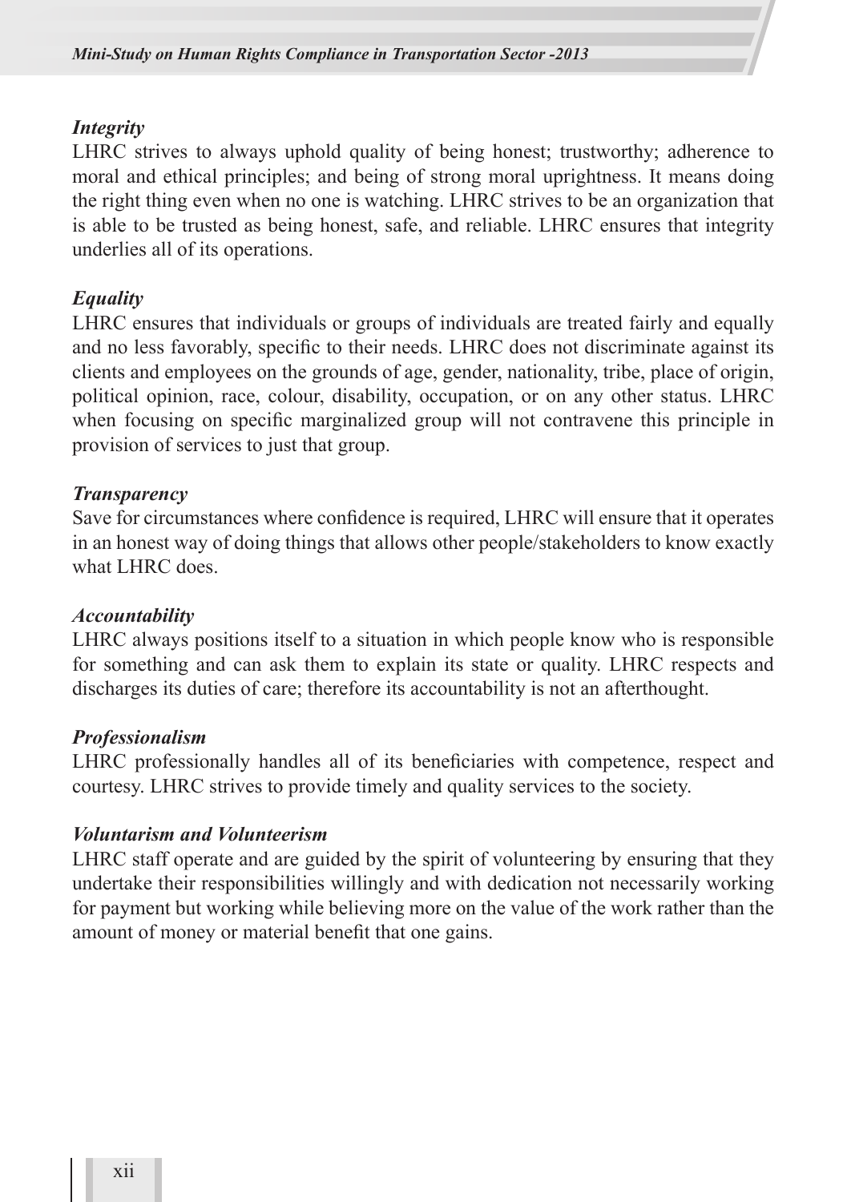***Integrity***

LHRC strives to always uphold quality of being honest; trustworthy; adherence to moral and ethical principles; and being of strong moral uprightness. It means doing the right thing even when no one is watching. LHRC strives to be an organization that is able to be trusted as being honest, safe, and reliable. LHRC ensures that integrity underlies all of its operations.

***Equality***

LHRC ensures that individuals or groups of individuals are treated fairly and equally and no less favorably, specific to their needs. LHRC does not discriminate against its clients and employees on the grounds of age, gender, nationality, tribe, place of origin, political opinion, race, colour, disability, occupation, or on any other status. LHRC when focusing on specific marginalized group will not contravene this principle in provision of services to just that group.

***Transparency***

Save for circumstances where confidence is required, LHRC will ensure that it operates in an honest way of doing things that allows other people/stakeholders to know exactly what LHRC does.

***Accountability***

LHRC always positions itself to a situation in which people know who is responsible for something and can ask them to explain its state or quality. LHRC respects and discharges its duties of care; therefore its accountability is not an afterthought.

***Professionalism***

LHRC professionally handles all of its beneficiaries with competence, respect and courtesy. LHRC strives to provide timely and quality services to the society.

***Voluntarism and Volunteerism***

LHRC staff operate and are guided by the spirit of volunteering by ensuring that they undertake their responsibilities willingly and with dedication not necessarily working for payment but working while believing more on the value of the work rather than the amount of money or material benefit that one gains.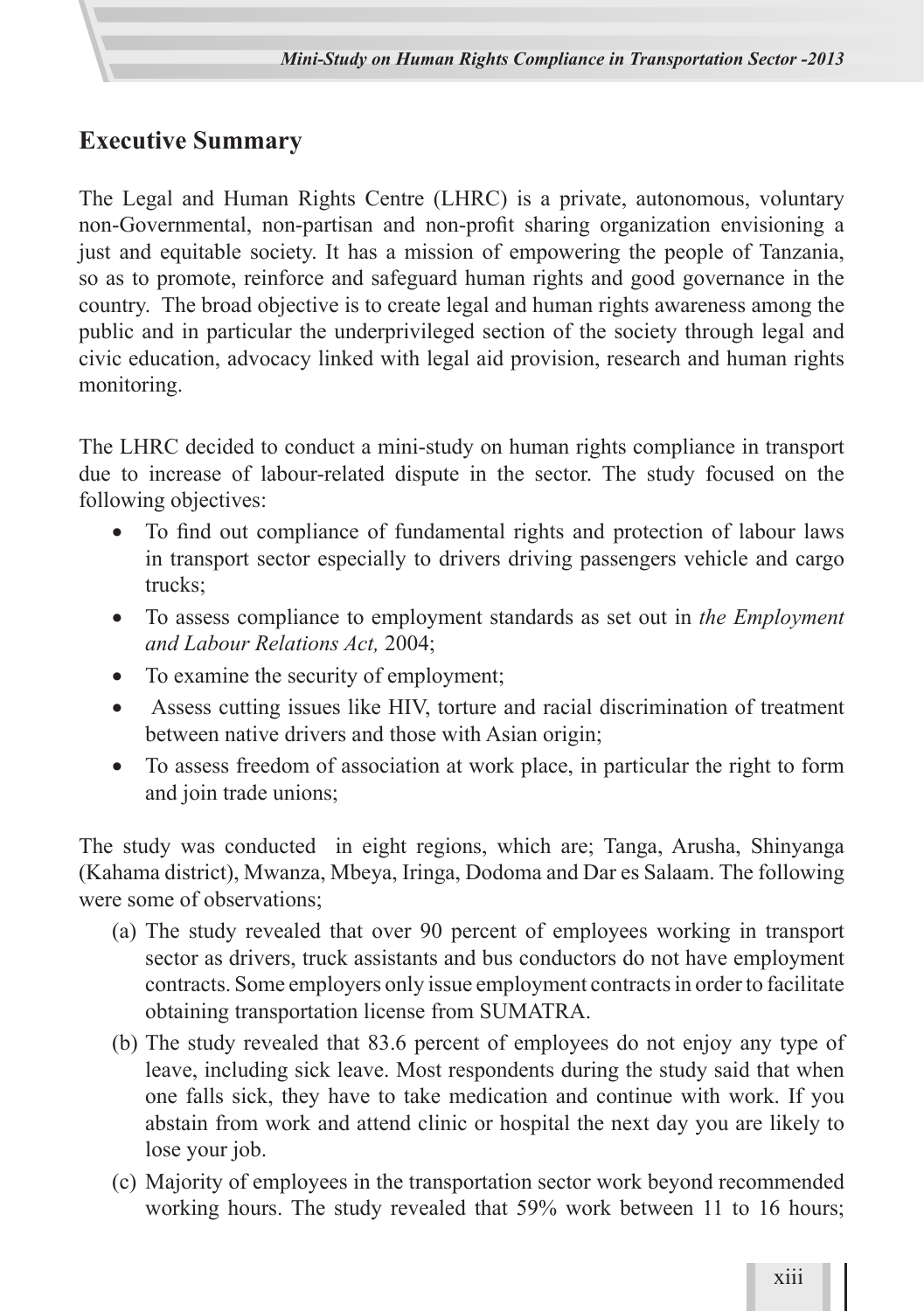## Executive Summary

The Legal and Human Rights Centre (LHRC) is a private, autonomous, voluntary non-Governmental, non-partisan and non-profit sharing organization envisioning a just and equitable society. It has a mission of empowering the people of Tanzania, so as to promote, reinforce and safeguard human rights and good governance in the country. The broad objective is to create legal and human rights awareness among the public and in particular the underprivileged section of the society through legal and civic education, advocacy linked with legal aid provision, research and human rights monitoring.

The LHRC decided to conduct a mini-study on human rights compliance in transport due to increase of labour-related dispute in the sector. The study focused on the following objectives:

- To find out compliance of fundamental rights and protection of labour laws in transport sector especially to drivers driving passengers vehicle and cargo trucks;
- To assess compliance to employment standards as set out in *the Employment and Labour Relations Act,* 2004;
- To examine the security of employment;
- Assess cutting issues like HIV, torture and racial discrimination of treatment between native drivers and those with Asian origin;
- To assess freedom of association at work place, in particular the right to form and join trade unions;

The study was conducted in eight regions, which are; Tanga, Arusha, Shinyanga (Kahama district), Mwanza, Mbeya, Iringa, Dodoma and Dar es Salaam. The following were some of observations;

(a) The study revealed that over 90 percent of employees working in transport sector as drivers, truck assistants and bus conductors do not have employment contracts. Some employers only issue employment contracts in order to facilitate obtaining transportation license from SUMATRA.

(b) The study revealed that 83.6 percent of employees do not enjoy any type of leave, including sick leave. Most respondents during the study said that when one falls sick, they have to take medication and continue with work. If you abstain from work and attend clinic or hospital the next day you are likely to lose your job.

(c) Majority of employees in the transportation sector work beyond recommended working hours. The study revealed that 59% work between 11 to 16 hours;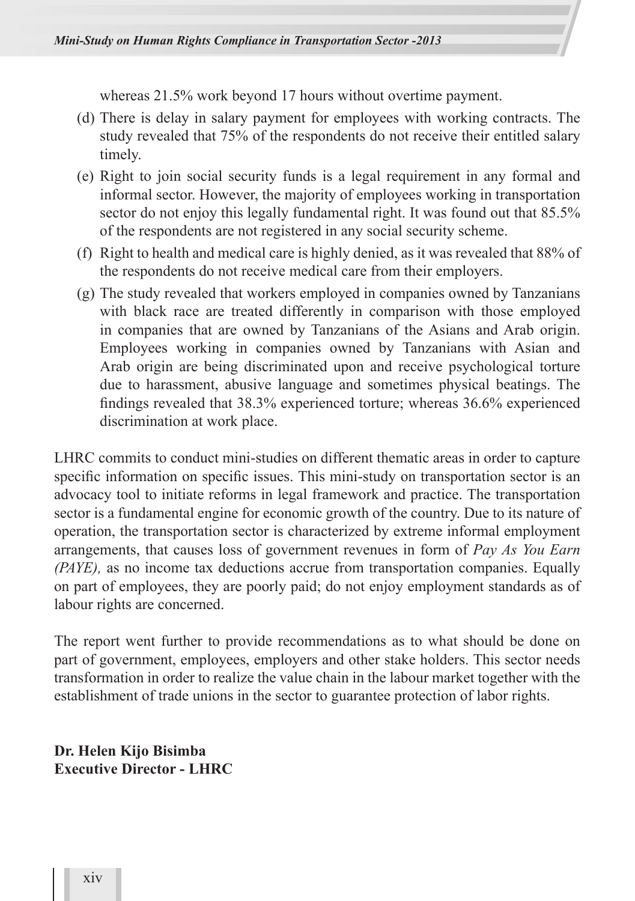whereas 21.5% work beyond 17 hours without overtime payment.

(d) There is delay in salary payment for employees with working contracts. The study revealed that 75% of the respondents do not receive their entitled salary timely.

(e) Right to join social security funds is a legal requirement in any formal and informal sector. However, the majority of employees working in transportation sector do not enjoy this legally fundamental right. It was found out that 85.5% of the respondents are not registered in any social security scheme.

(f) Right to health and medical care is highly denied, as it was revealed that 88% of the respondents do not receive medical care from their employers.

(g) The study revealed that workers employed in companies owned by Tanzanians with black race are treated differently in comparison with those employed in companies that are owned by Tanzanians of the Asians and Arab origin. Employees working in companies owned by Tanzanians with Asian and Arab origin are being discriminated upon and receive psychological torture due to harassment, abusive language and sometimes physical beatings. The findings revealed that 38.3% experienced torture; whereas 36.6% experienced discrimination at work place.

LHRC commits to conduct mini-studies on different thematic areas in order to capture specific information on specific issues. This mini-study on transportation sector is an advocacy tool to initiate reforms in legal framework and practice. The transportation sector is a fundamental engine for economic growth of the country. Due to its nature of operation, the transportation sector is characterized by extreme informal employment arrangements, that causes loss of government revenues in form of *Pay As You Earn (PAYE),* as no income tax deductions accrue from transportation companies. Equally on part of employees, they are poorly paid; do not enjoy employment standards as of labour rights are concerned.

The report went further to provide recommendations as to what should be done on part of government, employees, employers and other stake holders. This sector needs transformation in order to realize the value chain in the labour market together with the establishment of trade unions in the sector to guarantee protection of labor rights.

**Dr. Helen Kijo Bisimba**
**Executive Director - LHRC**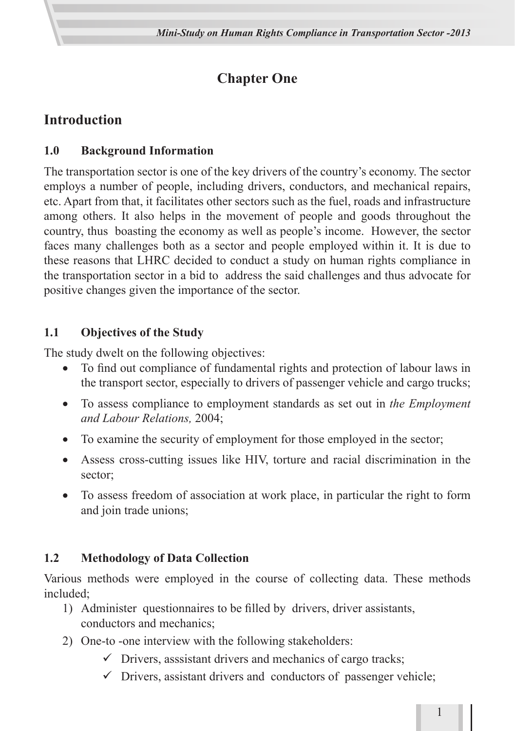# Chapter One

## Introduction

### 1.0 Background Information

The transportation sector is one of the key drivers of the country's economy. The sector employs a number of people, including drivers, conductors, and mechanical repairs, etc. Apart from that, it facilitates other sectors such as the fuel, roads and infrastructure among others. It also helps in the movement of people and goods throughout the country, thus boasting the economy as well as people's income. However, the sector faces many challenges both as a sector and people employed within it. It is due to these reasons that LHRC decided to conduct a study on human rights compliance in the transportation sector in a bid to address the said challenges and thus advocate for positive changes given the importance of the sector.

### 1.1 Objectives of the Study

The study dwelt on the following objectives:

- To find out compliance of fundamental rights and protection of labour laws in the transport sector, especially to drivers of passenger vehicle and cargo trucks;
- To assess compliance to employment standards as set out in *the Employment and Labour Relations,* 2004;
- To examine the security of employment for those employed in the sector;
- Assess cross-cutting issues like HIV, torture and racial discrimination in the sector;
- To assess freedom of association at work place, in particular the right to form and join trade unions;

### 1.2 Methodology of Data Collection

Various methods were employed in the course of collecting data. These methods included;

1) Administer questionnaires to be filled by drivers, driver assistants, conductors and mechanics;
2) One-to -one interview with the following stakeholders:
   - ✓ Drivers, asssistant drivers and mechanics of cargo tracks;
   - ✓ Drivers, assistant drivers and conductors of passenger vehicle;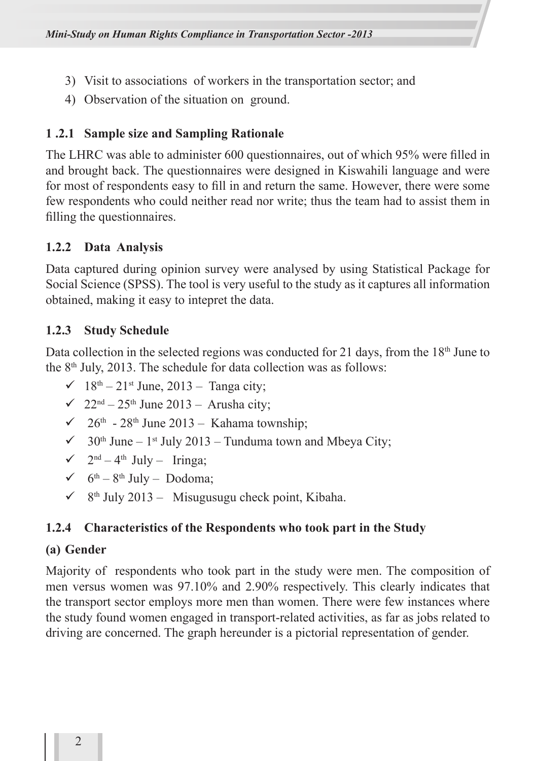3) Visit to associations of workers in the transportation sector; and
4) Observation of the situation on ground.

### 1 .2.1 Sample size and Sampling Rationale

The LHRC was able to administer 600 questionnaires, out of which 95% were filled in and brought back. The questionnaires were designed in Kiswahili language and were for most of respondents easy to fill in and return the same. However, there were some few respondents who could neither read nor write; thus the team had to assist them in filling the questionnaires.

### 1.2.2 Data Analysis

Data captured during opinion survey were analysed by using Statistical Package for Social Science (SPSS). The tool is very useful to the study as it captures all information obtained, making it easy to intepret the data.

### 1.2.3 Study Schedule

Data collection in the selected regions was conducted for 21 days, from the 18th June to the 8th July, 2013. The schedule for data collection was as follows:

- ✓ 18th – 21st June, 2013 – Tanga city;
- ✓ 22nd – 25th June 2013 – Arusha city;
- ✓ 26th - 28th June 2013 – Kahama township;
- ✓ 30th June – 1st July 2013 – Tunduma town and Mbeya City;
- ✓ 2nd – 4th July – Iringa;
- ✓ 6th – 8th July – Dodoma;
- ✓ 8th July 2013 – Misugusugu check point, Kibaha.

### 1.2.4 Characteristics of the Respondents who took part in the Study

#### (a) Gender

Majority of respondents who took part in the study were men. The composition of men versus women was 97.10% and 2.90% respectively. This clearly indicates that the transport sector employs more men than women. There were few instances where the study found women engaged in transport-related activities, as far as jobs related to driving are concerned. The graph hereunder is a pictorial representation of gender.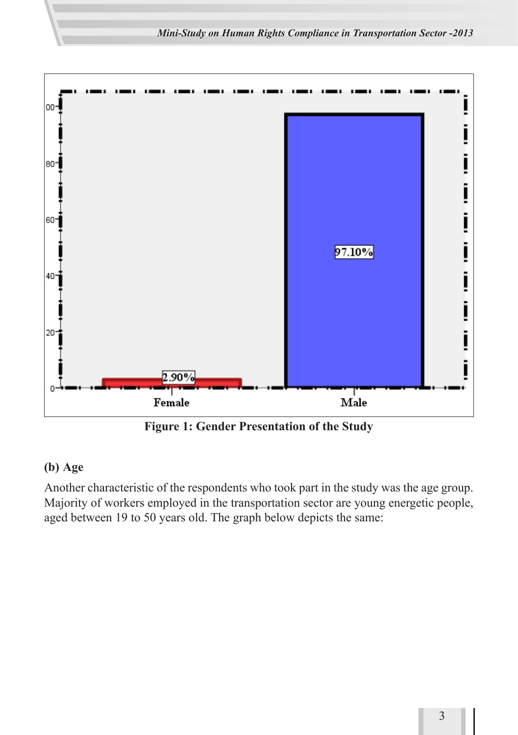**Figure 1: Gender Presentation of the Study**

**(b) Age**

Another characteristic of the respondents who took part in the study was the age group. Majority of workers employed in the transportation sector are young energetic people, aged between 19 to 50 years old. The graph below depicts the same: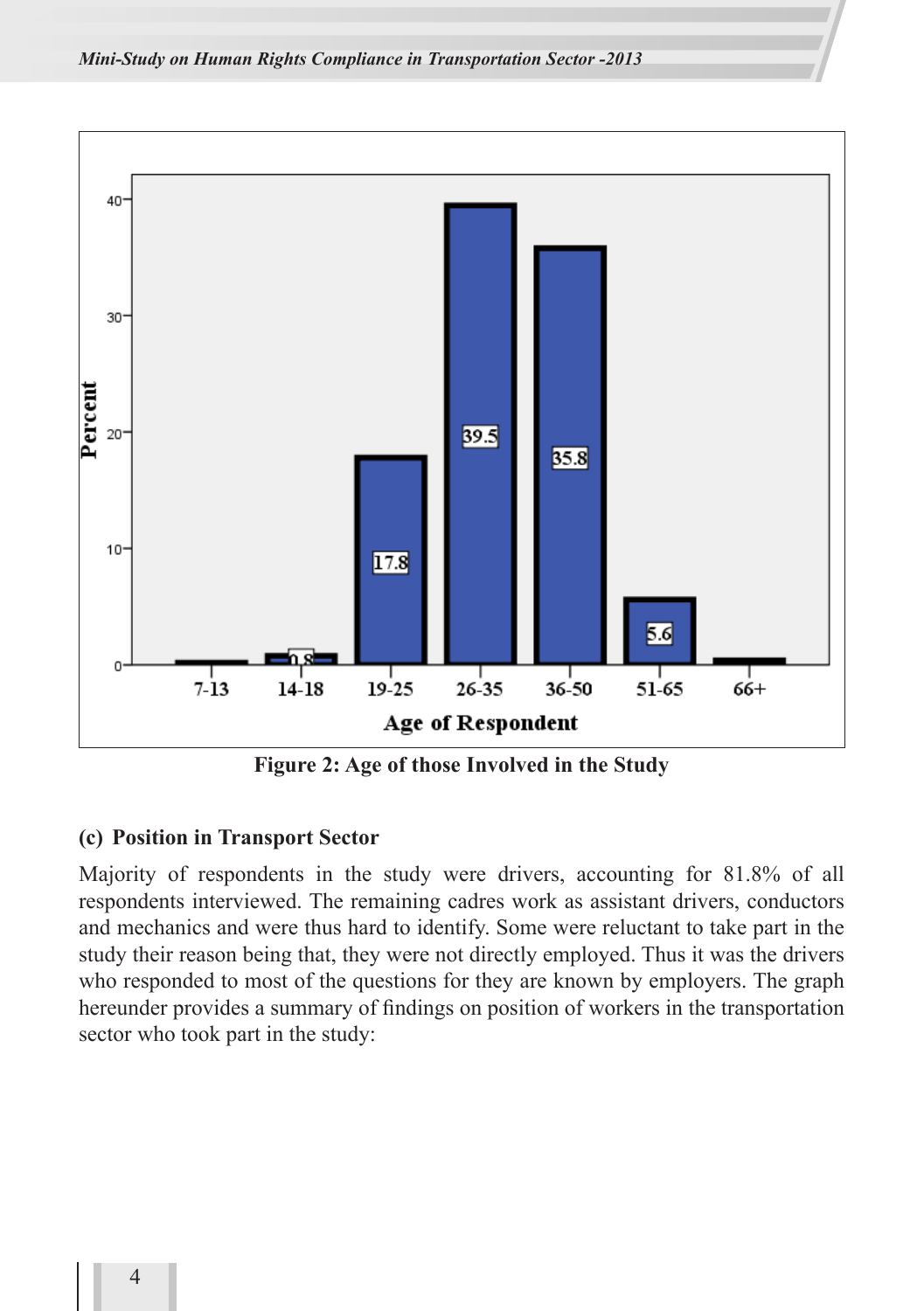Figure 2: Age of those Involved in the Study

### (c) Position in Transport Sector

Majority of respondents in the study were drivers, accounting for 81.8% of all respondents interviewed. The remaining cadres work as assistant drivers, conductors and mechanics and were thus hard to identify. Some were reluctant to take part in the study their reason being that, they were not directly employed. Thus it was the drivers who responded to most of the questions for they are known by employers. The graph hereunder provides a summary of findings on position of workers in the transportation sector who took part in the study: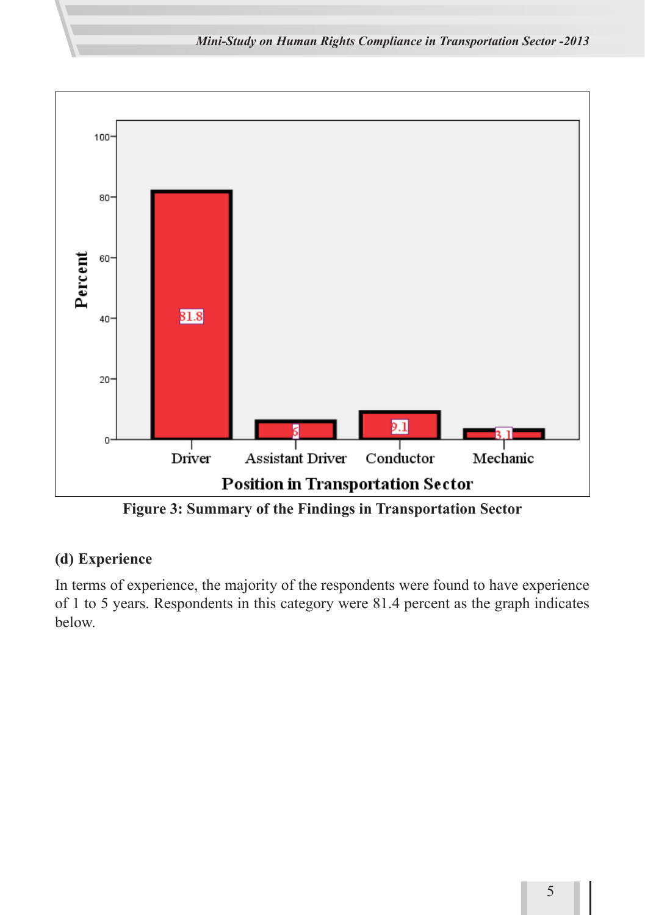| Position in Transportation Sector | Percent |
|---|---|
| Driver | 81.8 |
| Assistant Driver | 6 |
| Conductor | 9.1 |
| Mechanic | 3.1 |

**Figure 3: Summary of the Findings in Transportation Sector**

**(d) Experience**

In terms of experience, the majority of the respondents were found to have experience of 1 to 5 years. Respondents in this category were 81.4 percent as the graph indicates below.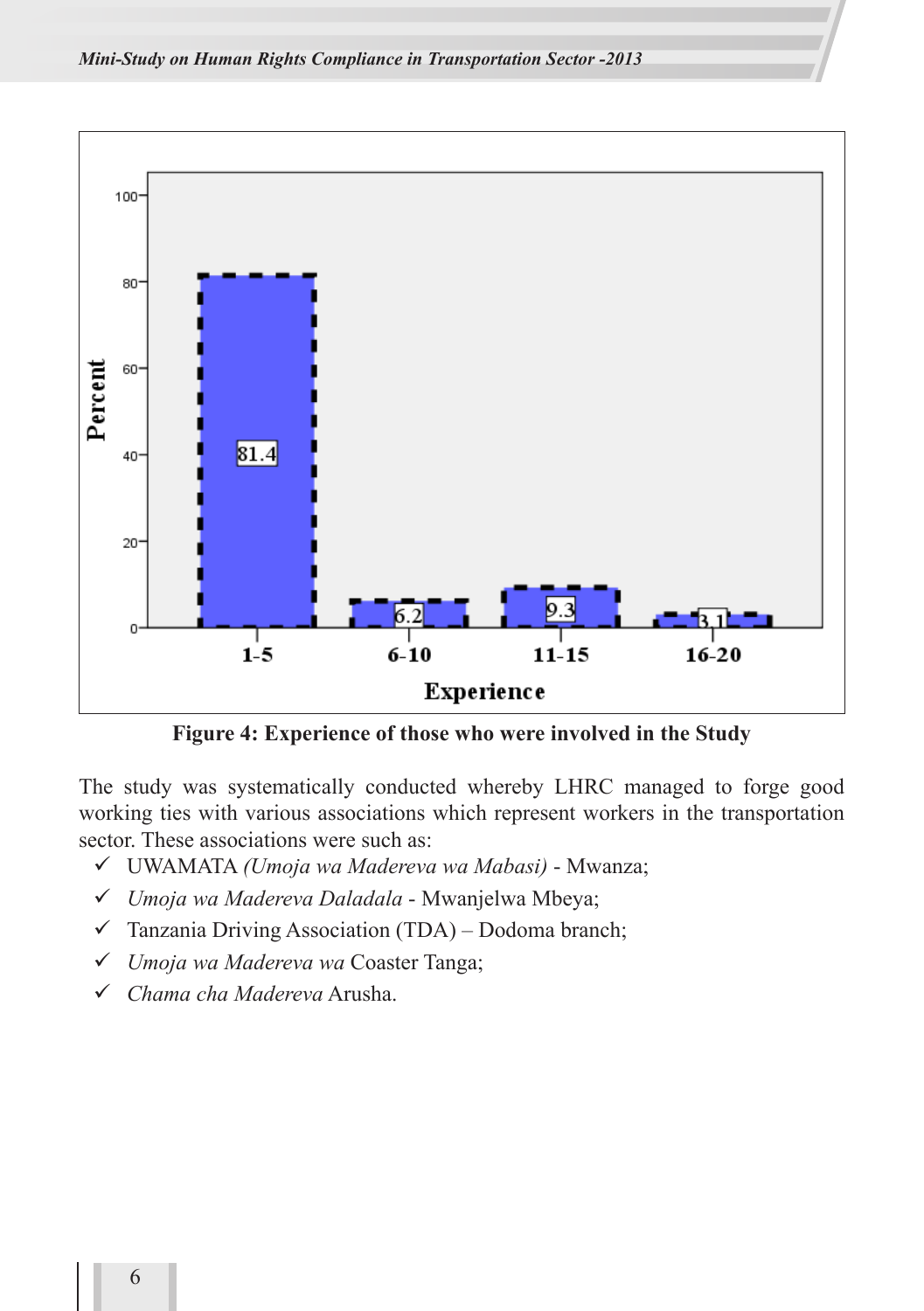**Figure 4: Experience of those who were involved in the Study**

The study was systematically conducted whereby LHRC managed to forge good working ties with various associations which represent workers in the transportation sector. These associations were such as:

- ✓ UWAMATA *(Umoja wa Madereva wa Mabasi)* - Mwanza;
- ✓ *Umoja wa Madereva Daladala* - Mwanjelwa Mbeya;
- ✓ Tanzania Driving Association (TDA) – Dodoma branch;
- ✓ *Umoja wa Madereva wa* Coaster Tanga;
- ✓ *Chama cha Madereva* Arusha.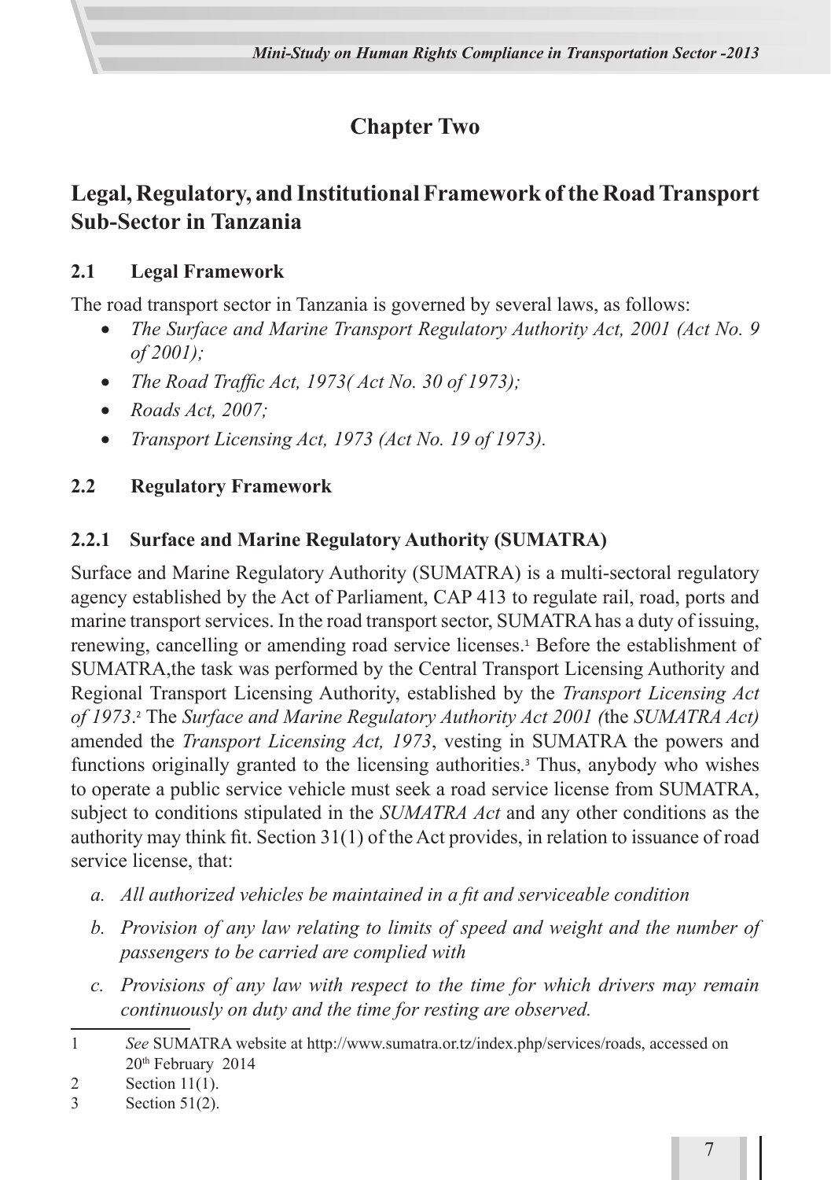# Chapter Two

## Legal, Regulatory, and Institutional Framework of the Road Transport Sub-Sector in Tanzania

### 2.1 Legal Framework

The road transport sector in Tanzania is governed by several laws, as follows:

- *The Surface and Marine Transport Regulatory Authority Act, 2001 (Act No. 9 of 2001);*
- *The Road Traffic Act, 1973( Act No. 30 of 1973);*
- *Roads Act, 2007;*
- *Transport Licensing Act, 1973 (Act No. 19 of 1973).*

### 2.2 Regulatory Framework

#### 2.2.1 Surface and Marine Regulatory Authority (SUMATRA)

Surface and Marine Regulatory Authority (SUMATRA) is a multi-sectoral regulatory agency established by the Act of Parliament, CAP 413 to regulate rail, road, ports and marine transport services. In the road transport sector, SUMATRA has a duty of issuing, renewing, cancelling or amending road service licenses.[1] Before the establishment of SUMATRA,the task was performed by the Central Transport Licensing Authority and Regional Transport Licensing Authority, established by the *Transport Licensing Act of 1973*.[2] The *Surface and Marine Regulatory Authority Act 2001 (*the *SUMATRA Act)* amended the *Transport Licensing Act, 1973*, vesting in SUMATRA the powers and functions originally granted to the licensing authorities.[3] Thus, anybody who wishes to operate a public service vehicle must seek a road service license from SUMATRA, subject to conditions stipulated in the *SUMATRA Act* and any other conditions as the authority may think fit. Section 31(1) of the Act provides, in relation to issuance of road service license, that:

a. *All authorized vehicles be maintained in a fit and serviceable condition*
b. *Provision of any law relating to limits of speed and weight and the number of passengers to be carried are complied with*
c. *Provisions of any law with respect to the time for which drivers may remain continuously on duty and the time for resting are observed.*

---

1 *See* SUMATRA website at http://www.sumatra.or.tz/index.php/services/roads, accessed on 20th February 2014

2 Section 11(1).

3 Section 51(2).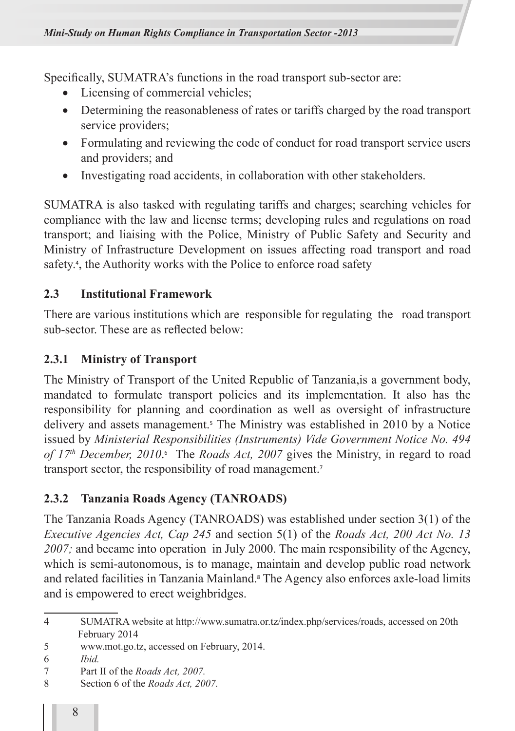Specifically, SUMATRA's functions in the road transport sub-sector are:

- Licensing of commercial vehicles;
- Determining the reasonableness of rates or tariffs charged by the road transport service providers;
- Formulating and reviewing the code of conduct for road transport service users and providers; and
- Investigating road accidents, in collaboration with other stakeholders.

SUMATRA is also tasked with regulating tariffs and charges; searching vehicles for compliance with the law and license terms; developing rules and regulations on road transport; and liaising with the Police, Ministry of Public Safety and Security and Ministry of Infrastructure Development on issues affecting road transport and road safety.[4], the Authority works with the Police to enforce road safety

## 2.3 Institutional Framework

There are various institutions which are responsible for regulating the road transport sub-sector. These are as reflected below:

### 2.3.1 Ministry of Transport

The Ministry of Transport of the United Republic of Tanzania,is a government body, mandated to formulate transport policies and its implementation. It also has the responsibility for planning and coordination as well as oversight of infrastructure delivery and assets management.[5] The Ministry was established in 2010 by a Notice issued by *Ministerial Responsibilities (Instruments) Vide Government Notice No. 494 of 17th December, 2010*.[6] The *Roads Act, 2007* gives the Ministry, in regard to road transport sector, the responsibility of road management.[7]

### 2.3.2 Tanzania Roads Agency (TANROADS)

The Tanzania Roads Agency (TANROADS) was established under section 3(1) of the *Executive Agencies Act, Cap 245* and section 5(1) of the *Roads Act, 200 Act No. 13 2007;* and became into operation in July 2000. The main responsibility of the Agency, which is semi-autonomous, is to manage, maintain and develop public road network and related facilities in Tanzania Mainland.[8] The Agency also enforces axle-load limits and is empowered to erect weighbridges.

---

4 SUMATRA website at http://www.sumatra.or.tz/index.php/services/roads, accessed on 20th February 2014

5 www.mot.go.tz, accessed on February, 2014.

6 *Ibid.*

7 Part II of the *Roads Act, 2007.*

8 Section 6 of the *Roads Act, 2007.*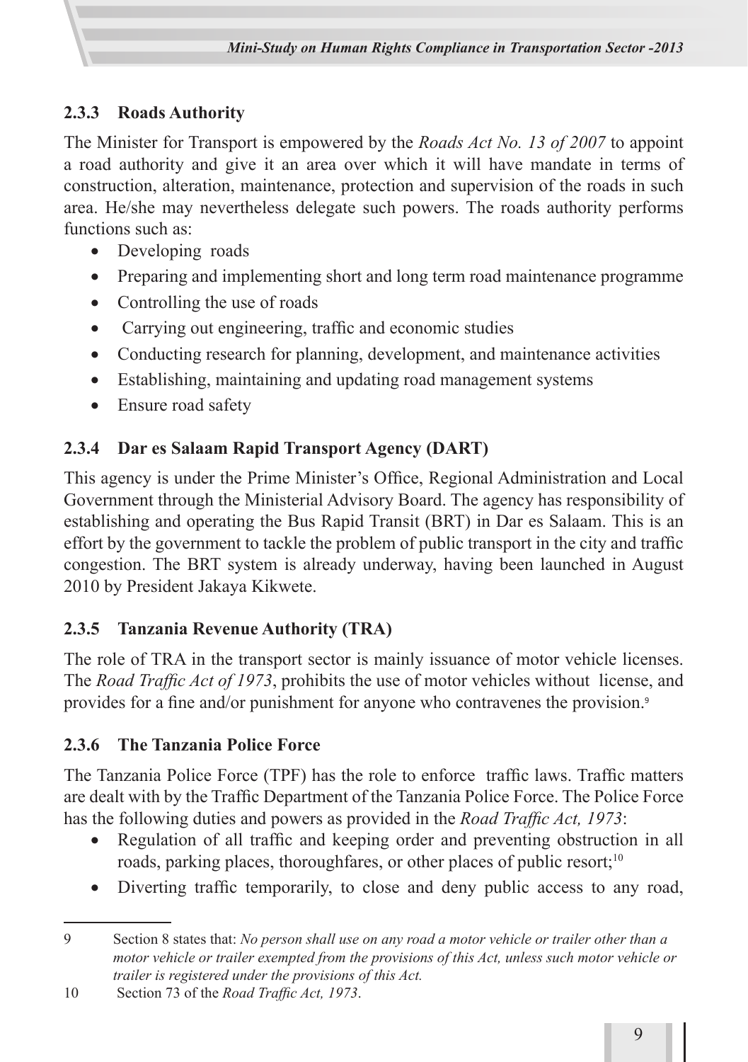### 2.3.3 Roads Authority

The Minister for Transport is empowered by the *Roads Act No. 13 of 2007* to appoint a road authority and give it an area over which it will have mandate in terms of construction, alteration, maintenance, protection and supervision of the roads in such area. He/she may nevertheless delegate such powers. The roads authority performs functions such as:

- Developing roads
- Preparing and implementing short and long term road maintenance programme
- Controlling the use of roads
- Carrying out engineering, traffic and economic studies
- Conducting research for planning, development, and maintenance activities
- Establishing, maintaining and updating road management systems
- Ensure road safety

### 2.3.4 Dar es Salaam Rapid Transport Agency (DART)

This agency is under the Prime Minister's Office, Regional Administration and Local Government through the Ministerial Advisory Board. The agency has responsibility of establishing and operating the Bus Rapid Transit (BRT) in Dar es Salaam. This is an effort by the government to tackle the problem of public transport in the city and traffic congestion. The BRT system is already underway, having been launched in August 2010 by President Jakaya Kikwete.

### 2.3.5 Tanzania Revenue Authority (TRA)

The role of TRA in the transport sector is mainly issuance of motor vehicle licenses. The *Road Traffic Act of 1973*, prohibits the use of motor vehicles without license, and provides for a fine and/or punishment for anyone who contravenes the provision.[9]

### 2.3.6 The Tanzania Police Force

The Tanzania Police Force (TPF) has the role to enforce traffic laws. Traffic matters are dealt with by the Traffic Department of the Tanzania Police Force. The Police Force has the following duties and powers as provided in the *Road Traffic Act, 1973*:

- Regulation of all traffic and keeping order and preventing obstruction in all roads, parking places, thoroughfares, or other places of public resort;[10]
- Diverting traffic temporarily, to close and deny public access to any road,

---

9 Section 8 states that: *No person shall use on any road a motor vehicle or trailer other than a motor vehicle or trailer exempted from the provisions of this Act, unless such motor vehicle or trailer is registered under the provisions of this Act.*

10 Section 73 of the *Road Traffic Act, 1973*.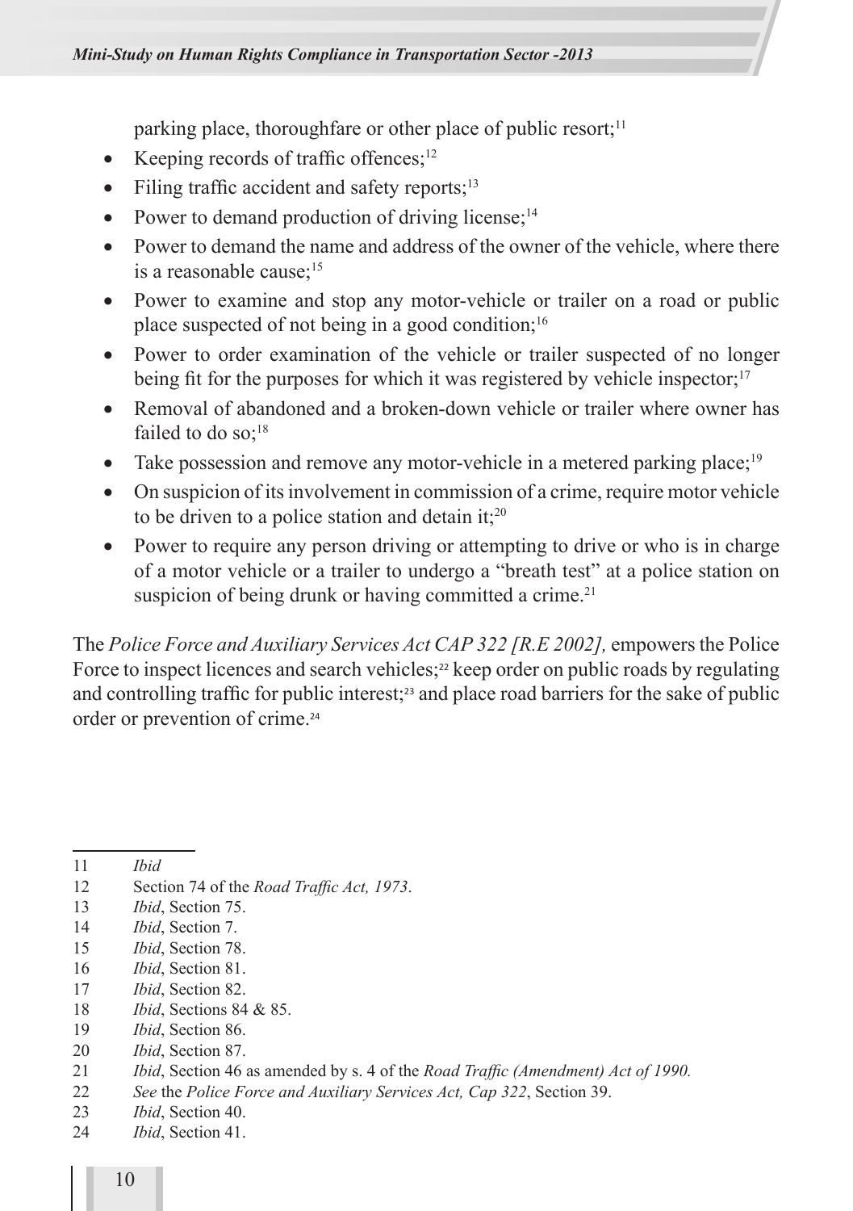parking place, thoroughfare or other place of public resort;[11]

- Keeping records of traffic offences;[12]
- Filing traffic accident and safety reports;[13]
- Power to demand production of driving license;[14]
- Power to demand the name and address of the owner of the vehicle, where there is a reasonable cause;[15]
- Power to examine and stop any motor-vehicle or trailer on a road or public place suspected of not being in a good condition;[16]
- Power to order examination of the vehicle or trailer suspected of no longer being fit for the purposes for which it was registered by vehicle inspector;[17]
- Removal of abandoned and a broken-down vehicle or trailer where owner has failed to do so;[18]
- Take possession and remove any motor-vehicle in a metered parking place;[19]
- On suspicion of its involvement in commission of a crime, require motor vehicle to be driven to a police station and detain it;[20]
- Power to require any person driving or attempting to drive or who is in charge of a motor vehicle or a trailer to undergo a "breath test" at a police station on suspicion of being drunk or having committed a crime.[21]

The *Police Force and Auxiliary Services Act CAP 322 [R.E 2002],* empowers the Police Force to inspect licences and search vehicles;[22] keep order on public roads by regulating and controlling traffic for public interest;[23] and place road barriers for the sake of public order or prevention of crime.[24]

---

11 *Ibid*

12 Section 74 of the *Road Traffic Act, 1973*.

13 *Ibid*, Section 75.

14 *Ibid*, Section 7.

15 *Ibid*, Section 78.

16 *Ibid*, Section 81.

17 *Ibid*, Section 82.

18 *Ibid*, Sections 84 & 85.

19 *Ibid*, Section 86.

20 *Ibid*, Section 87.

21 *Ibid*, Section 46 as amended by s. 4 of the *Road Traffic (Amendment) Act of 1990.*

22 *See* the *Police Force and Auxiliary Services Act, Cap 322*, Section 39.

23 *Ibid*, Section 40.

24 *Ibid*, Section 41.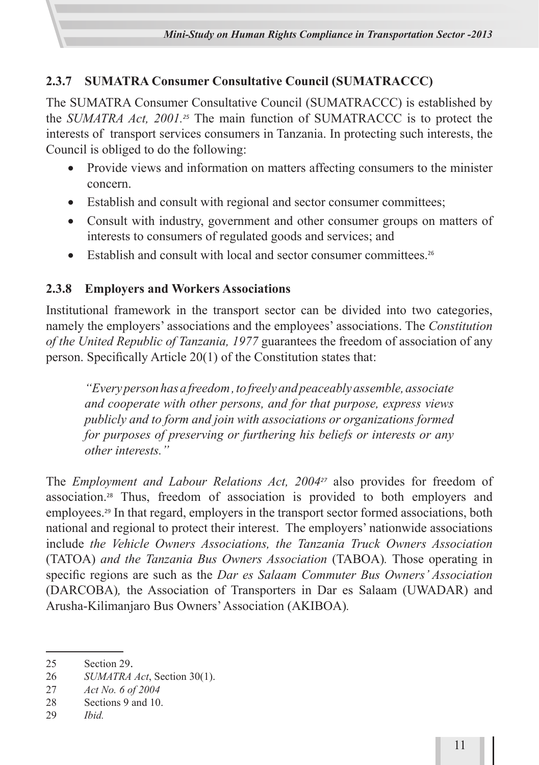### 2.3.7 SUMATRA Consumer Consultative Council (SUMATRACCC)

The SUMATRA Consumer Consultative Council (SUMATRACCC) is established by the *SUMATRA Act, 2001.*[25] The main function of SUMATRACCC is to protect the interests of transport services consumers in Tanzania. In protecting such interests, the Council is obliged to do the following:

- Provide views and information on matters affecting consumers to the minister concern.
- Establish and consult with regional and sector consumer committees;
- Consult with industry, government and other consumer groups on matters of interests to consumers of regulated goods and services; and
- Establish and consult with local and sector consumer committees.[26]

### 2.3.8 Employers and Workers Associations

Institutional framework in the transport sector can be divided into two categories, namely the employers' associations and the employees' associations. The *Constitution of the United Republic of Tanzania, 1977* guarantees the freedom of association of any person. Specifically Article 20(1) of the Constitution states that:

> *"Every person has a freedom , to freely and peaceably assemble, associate and cooperate with other persons, and for that purpose, express views publicly and to form and join with associations or organizations formed for purposes of preserving or furthering his beliefs or interests or any other interests."*

The *Employment and Labour Relations Act, 2004*[27] also provides for freedom of association.[28] Thus, freedom of association is provided to both employers and employees.[29] In that regard, employers in the transport sector formed associations, both national and regional to protect their interest. The employers' nationwide associations include *the Vehicle Owners Associations, the Tanzania Truck Owners Association* (TATOA) *and the Tanzania Bus Owners Association* (TABOA). Those operating in specific regions are such as the *Dar es Salaam Commuter Bus Owners' Association* (DARCOBA)*,* the Association of Transporters in Dar es Salaam (UWADAR) and Arusha-Kilimanjaro Bus Owners' Association (AKIBOA).

---

25 Section 29.

26 *SUMATRA Act*, Section 30(1).

27 *Act No. 6 of 2004*

28 Sections 9 and 10.

29 *Ibid.*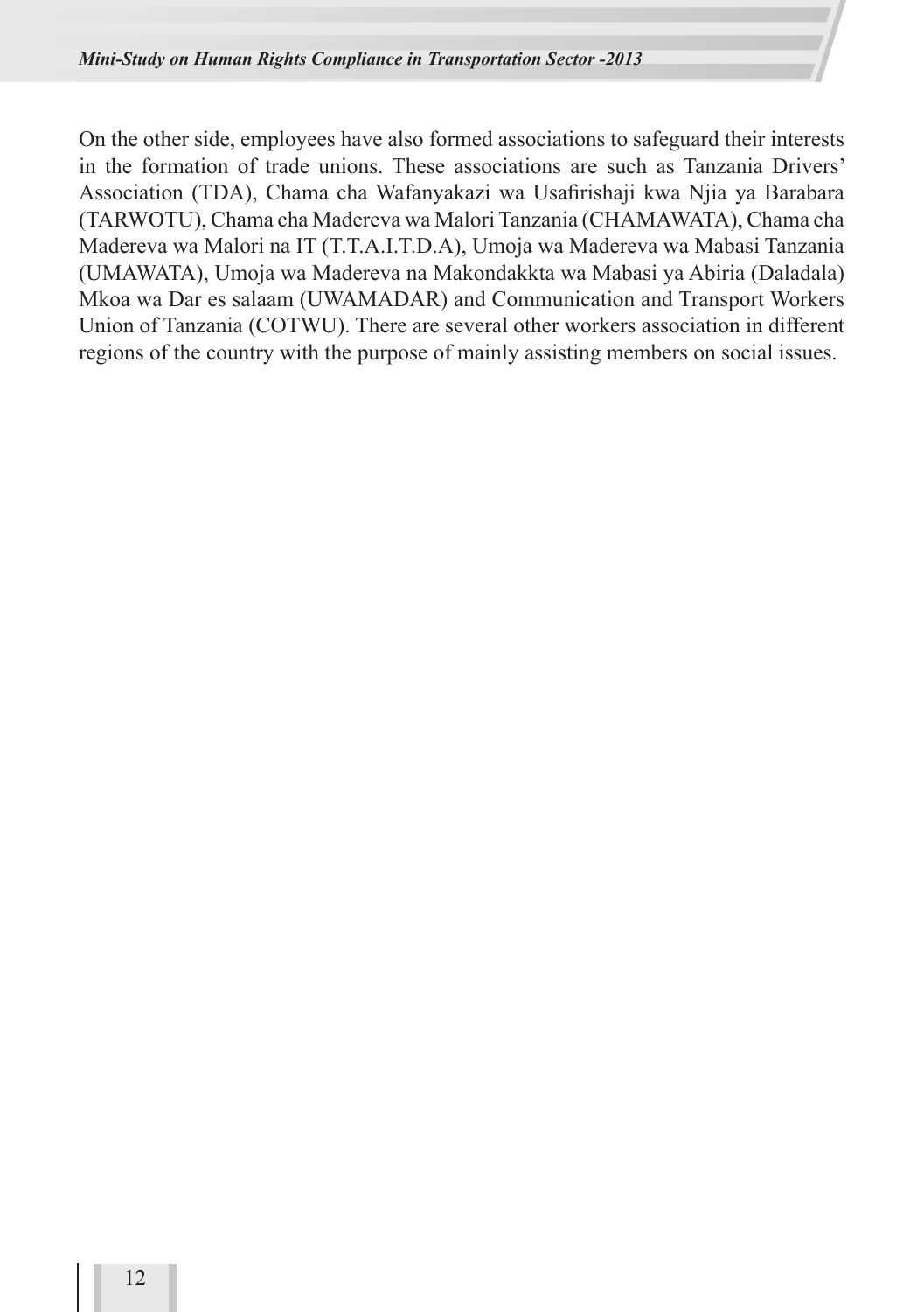On the other side, employees have also formed associations to safeguard their interests in the formation of trade unions. These associations are such as Tanzania Drivers' Association (TDA), Chama cha Wafanyakazi wa Usafirishaji kwa Njia ya Barabara (TARWOTU), Chama cha Madereva wa Malori Tanzania (CHAMAWATA), Chama cha Madereva wa Malori na IT (T.T.A.I.T.D.A), Umoja wa Madereva wa Mabasi Tanzania (UMAWATA), Umoja wa Madereva na Makondakkta wa Mabasi ya Abiria (Daladala) Mkoa wa Dar es salaam (UWAMADAR) and Communication and Transport Workers Union of Tanzania (COTWU). There are several other workers association in different regions of the country with the purpose of mainly assisting members on social issues.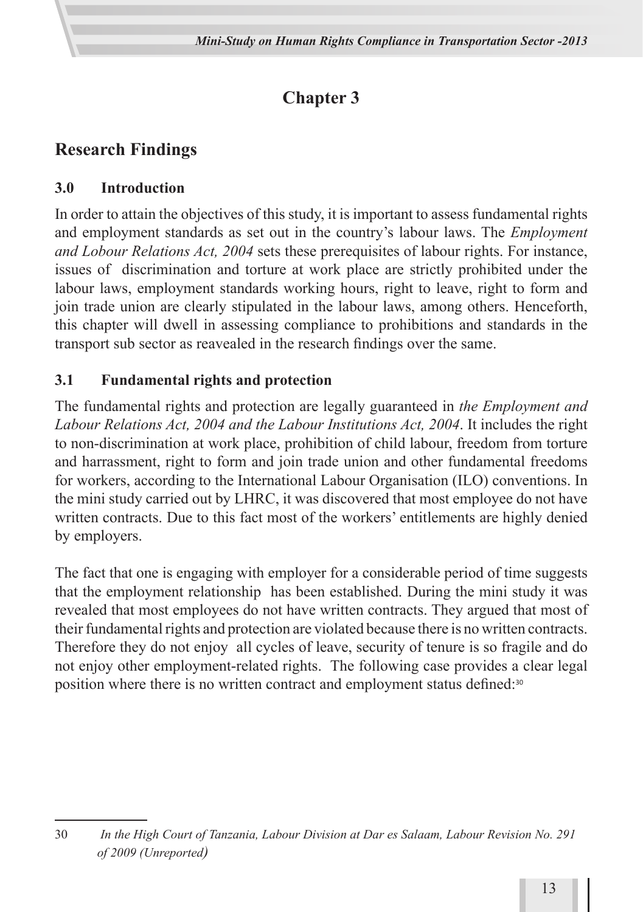# Chapter 3

## Research Findings

### 3.0 Introduction

In order to attain the objectives of this study, it is important to assess fundamental rights and employment standards as set out in the country's labour laws. The *Employment and Lobour Relations Act, 2004* sets these prerequisites of labour rights. For instance, issues of discrimination and torture at work place are strictly prohibited under the labour laws, employment standards working hours, right to leave, right to form and join trade union are clearly stipulated in the labour laws, among others. Henceforth, this chapter will dwell in assessing compliance to prohibitions and standards in the transport sub sector as reavealed in the research findings over the same.

### 3.1 Fundamental rights and protection

The fundamental rights and protection are legally guaranteed in *the Employment and Labour Relations Act, 2004 and the Labour Institutions Act, 2004*. It includes the right to non-discrimination at work place, prohibition of child labour, freedom from torture and harrassment, right to form and join trade union and other fundamental freedoms for workers, according to the International Labour Organisation (ILO) conventions. In the mini study carried out by LHRC, it was discovered that most employee do not have written contracts. Due to this fact most of the workers' entitlements are highly denied by employers.

The fact that one is engaging with employer for a considerable period of time suggests that the employment relationship has been established. During the mini study it was revealed that most employees do not have written contracts. They argued that most of their fundamental rights and protection are violated because there is no written contracts. Therefore they do not enjoy all cycles of leave, security of tenure is so fragile and do not enjoy other employment-related rights. The following case provides a clear legal position where there is no written contract and employment status defined:[30]

---

30 *In the High Court of Tanzania, Labour Division at Dar es Salaam, Labour Revision No. 291 of 2009 (Unreported)*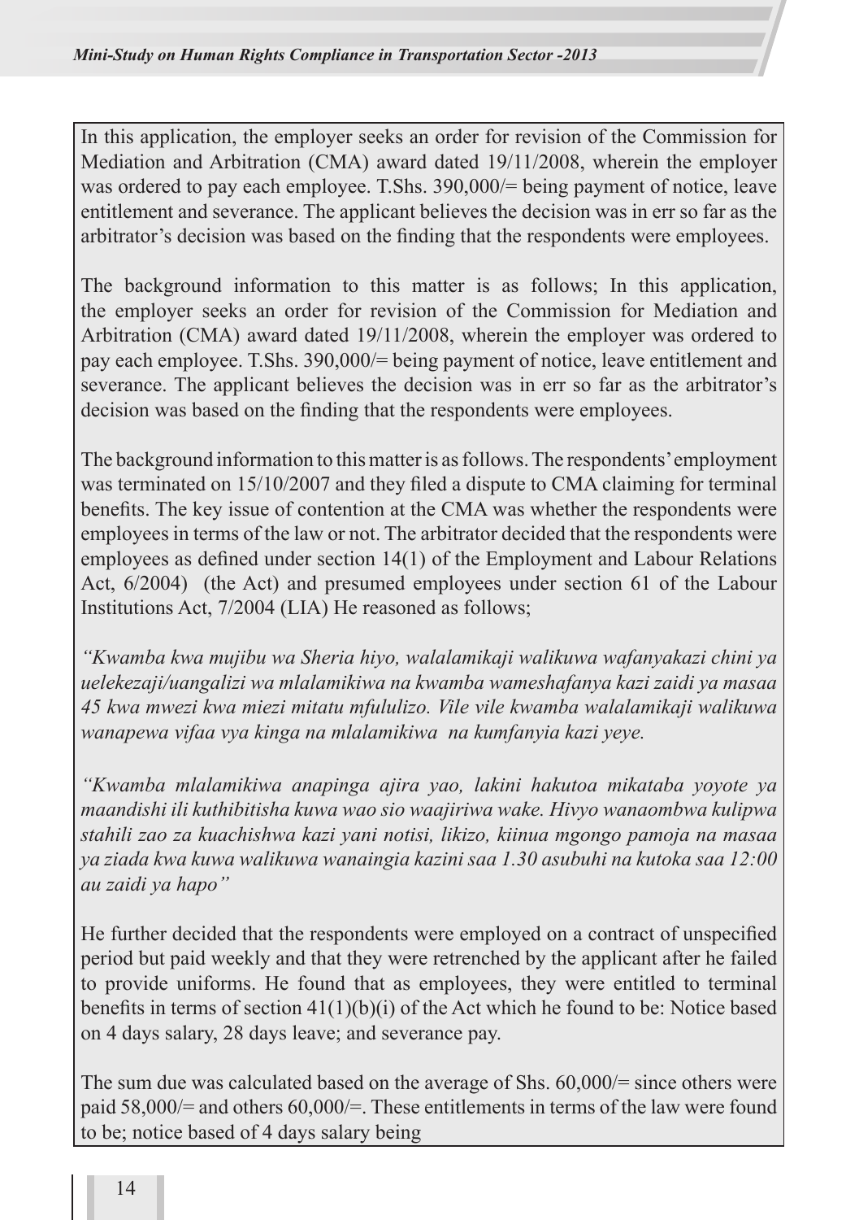In this application, the employer seeks an order for revision of the Commission for Mediation and Arbitration (CMA) award dated 19/11/2008, wherein the employer was ordered to pay each employee. T.Shs. 390,000/= being payment of notice, leave entitlement and severance. The applicant believes the decision was in err so far as the arbitrator's decision was based on the finding that the respondents were employees.

The background information to this matter is as follows; In this application, the employer seeks an order for revision of the Commission for Mediation and Arbitration (CMA) award dated 19/11/2008, wherein the employer was ordered to pay each employee. T.Shs. 390,000/= being payment of notice, leave entitlement and severance. The applicant believes the decision was in err so far as the arbitrator's decision was based on the finding that the respondents were employees.

The background information to this matter is as follows. The respondents' employment was terminated on 15/10/2007 and they filed a dispute to CMA claiming for terminal benefits. The key issue of contention at the CMA was whether the respondents were employees in terms of the law or not. The arbitrator decided that the respondents were employees as defined under section 14(1) of the Employment and Labour Relations Act, 6/2004) (the Act) and presumed employees under section 61 of the Labour Institutions Act, 7/2004 (LIA) He reasoned as follows;

*"Kwamba kwa mujibu wa Sheria hiyo, walalamikaji walikuwa wafanyakazi chini ya uelekezaji/uangalizi wa mlalamikiwa na kwamba wameshafanya kazi zaidi ya masaa 45 kwa mwezi kwa miezi mitatu mfululizo. Vile vile kwamba walalamikaji walikuwa wanapewa vifaa vya kinga na mlalamikiwa na kumfanyia kazi yeye.*

*"Kwamba mlalamikiwa anapinga ajira yao, lakini hakutoa mikataba yoyote ya maandishi ili kuthibitisha kuwa wao sio waajiriwa wake. Hivyo wanaombwa kulipwa stahili zao za kuachishwa kazi yani notisi, likizo, kiinua mgongo pamoja na masaa ya ziada kwa kuwa walikuwa wanaingia kazini saa 1.30 asubuhi na kutoka saa 12:00 au zaidi ya hapo"*

He further decided that the respondents were employed on a contract of unspecified period but paid weekly and that they were retrenched by the applicant after he failed to provide uniforms. He found that as employees, they were entitled to terminal benefits in terms of section 41(1)(b)(i) of the Act which he found to be: Notice based on 4 days salary, 28 days leave; and severance pay.

The sum due was calculated based on the average of Shs. 60,000/= since others were paid 58,000/= and others 60,000/=. These entitlements in terms of the law were found to be; notice based of 4 days salary being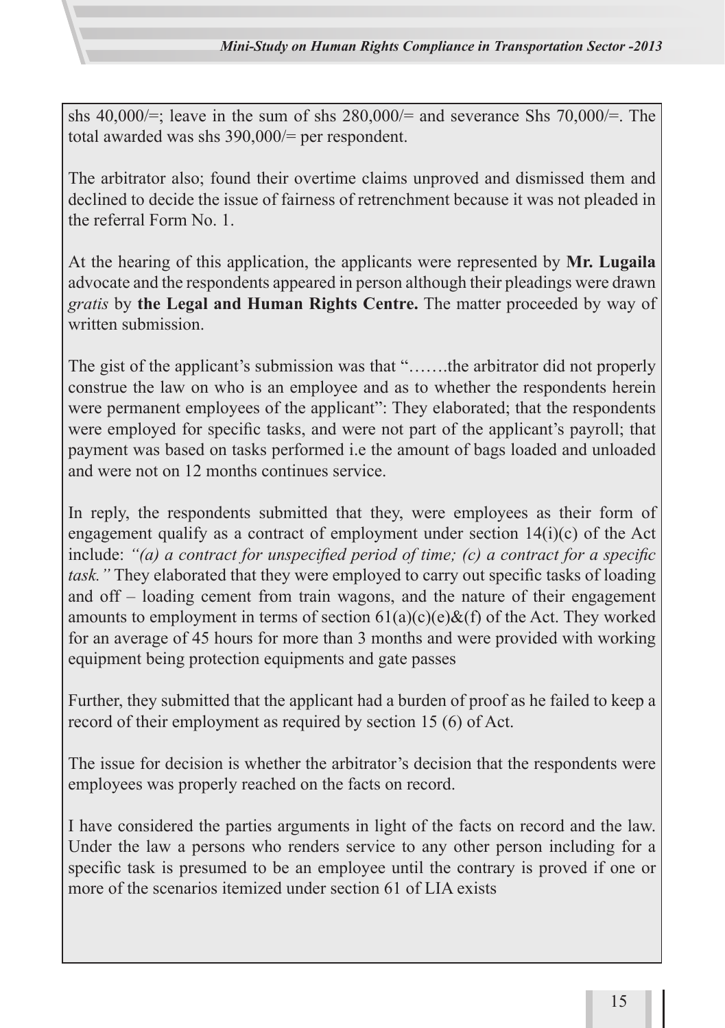shs 40,000/=; leave in the sum of shs 280,000/= and severance Shs 70,000/=. The total awarded was shs 390,000/= per respondent.

The arbitrator also; found their overtime claims unproved and dismissed them and declined to decide the issue of fairness of retrenchment because it was not pleaded in the referral Form No. 1.

At the hearing of this application, the applicants were represented by **Mr. Lugaila** advocate and the respondents appeared in person although their pleadings were drawn *gratis* by **the Legal and Human Rights Centre.** The matter proceeded by way of written submission.

The gist of the applicant's submission was that "…….the arbitrator did not properly construe the law on who is an employee and as to whether the respondents herein were permanent employees of the applicant": They elaborated; that the respondents were employed for specific tasks, and were not part of the applicant's payroll; that payment was based on tasks performed i.e the amount of bags loaded and unloaded and were not on 12 months continues service.

In reply, the respondents submitted that they, were employees as their form of engagement qualify as a contract of employment under section 14(i)(c) of the Act include: *"(a) a contract for unspecified period of time; (c) a contract for a specific task."* They elaborated that they were employed to carry out specific tasks of loading and off – loading cement from train wagons, and the nature of their engagement amounts to employment in terms of section 61(a)(c)(e)&(f) of the Act. They worked for an average of 45 hours for more than 3 months and were provided with working equipment being protection equipments and gate passes

Further, they submitted that the applicant had a burden of proof as he failed to keep a record of their employment as required by section 15 (6) of Act.

The issue for decision is whether the arbitrator's decision that the respondents were employees was properly reached on the facts on record.

I have considered the parties arguments in light of the facts on record and the law. Under the law a persons who renders service to any other person including for a specific task is presumed to be an employee until the contrary is proved if one or more of the scenarios itemized under section 61 of LIA exists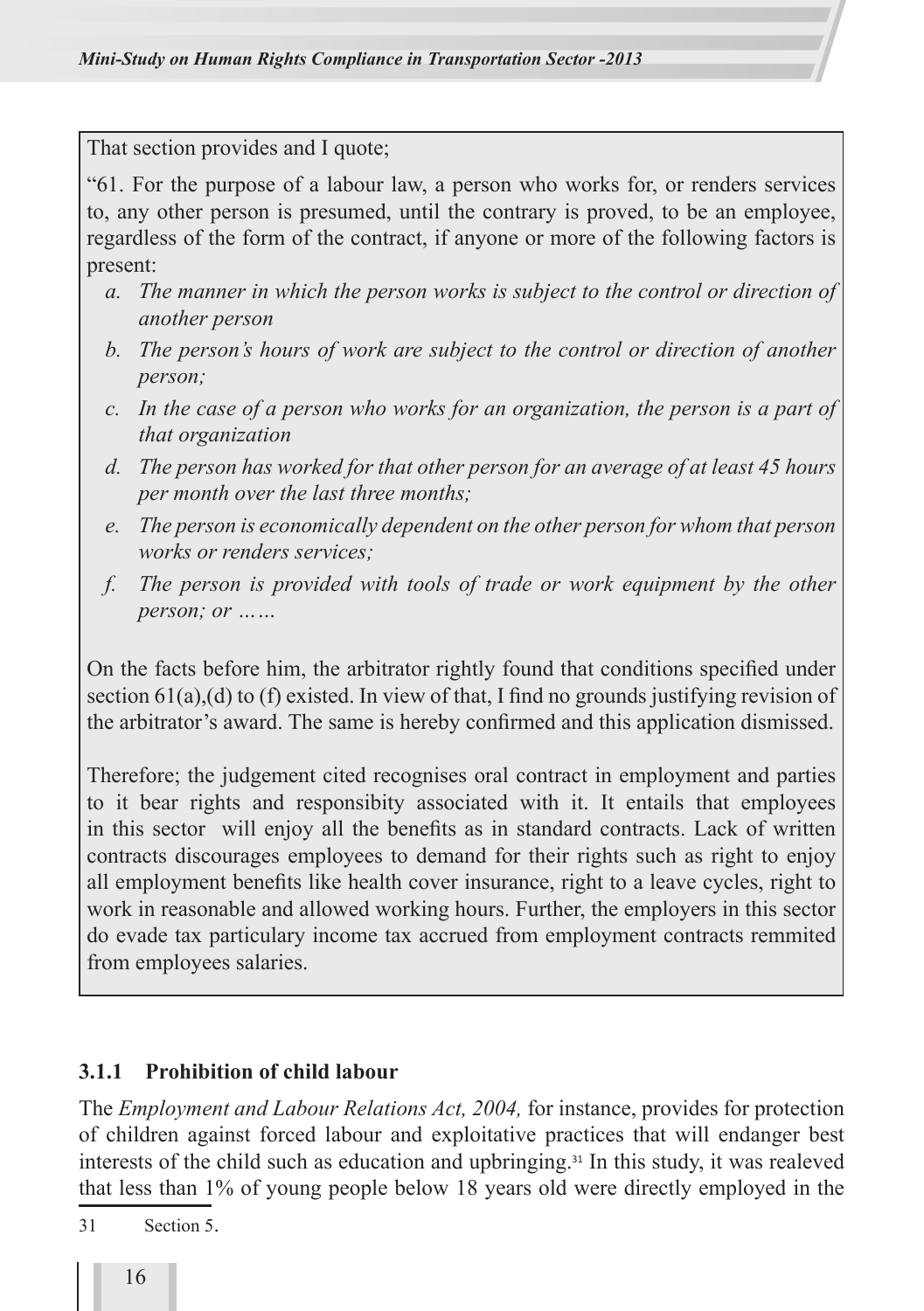That section provides and I quote;

"61. For the purpose of a labour law, a person who works for, or renders services to, any other person is presumed, until the contrary is proved, to be an employee, regardless of the form of the contract, if anyone or more of the following factors is present:

- *a. The manner in which the person works is subject to the control or direction of another person*
- *b. The person's hours of work are subject to the control or direction of another person;*
- *c. In the case of a person who works for an organization, the person is a part of that organization*
- *d. The person has worked for that other person for an average of at least 45 hours per month over the last three months;*
- *e. The person is economically dependent on the other person for whom that person works or renders services;*
- *f. The person is provided with tools of trade or work equipment by the other person; or ……*

On the facts before him, the arbitrator rightly found that conditions specified under section 61(a),(d) to (f) existed. In view of that, I find no grounds justifying revision of the arbitrator's award. The same is hereby confirmed and this application dismissed.

Therefore; the judgement cited recognises oral contract in employment and parties to it bear rights and responsibity associated with it. It entails that employees in this sector will enjoy all the benefits as in standard contracts. Lack of written contracts discourages employees to demand for their rights such as right to enjoy all employment benefits like health cover insurance, right to a leave cycles, right to work in reasonable and allowed working hours. Further, the employers in this sector do evade tax particulary income tax accrued from employment contracts remmited from employees salaries.

### 3.1.1 Prohibition of child labour

The *Employment and Labour Relations Act, 2004,* for instance, provides for protection of children against forced labour and exploitative practices that will endanger best interests of the child such as education and upbringing.[31] In this study, it was realeved that less than 1% of young people below 18 years old were directly employed in the

31 Section 5.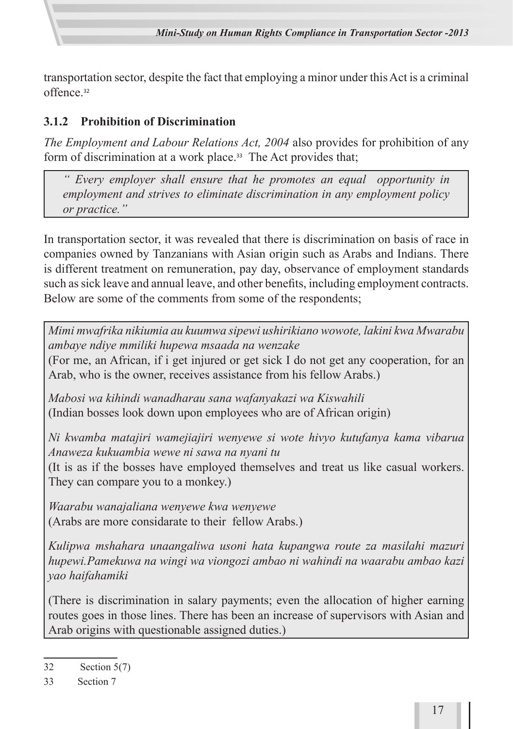transportation sector, despite the fact that employing a minor under this Act is a criminal offence.[32]

### 3.1.2 Prohibition of Discrimination

*The Employment and Labour Relations Act, 2004* also provides for prohibition of any form of discrimination at a work place.[33] The Act provides that;

> *" Every employer shall ensure that he promotes an equal opportunity in employment and strives to eliminate discrimination in any employment policy or practice."*

In transportation sector, it was revealed that there is discrimination on basis of race in companies owned by Tanzanians with Asian origin such as Arabs and Indians. There is different treatment on remuneration, pay day, observance of employment standards such as sick leave and annual leave, and other benefits, including employment contracts. Below are some of the comments from some of the respondents;

> *Mimi mwafrika nikiumia au kuumwa sipewi ushirikiano wowote, lakini kwa Mwarabu ambaye ndiye mmiliki hupewa msaada na wenzake*
> (For me, an African, if i get injured or get sick I do not get any cooperation, for an Arab, who is the owner, receives assistance from his fellow Arabs.)
>
> *Mabosi wa kihindi wanadharau sana wafanyakazi wa Kiswahili*
> (Indian bosses look down upon employees who are of African origin)
>
> *Ni kwamba matajiri wamejiajiri wenyewe si wote hivyo kutufanya kama vibarua Anaweza kukuambia wewe ni sawa na nyani tu*
> (It is as if the bosses have employed themselves and treat us like casual workers. They can compare you to a monkey.)
>
> *Waarabu wanajaliana wenyewe kwa wenyewe*
> (Arabs are more considarate to their fellow Arabs.)
>
> *Kulipwa mshahara unaangaliwa usoni hata kupangwa route za masilahi mazuri hupewi.Pamekuwa na wingi wa viongozi ambao ni wahindi na waarabu ambao kazi yao haifahamiki*
>
> (There is discrimination in salary payments; even the allocation of higher earning routes goes in those lines. There has been an increase of supervisors with Asian and Arab origins with questionable assigned duties.)

---

32 Section 5(7)

33 Section 7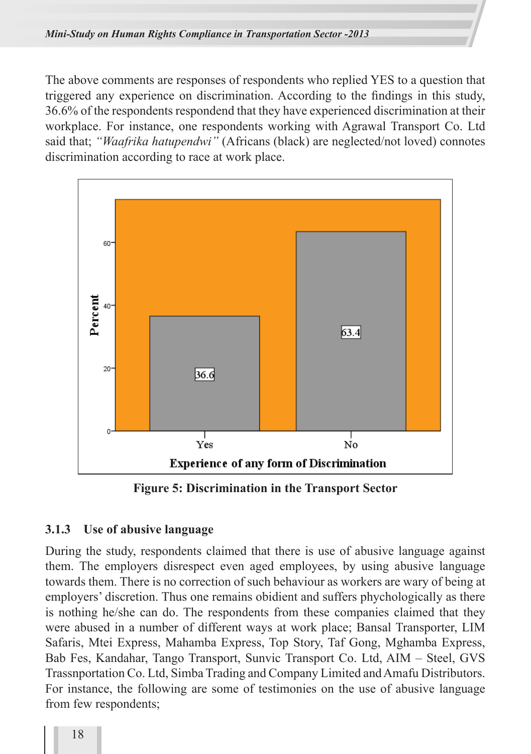The above comments are responses of respondents who replied YES to a question that triggered any experience on discrimination. According to the findings in this study, 36.6% of the respondents respondend that they have experienced discrimination at their workplace. For instance, one respondents working with Agrawal Transport Co. Ltd said that; *"Waafrika hatupendwi"* (Africans (black) are neglected/not loved) connotes discrimination according to race at work place.

**Figure 5: Discrimination in the Transport Sector**

### 3.1.3 Use of abusive language

During the study, respondents claimed that there is use of abusive language against them. The employers disrespect even aged employees, by using abusive language towards them. There is no correction of such behaviour as workers are wary of being at employers' discretion. Thus one remains obidient and suffers phychologically as there is nothing he/she can do. The respondents from these companies claimed that they were abused in a number of different ways at work place; Bansal Transporter, LIM Safaris, Mtei Express, Mahamba Express, Top Story, Taf Gong, Mghamba Express, Bab Fes, Kandahar, Tango Transport, Sunvic Transport Co. Ltd, AIM – Steel, GVS Trassnportation Co. Ltd, Simba Trading and Company Limited and Amafu Distributors. For instance, the following are some of testimonies on the use of abusive language from few respondents;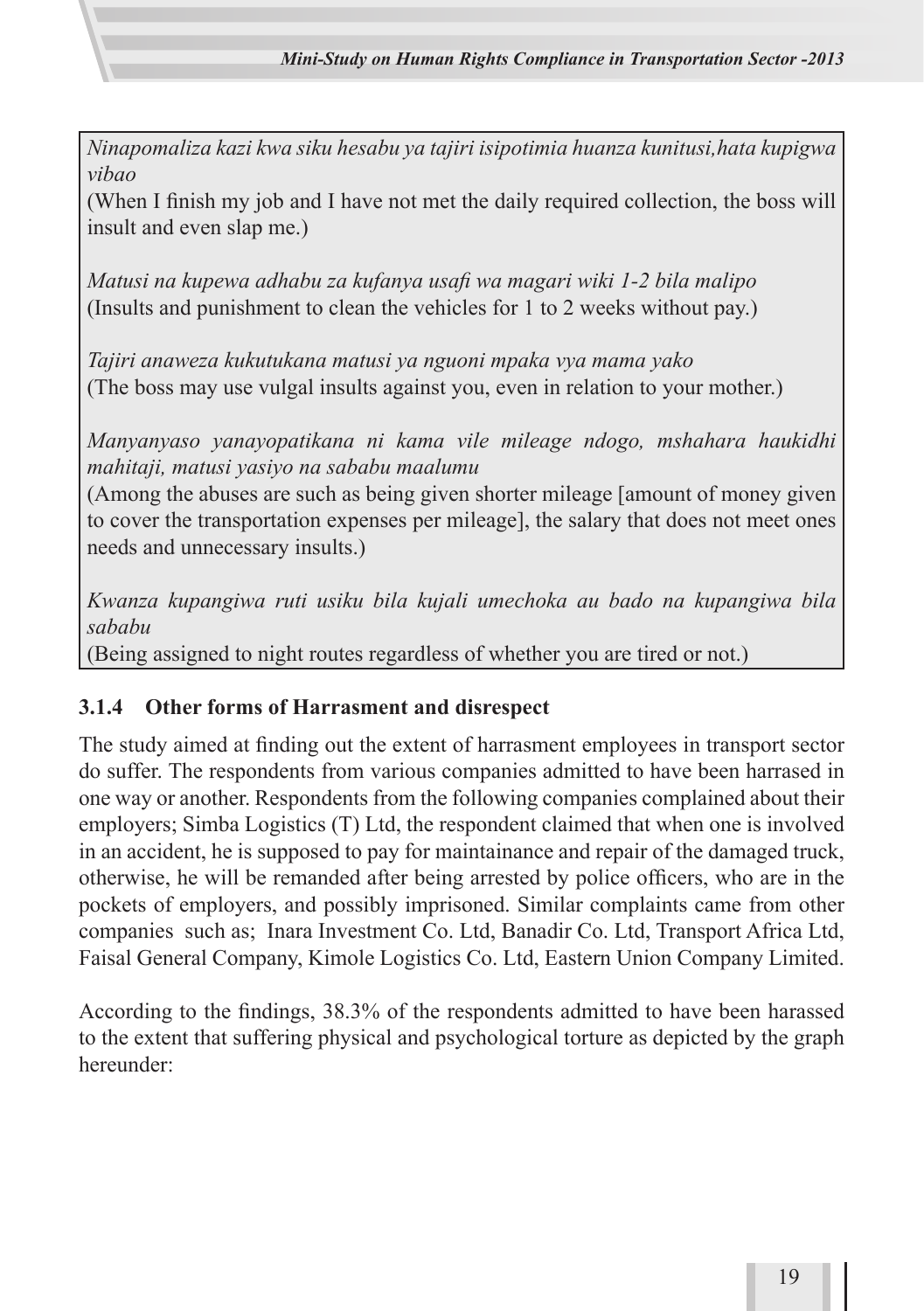*Ninapomaliza kazi kwa siku hesabu ya tajiri isipotimia huanza kunitusi,hata kupigwa vibao*
(When I finish my job and I have not met the daily required collection, the boss will insult and even slap me.)

*Matusi na kupewa adhabu za kufanya usafi wa magari wiki 1-2 bila malipo*
(Insults and punishment to clean the vehicles for 1 to 2 weeks without pay.)

*Tajiri anaweza kukutukana matusi ya nguoni mpaka vya mama yako*
(The boss may use vulgal insults against you, even in relation to your mother.)

*Manyanyaso yanayopatikana ni kama vile mileage ndogo, mshahara haukidhi mahitaji, matusi yasiyo na sababu maalumu*
(Among the abuses are such as being given shorter mileage [amount of money given to cover the transportation expenses per mileage], the salary that does not meet ones needs and unnecessary insults.)

*Kwanza kupangiwa ruti usiku bila kujali umechoka au bado na kupangiwa bila sababu*
(Being assigned to night routes regardless of whether you are tired or not.)

### 3.1.4 Other forms of Harrasment and disrespect

The study aimed at finding out the extent of harrasment employees in transport sector do suffer. The respondents from various companies admitted to have been harrased in one way or another. Respondents from the following companies complained about their employers; Simba Logistics (T) Ltd, the respondent claimed that when one is involved in an accident, he is supposed to pay for maintainance and repair of the damaged truck, otherwise, he will be remanded after being arrested by police officers, who are in the pockets of employers, and possibly imprisoned. Similar complaints came from other companies such as; Inara Investment Co. Ltd, Banadir Co. Ltd, Transport Africa Ltd, Faisal General Company, Kimole Logistics Co. Ltd, Eastern Union Company Limited.

According to the findings, 38.3% of the respondents admitted to have been harassed to the extent that suffering physical and psychological torture as depicted by the graph hereunder: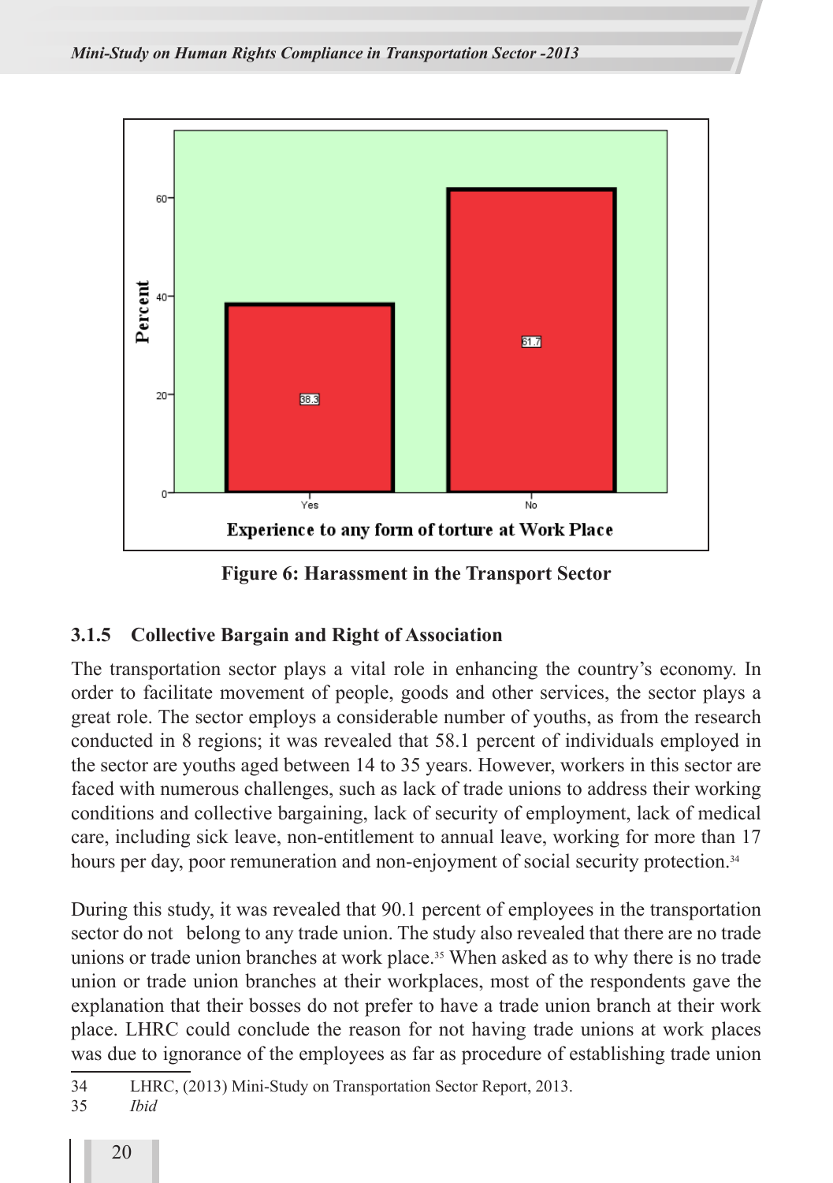Figure 6: Harassment in the Transport Sector

### 3.1.5 Collective Bargain and Right of Association

The transportation sector plays a vital role in enhancing the country's economy. In order to facilitate movement of people, goods and other services, the sector plays a great role. The sector employs a considerable number of youths, as from the research conducted in 8 regions; it was revealed that 58.1 percent of individuals employed in the sector are youths aged between 14 to 35 years. However, workers in this sector are faced with numerous challenges, such as lack of trade unions to address their working conditions and collective bargaining, lack of security of employment, lack of medical care, including sick leave, non-entitlement to annual leave, working for more than 17 hours per day, poor remuneration and non-enjoyment of social security protection.[34]

During this study, it was revealed that 90.1 percent of employees in the transportation sector do not belong to any trade union. The study also revealed that there are no trade unions or trade union branches at work place.[35] When asked as to why there is no trade union or trade union branches at their workplaces, most of the respondents gave the explanation that their bosses do not prefer to have a trade union branch at their work place. LHRC could conclude the reason for not having trade unions at work places was due to ignorance of the employees as far as procedure of establishing trade union

---

34 LHRC, (2013) Mini-Study on Transportation Sector Report, 2013.

35 *Ibid*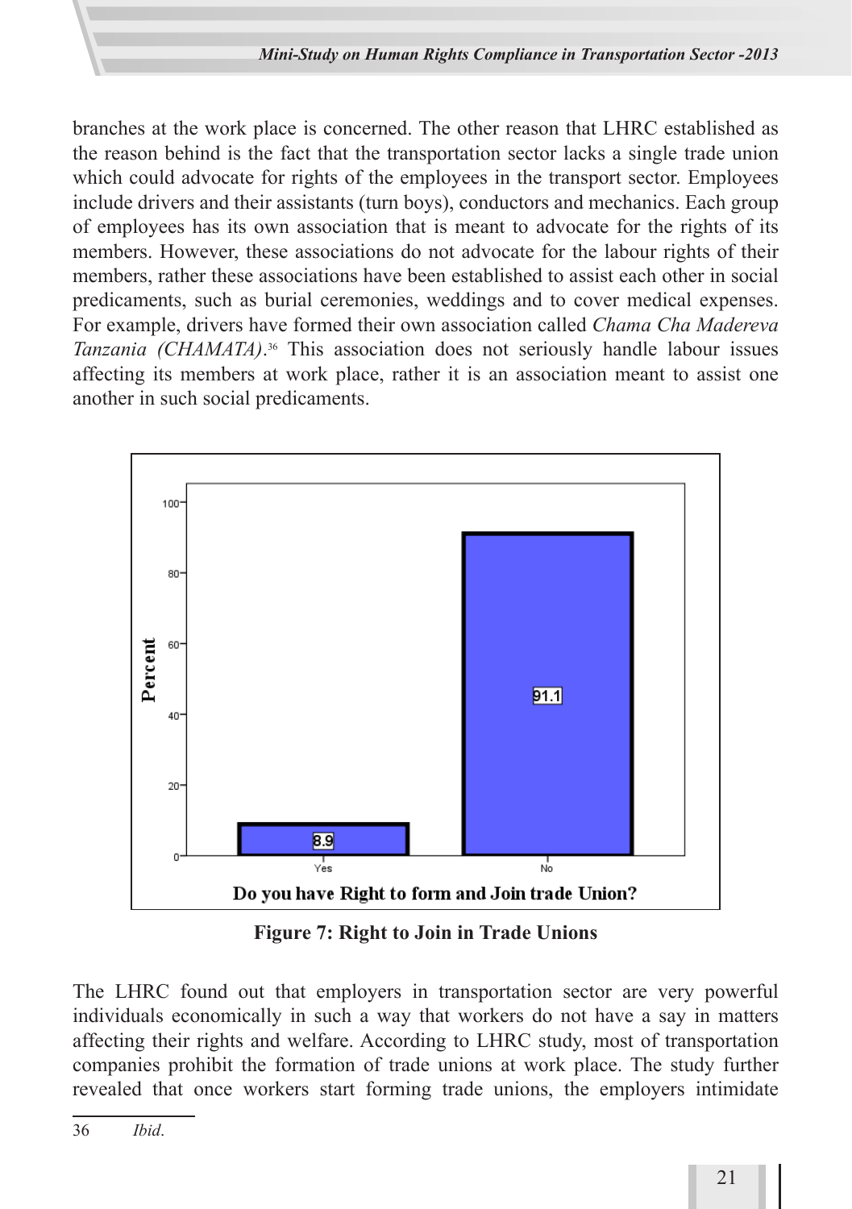branches at the work place is concerned. The other reason that LHRC established as the reason behind is the fact that the transportation sector lacks a single trade union which could advocate for rights of the employees in the transport sector. Employees include drivers and their assistants (turn boys), conductors and mechanics. Each group of employees has its own association that is meant to advocate for the rights of its members. However, these associations do not advocate for the labour rights of their members, rather these associations have been established to assist each other in social predicaments, such as burial ceremonies, weddings and to cover medical expenses. For example, drivers have formed their own association called *Chama Cha Madereva Tanzania (CHAMATA)*.[36] This association does not seriously handle labour issues affecting its members at work place, rather it is an association meant to assist one another in such social predicaments.

| Do you have Right to form and Join trade Union? | Percent |
|---|---|
| Yes | 8.9 |
| No | 91.1 |

**Figure 7: Right to Join in Trade Unions**

The LHRC found out that employers in transportation sector are very powerful individuals economically in such a way that workers do not have a say in matters affecting their rights and welfare. According to LHRC study, most of transportation companies prohibit the formation of trade unions at work place. The study further revealed that once workers start forming trade unions, the employers intimidate

36 *Ibid.*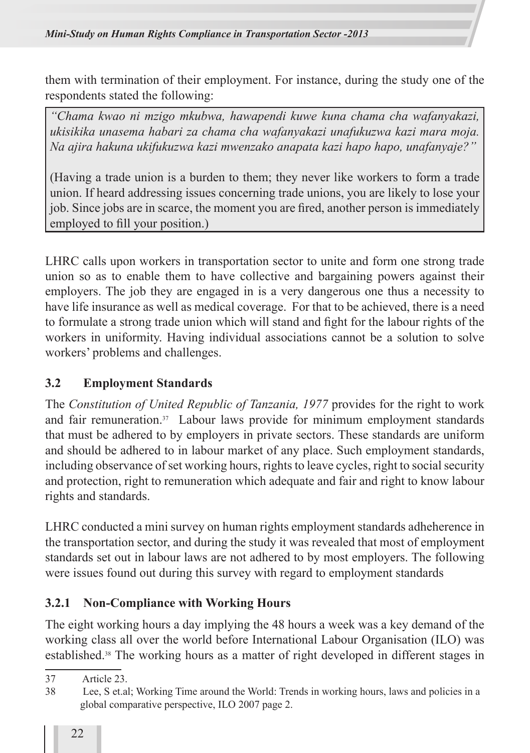them with termination of their employment. For instance, during the study one of the respondents stated the following:

> *"Chama kwao ni mzigo mkubwa, hawapendi kuwe kuna chama cha wafanyakazi, ukisikika unasema habari za chama cha wafanyakazi unafukuzwa kazi mara moja. Na ajira hakuna ukifukuzwa kazi mwenzako anapata kazi hapo hapo, unafanyaje?"*
>
> (Having a trade union is a burden to them; they never like workers to form a trade union. If heard addressing issues concerning trade unions, you are likely to lose your job. Since jobs are in scarce, the moment you are fired, another person is immediately employed to fill your position.)

LHRC calls upon workers in transportation sector to unite and form one strong trade union so as to enable them to have collective and bargaining powers against their employers. The job they are engaged in is a very dangerous one thus a necessity to have life insurance as well as medical coverage. For that to be achieved, there is a need to formulate a strong trade union which will stand and fight for the labour rights of the workers in uniformity. Having individual associations cannot be a solution to solve workers' problems and challenges.

### 3.2 Employment Standards

The *Constitution of United Republic of Tanzania, 1977* provides for the right to work and fair remuneration.[37] Labour laws provide for minimum employment standards that must be adhered to by employers in private sectors. These standards are uniform and should be adhered to in labour market of any place. Such employment standards, including observance of set working hours, rights to leave cycles, right to social security and protection, right to remuneration which adequate and fair and right to know labour rights and standards.

LHRC conducted a mini survey on human rights employment standards adheherence in the transportation sector, and during the study it was revealed that most of employment standards set out in labour laws are not adhered to by most employers. The following were issues found out during this survey with regard to employment standards

#### 3.2.1 Non-Compliance with Working Hours

The eight working hours a day implying the 48 hours a week was a key demand of the working class all over the world before International Labour Organisation (ILO) was established.[38] The working hours as a matter of right developed in different stages in

---

37 Article 23.

38 Lee, S et.al; Working Time around the World: Trends in working hours, laws and policies in a global comparative perspective, ILO 2007 page 2.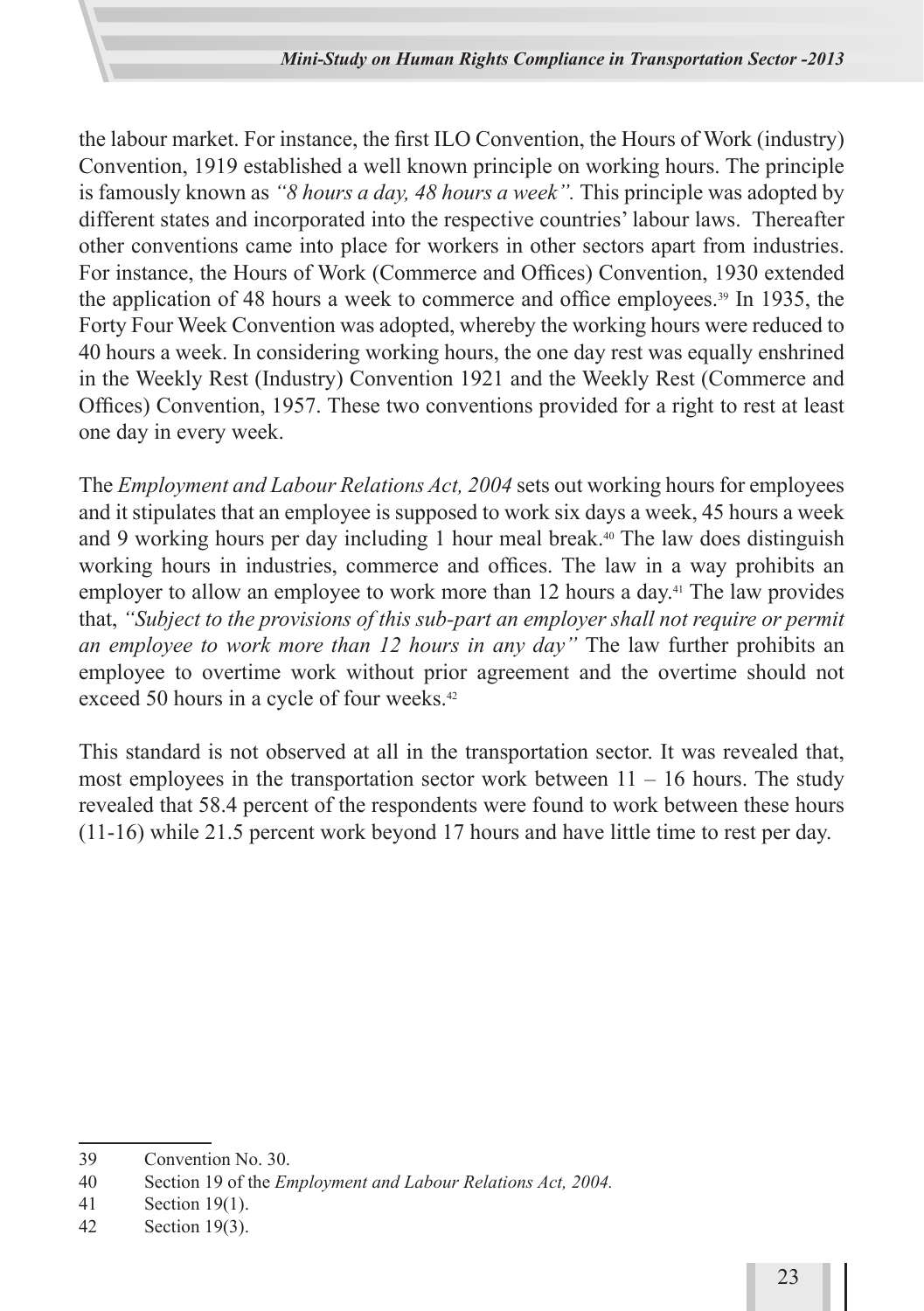the labour market. For instance, the first ILO Convention, the Hours of Work (industry) Convention, 1919 established a well known principle on working hours. The principle is famously known as *"8 hours a day, 48 hours a week".* This principle was adopted by different states and incorporated into the respective countries' labour laws. Thereafter other conventions came into place for workers in other sectors apart from industries. For instance, the Hours of Work (Commerce and Offices) Convention, 1930 extended the application of 48 hours a week to commerce and office employees.[39] In 1935, the Forty Four Week Convention was adopted, whereby the working hours were reduced to 40 hours a week. In considering working hours, the one day rest was equally enshrined in the Weekly Rest (Industry) Convention 1921 and the Weekly Rest (Commerce and Offices) Convention, 1957. These two conventions provided for a right to rest at least one day in every week.

The *Employment and Labour Relations Act, 2004* sets out working hours for employees and it stipulates that an employee is supposed to work six days a week, 45 hours a week and 9 working hours per day including 1 hour meal break.[40] The law does distinguish working hours in industries, commerce and offices. The law in a way prohibits an employer to allow an employee to work more than 12 hours a day.[41] The law provides that, *"Subject to the provisions of this sub-part an employer shall not require or permit an employee to work more than 12 hours in any day"* The law further prohibits an employee to overtime work without prior agreement and the overtime should not exceed 50 hours in a cycle of four weeks.[42]

This standard is not observed at all in the transportation sector. It was revealed that, most employees in the transportation sector work between 11 – 16 hours. The study revealed that 58.4 percent of the respondents were found to work between these hours (11-16) while 21.5 percent work beyond 17 hours and have little time to rest per day.

---

39 Convention No. 30.

40 Section 19 of the *Employment and Labour Relations Act, 2004.*

41 Section 19(1).

42 Section 19(3).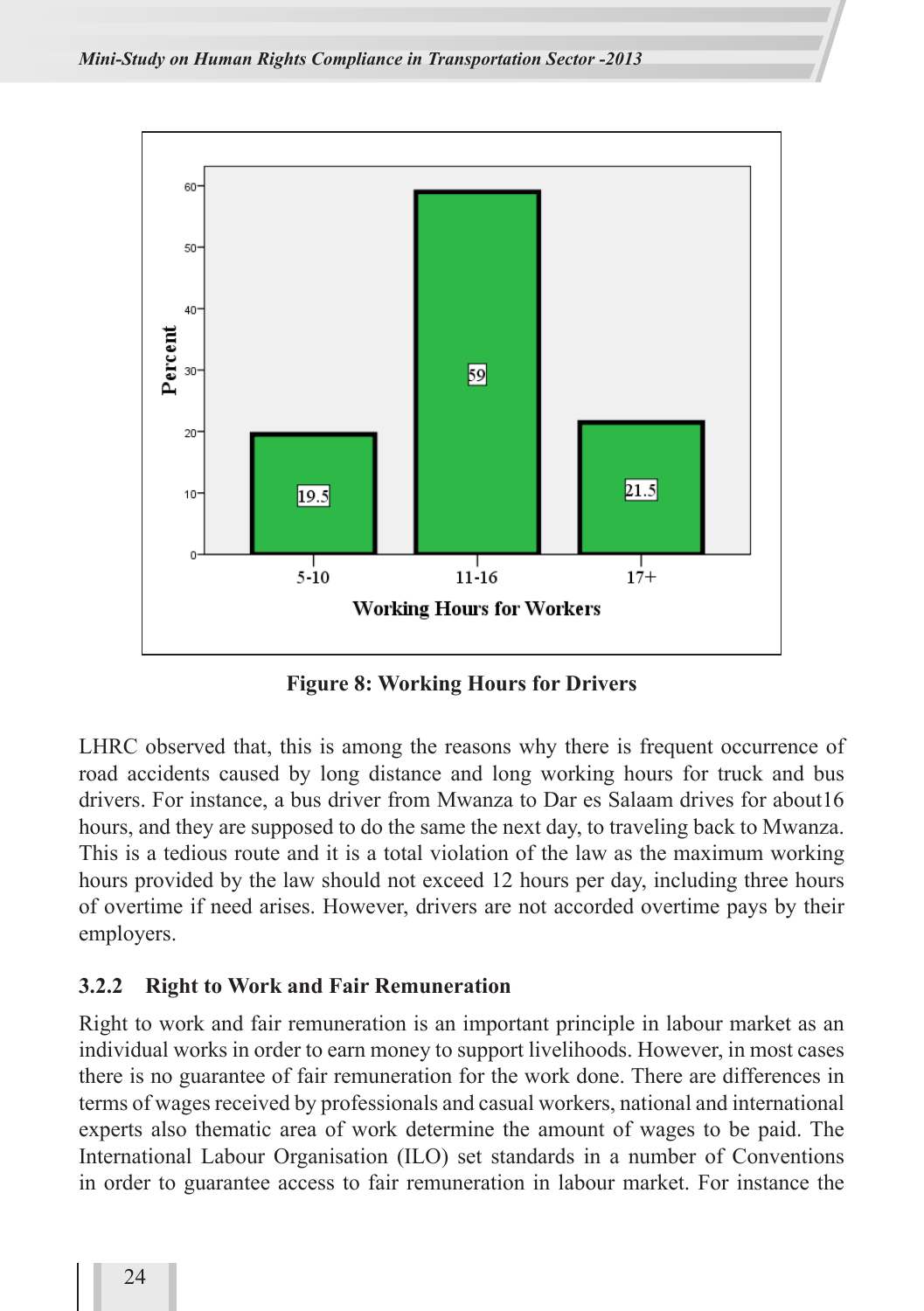Figure 8: Working Hours for Drivers

| Working Hours for Workers | Percent |
|---|---|
| 5-10 | 19.5 |
| 11-16 | 59 |
| 17+ | 21.5 |

LHRC observed that, this is among the reasons why there is frequent occurrence of road accidents caused by long distance and long working hours for truck and bus drivers. For instance, a bus driver from Mwanza to Dar es Salaam drives for about16 hours, and they are supposed to do the same the next day, to traveling back to Mwanza. This is a tedious route and it is a total violation of the law as the maximum working hours provided by the law should not exceed 12 hours per day, including three hours of overtime if need arises. However, drivers are not accorded overtime pays by their employers.

### 3.2.2 Right to Work and Fair Remuneration

Right to work and fair remuneration is an important principle in labour market as an individual works in order to earn money to support livelihoods. However, in most cases there is no guarantee of fair remuneration for the work done. There are differences in terms of wages received by professionals and casual workers, national and international experts also thematic area of work determine the amount of wages to be paid. The International Labour Organisation (ILO) set standards in a number of Conventions in order to guarantee access to fair remuneration in labour market. For instance the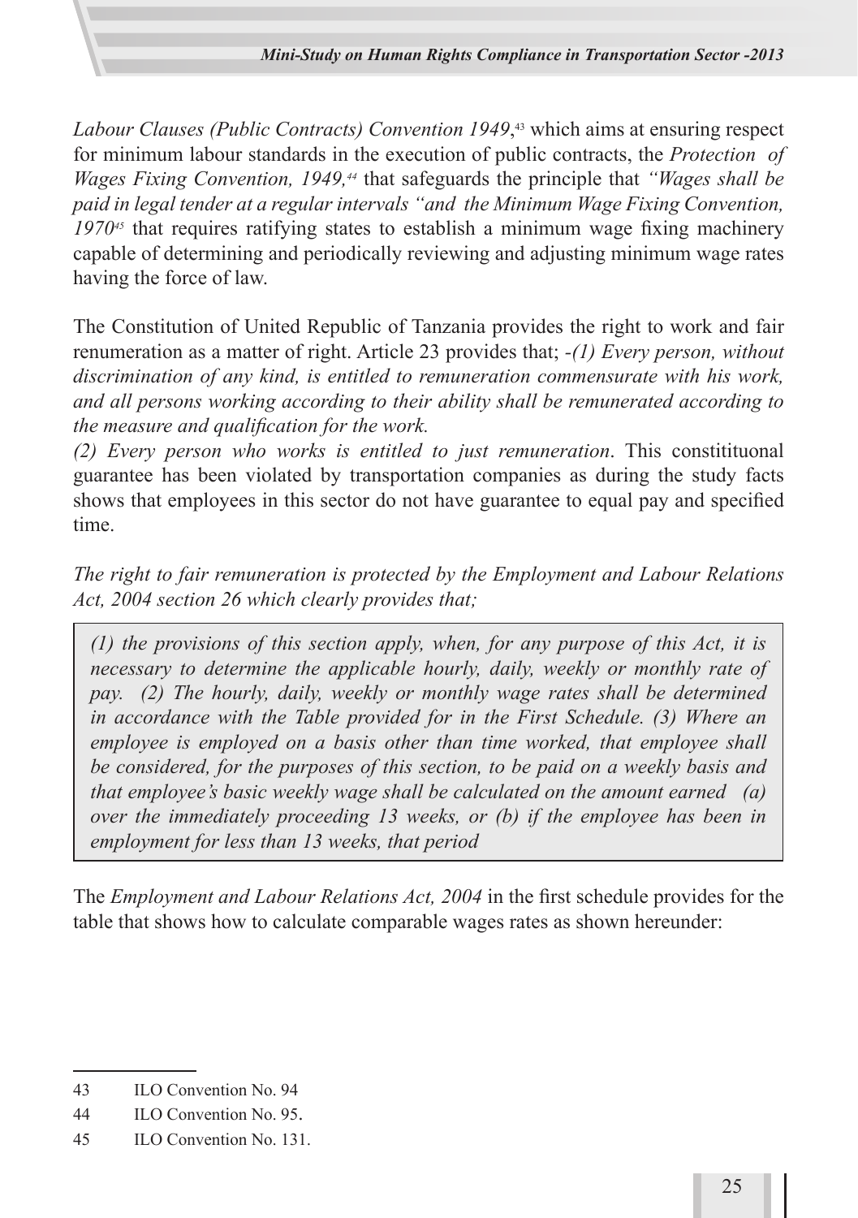*Labour Clauses (Public Contracts) Convention 1949*,[43] which aims at ensuring respect for minimum labour standards in the execution of public contracts, the *Protection of Wages Fixing Convention, 1949,*[44] that safeguards the principle that *"Wages shall be paid in legal tender at a regular intervals "and the Minimum Wage Fixing Convention, 1970*[45] that requires ratifying states to establish a minimum wage fixing machinery capable of determining and periodically reviewing and adjusting minimum wage rates having the force of law.

The Constitution of United Republic of Tanzania provides the right to work and fair renumeration as a matter of right. Article 23 provides that; *-(1) Every person, without discrimination of any kind, is entitled to remuneration commensurate with his work, and all persons working according to their ability shall be remunerated according to the measure and qualification for the work.*

*(2) Every person who works is entitled to just remuneration*. This constitituonal guarantee has been violated by transportation companies as during the study facts shows that employees in this sector do not have guarantee to equal pay and specified time.

*The right to fair remuneration is protected by the Employment and Labour Relations Act, 2004 section 26 which clearly provides that;*

> *(1) the provisions of this section apply, when, for any purpose of this Act, it is necessary to determine the applicable hourly, daily, weekly or monthly rate of pay. (2) The hourly, daily, weekly or monthly wage rates shall be determined in accordance with the Table provided for in the First Schedule. (3) Where an employee is employed on a basis other than time worked, that employee shall be considered, for the purposes of this section, to be paid on a weekly basis and that employee's basic weekly wage shall be calculated on the amount earned (a) over the immediately proceeding 13 weeks, or (b) if the employee has been in employment for less than 13 weeks, that period*

The *Employment and Labour Relations Act, 2004* in the first schedule provides for the table that shows how to calculate comparable wages rates as shown hereunder:

---

43 ILO Convention No. 94

44 ILO Convention No. 95.

45 ILO Convention No. 131.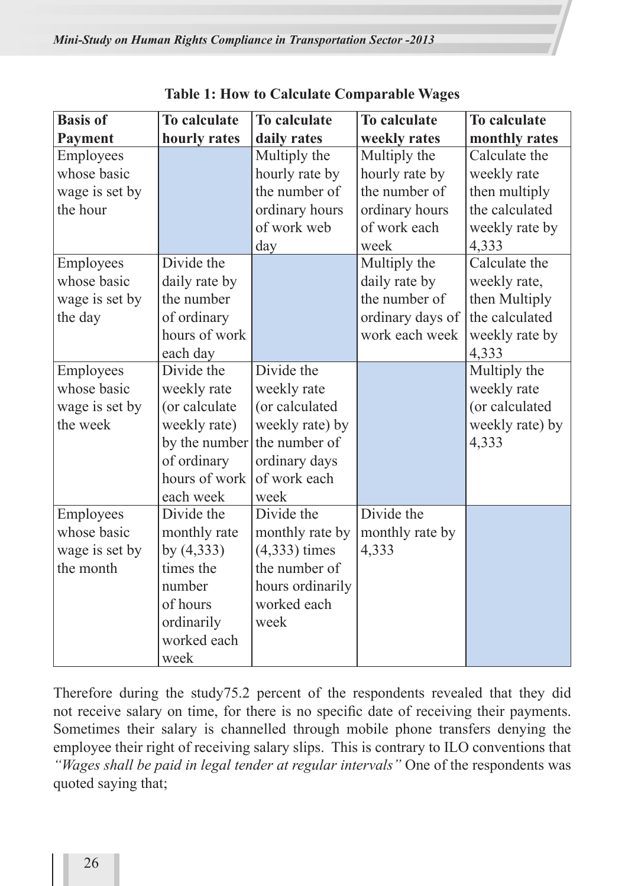**Table 1: How to Calculate Comparable Wages**

| Basis of Payment | To calculate hourly rates | To calculate daily rates | To calculate weekly rates | To calculate monthly rates |
|---|---|---|---|---|
| Employees whose basic wage is set by the hour | | Multiply the hourly rate by the number of ordinary hours of work web day | Multiply the hourly rate by the number of ordinary hours of work each week | Calculate the weekly rate then multiply the calculated weekly rate by 4,333 |
| Employees whose basic wage is set by the day | Divide the daily rate by the number of ordinary hours of work each day | | Multiply the daily rate by the number of ordinary days of work each week | Calculate the weekly rate, then Multiply the calculated weekly rate by 4,333 |
| Employees whose basic wage is set by the week | Divide the weekly rate (or calculate weekly rate) by the number of ordinary hours of work each week | Divide the weekly rate (or calculated weekly rate) by the number of ordinary days of work each week | | Multiply the weekly rate (or calculated weekly rate) by 4,333 |
| Employees whose basic wage is set by the month | Divide the monthly rate by (4,333) times the number of hours ordinarily worked each week | Divide the monthly rate by (4,333) times the number of hours ordinarily worked each week | Divide the monthly rate by 4,333 | |

Therefore during the study75.2 percent of the respondents revealed that they did not receive salary on time, for there is no specific date of receiving their payments. Sometimes their salary is channelled through mobile phone transfers denying the employee their right of receiving salary slips. This is contrary to ILO conventions that *"Wages shall be paid in legal tender at regular intervals"* One of the respondents was quoted saying that;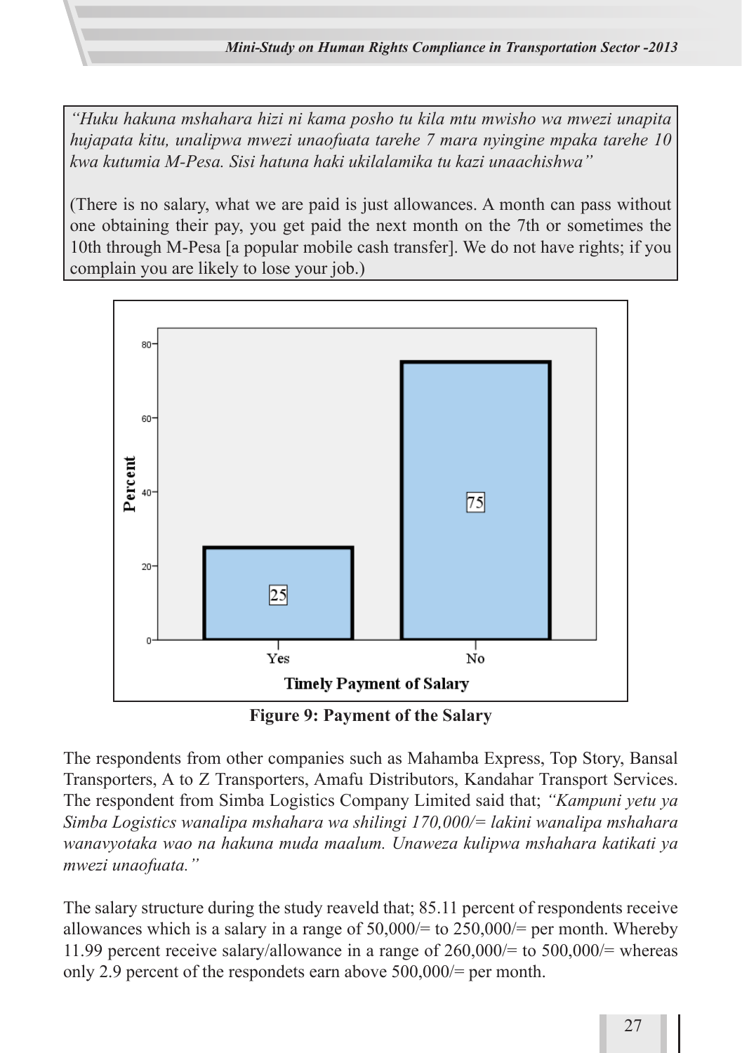*"Huku hakuna mshahara hizi ni kama posho tu kila mtu mwisho wa mwezi unapita hujapata kitu, unalipwa mwezi unaofuata tarehe 7 mara nyingine mpaka tarehe 10 kwa kutumia M-Pesa. Sisi hatuna haki ukilalamika tu kazi unaachishwa"*

(There is no salary, what we are paid is just allowances. A month can pass without one obtaining their pay, you get paid the next month on the 7th or sometimes the 10th through M-Pesa [a popular mobile cash transfer]. We do not have rights; if you complain you are likely to lose your job.)

**Figure 9: Payment of the Salary**

The respondents from other companies such as Mahamba Express, Top Story, Bansal Transporters, A to Z Transporters, Amafu Distributors, Kandahar Transport Services. The respondent from Simba Logistics Company Limited said that; *"Kampuni yetu ya Simba Logistics wanalipa mshahara wa shilingi 170,000/= lakini wanalipa mshahara wanavyotaka wao na hakuna muda maalum. Unaweza kulipwa mshahara katikati ya mwezi unaofuata."*

The salary structure during the study reaveld that; 85.11 percent of respondents receive allowances which is a salary in a range of 50,000/= to 250,000/= per month. Whereby 11.99 percent receive salary/allowance in a range of 260,000/= to 500,000/= whereas only 2.9 percent of the respondets earn above 500,000/= per month.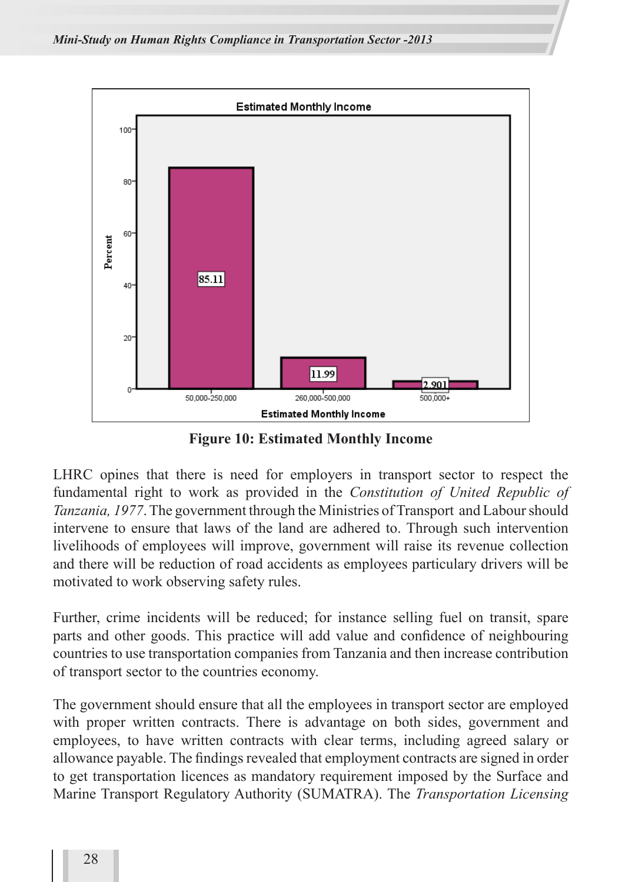**Figure 10: Estimated Monthly Income**

LHRC opines that there is need for employers in transport sector to respect the fundamental right to work as provided in the *Constitution of United Republic of Tanzania, 1977*. The government through the Ministries of Transport and Labour should intervene to ensure that laws of the land are adhered to. Through such intervention livelihoods of employees will improve, government will raise its revenue collection and there will be reduction of road accidents as employees particulary drivers will be motivated to work observing safety rules.

Further, crime incidents will be reduced; for instance selling fuel on transit, spare parts and other goods. This practice will add value and confidence of neighbouring countries to use transportation companies from Tanzania and then increase contribution of transport sector to the countries economy.

The government should ensure that all the employees in transport sector are employed with proper written contracts. There is advantage on both sides, government and employees, to have written contracts with clear terms, including agreed salary or allowance payable. The findings revealed that employment contracts are signed in order to get transportation licences as mandatory requirement imposed by the Surface and Marine Transport Regulatory Authority (SUMATRA). The *Transportation Licensing*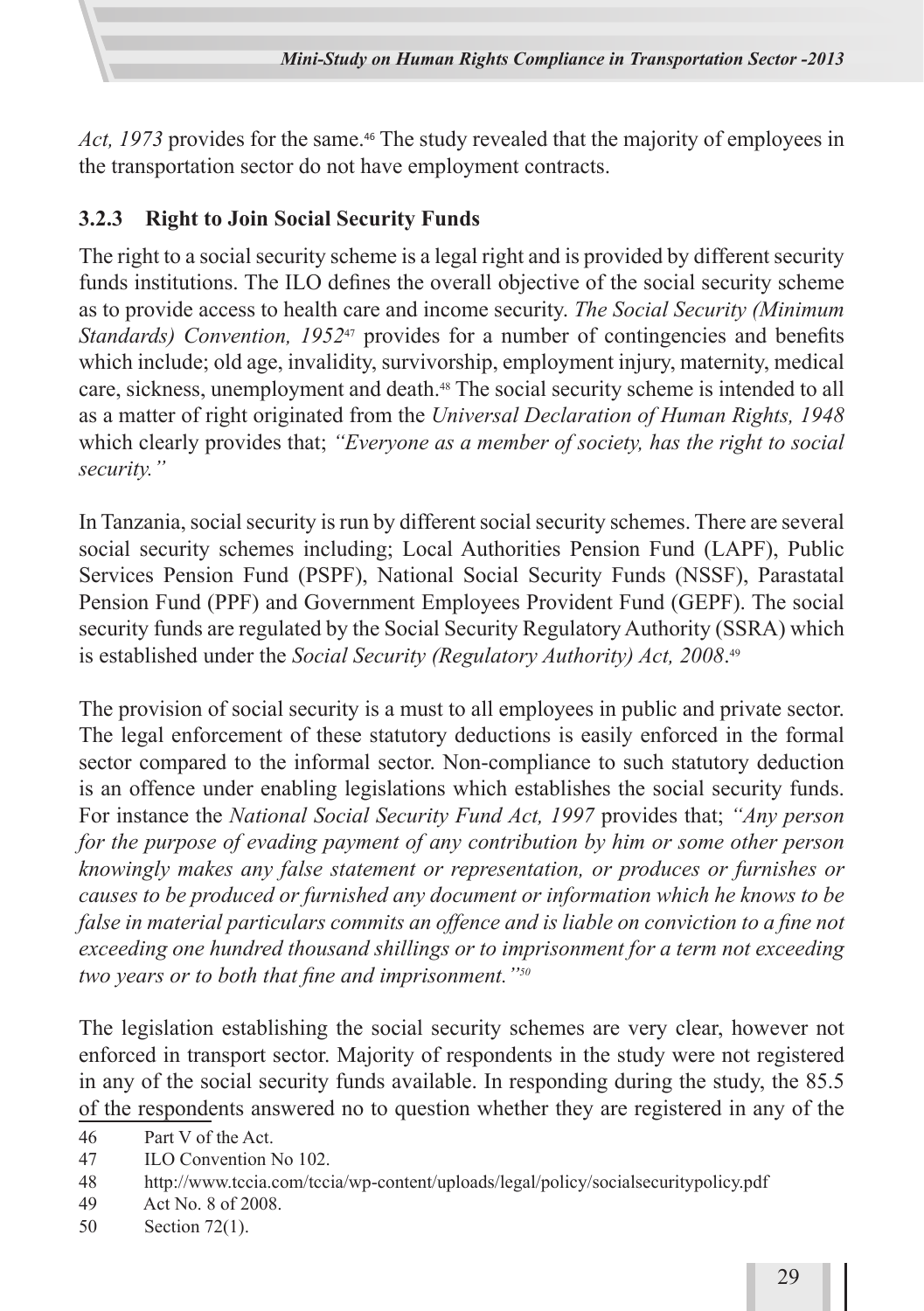*Act, 1973* provides for the same.[46] The study revealed that the majority of employees in the transportation sector do not have employment contracts.

### 3.2.3 Right to Join Social Security Funds

The right to a social security scheme is a legal right and is provided by different security funds institutions. The ILO defines the overall objective of the social security scheme as to provide access to health care and income security. *The Social Security (Minimum Standards) Convention, 1952*[47] provides for a number of contingencies and benefits which include; old age, invalidity, survivorship, employment injury, maternity, medical care, sickness, unemployment and death.[48] The social security scheme is intended to all as a matter of right originated from the *Universal Declaration of Human Rights, 1948* which clearly provides that; *"Everyone as a member of society, has the right to social security."*

In Tanzania, social security is run by different social security schemes. There are several social security schemes including; Local Authorities Pension Fund (LAPF), Public Services Pension Fund (PSPF), National Social Security Funds (NSSF), Parastatal Pension Fund (PPF) and Government Employees Provident Fund (GEPF). The social security funds are regulated by the Social Security Regulatory Authority (SSRA) which is established under the *Social Security (Regulatory Authority) Act, 2008*.[49]

The provision of social security is a must to all employees in public and private sector. The legal enforcement of these statutory deductions is easily enforced in the formal sector compared to the informal sector. Non-compliance to such statutory deduction is an offence under enabling legislations which establishes the social security funds. For instance the *National Social Security Fund Act, 1997* provides that; *"Any person for the purpose of evading payment of any contribution by him or some other person knowingly makes any false statement or representation, or produces or furnishes or causes to be produced or furnished any document or information which he knows to be false in material particulars commits an offence and is liable on conviction to a fine not exceeding one hundred thousand shillings or to imprisonment for a term not exceeding two years or to both that fine and imprisonment."*[50]

The legislation establishing the social security schemes are very clear, however not enforced in transport sector. Majority of respondents in the study were not registered in any of the social security funds available. In responding during the study, the 85.5 of the respondents answered no to question whether they are registered in any of the

---

46 Part V of the Act.

47 ILO Convention No 102.

48 http://www.tccia.com/tccia/wp-content/uploads/legal/policy/socialsecuritypolicy.pdf

49 Act No. 8 of 2008.

50 Section 72(1).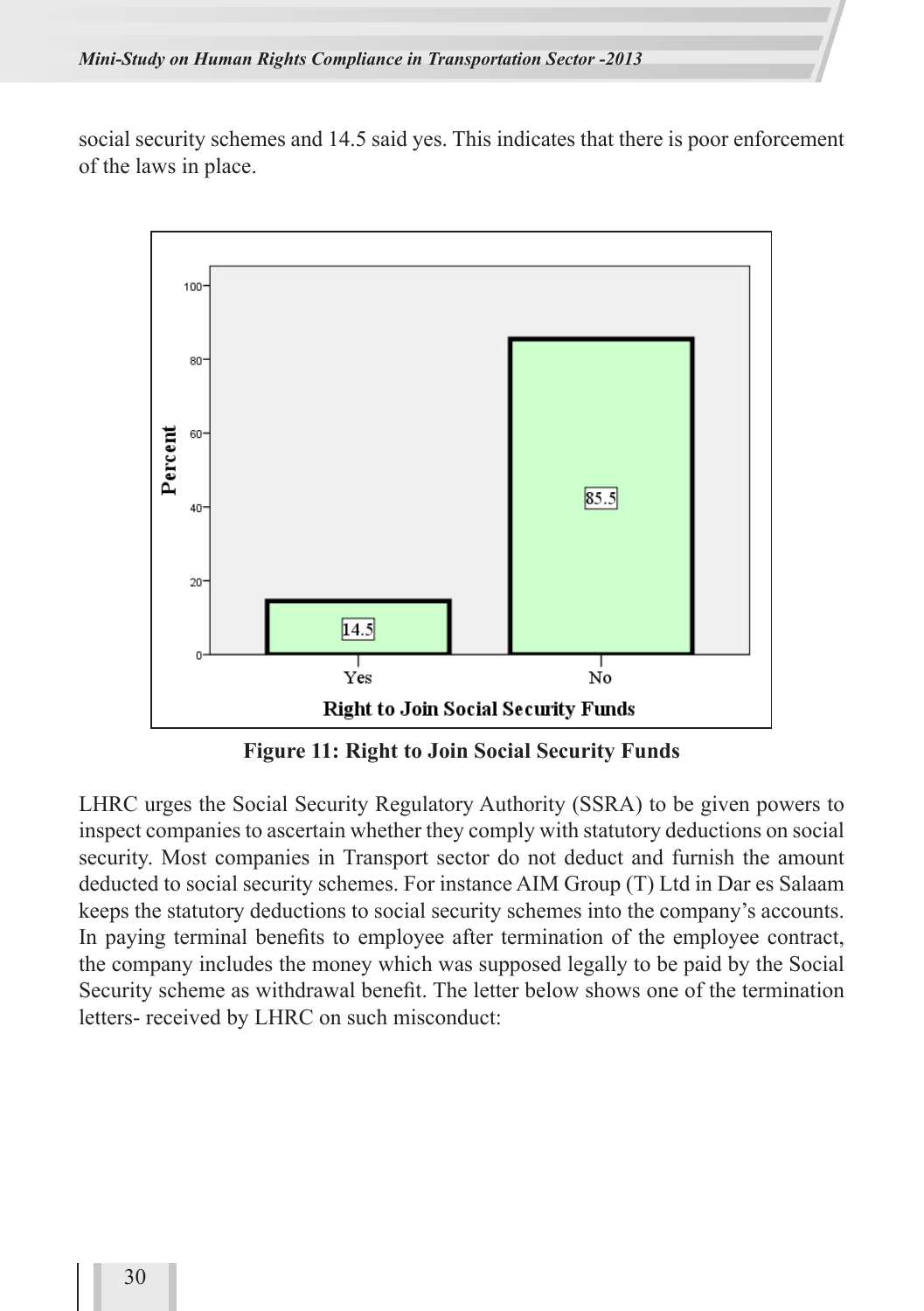social security schemes and 14.5 said yes. This indicates that there is poor enforcement of the laws in place.

**Figure 11: Right to Join Social Security Funds**

LHRC urges the Social Security Regulatory Authority (SSRA) to be given powers to inspect companies to ascertain whether they comply with statutory deductions on social security. Most companies in Transport sector do not deduct and furnish the amount deducted to social security schemes. For instance AIM Group (T) Ltd in Dar es Salaam keeps the statutory deductions to social security schemes into the company's accounts. In paying terminal benefits to employee after termination of the employee contract, the company includes the money which was supposed legally to be paid by the Social Security scheme as withdrawal benefit. The letter below shows one of the termination letters- received by LHRC on such misconduct: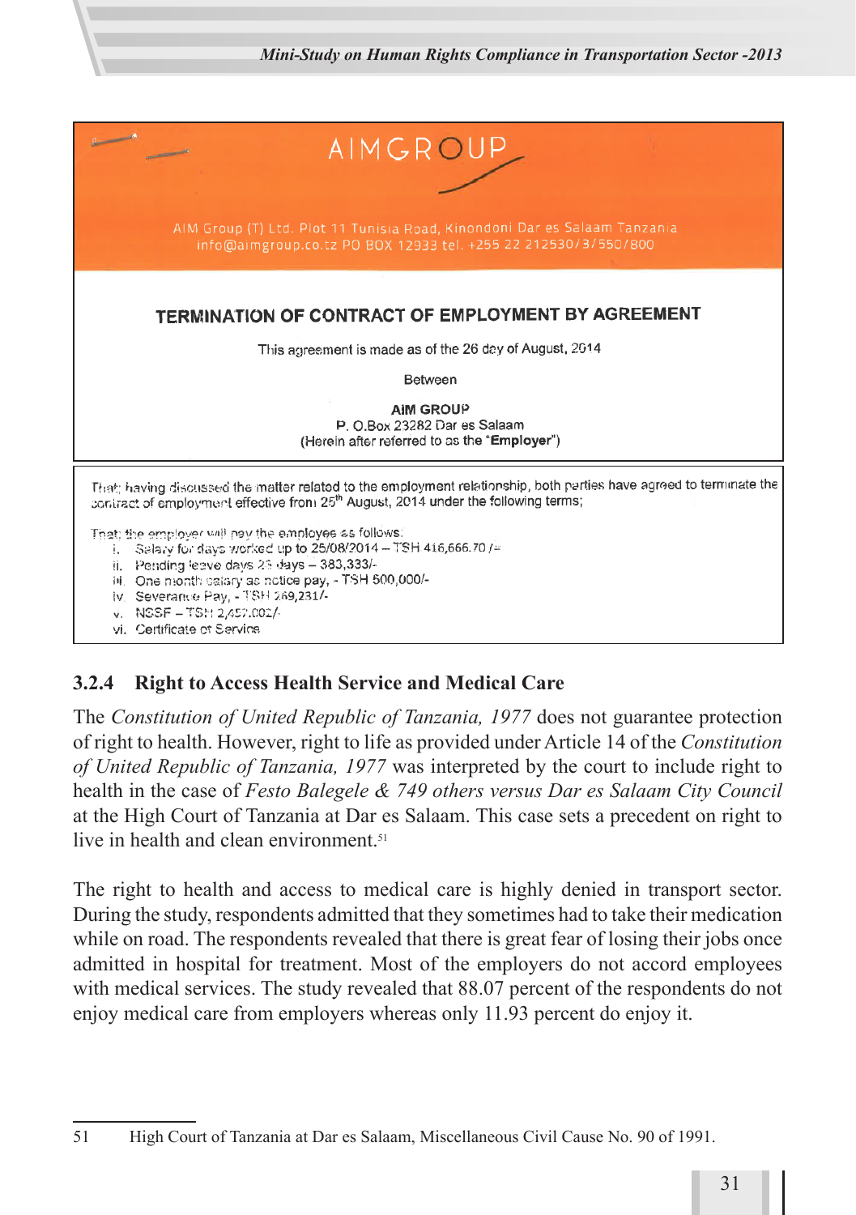AIMGROUP

AIM Group (T) Ltd. Plot 11 Tunisia Road, Kinondoni Dar es Salaam Tanzania
info@aimgroup.co.tz PO BOX 12933 tel. +255 22 212530/3/550/800

**TERMINATION OF CONTRACT OF EMPLOYMENT BY AGREEMENT**

This agreement is made as of the 26 day of August, 2014

Between

**AIM GROUP**
P. O.Box 23282 Dar es Salaam
(Herein after referred to as the "**Employer**")

That; having discussed the matter related to the employment relationship, both parties have agreed to terminate the contract of employment effective from 25th August, 2014 under the following terms;

That; the employer will pay the employee as follows:

i. Salary for days worked up to 25/08/2014 – TSH 416,666.70 /=
ii. Pending leave days 23 days – 383,333/-
iii. One month salary as notice pay, - TSH 500,000/-
iv. Severance Pay, - TSH 269,231/-
v. NSSF – TSH 2,457,002/-
vi. Certificate of Service

### 3.2.4 Right to Access Health Service and Medical Care

The *Constitution of United Republic of Tanzania, 1977* does not guarantee protection of right to health. However, right to life as provided under Article 14 of the *Constitution of United Republic of Tanzania, 1977* was interpreted by the court to include right to health in the case of *Festo Balegele & 749 others versus Dar es Salaam City Council* at the High Court of Tanzania at Dar es Salaam. This case sets a precedent on right to live in health and clean environment.[51]

The right to health and access to medical care is highly denied in transport sector. During the study, respondents admitted that they sometimes had to take their medication while on road. The respondents revealed that there is great fear of losing their jobs once admitted in hospital for treatment. Most of the employers do not accord employees with medical services. The study revealed that 88.07 percent of the respondents do not enjoy medical care from employers whereas only 11.93 percent do enjoy it.

---

51 High Court of Tanzania at Dar es Salaam, Miscellaneous Civil Cause No. 90 of 1991.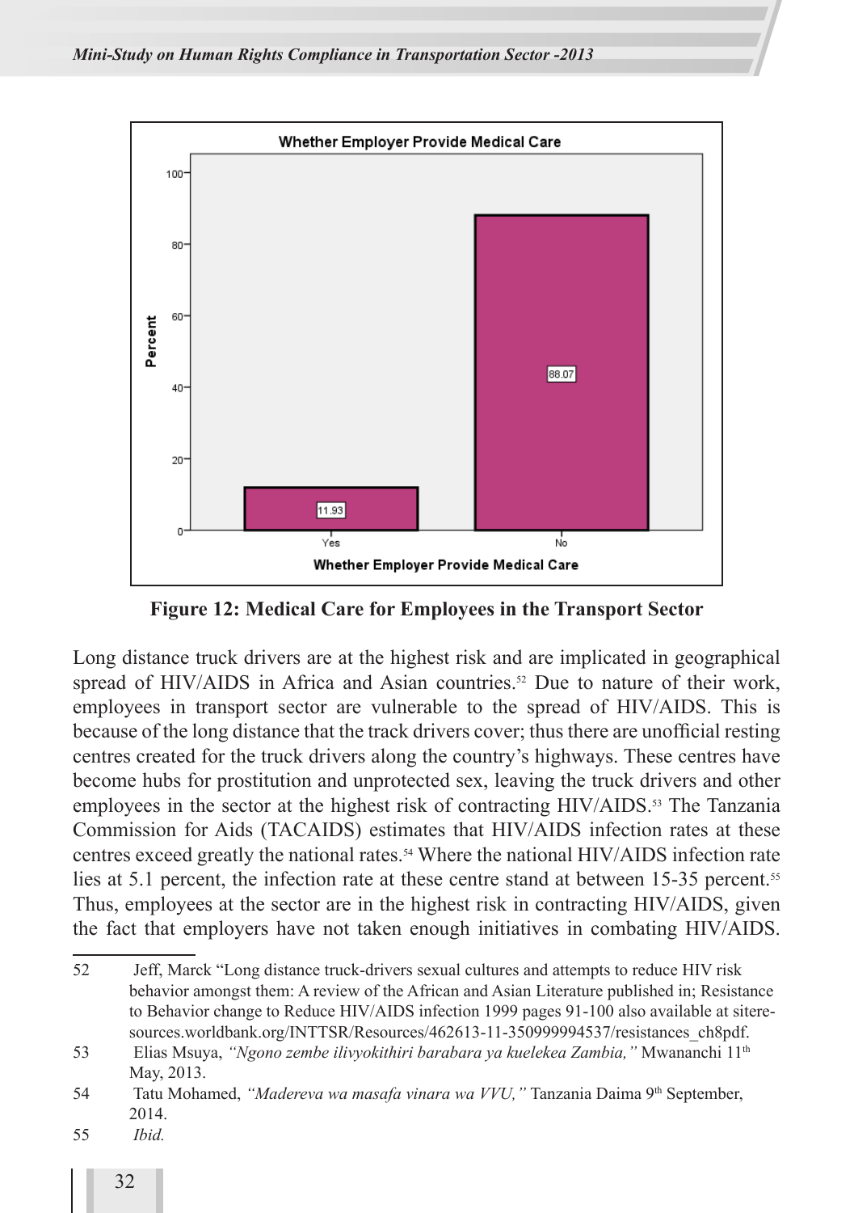Whether Employer Provide Medical Care

| Whether Employer Provide Medical Care | Percent |
|---|---|
| Yes | 11.93 |
| No | 88.07 |

**Figure 12: Medical Care for Employees in the Transport Sector**

Long distance truck drivers are at the highest risk and are implicated in geographical spread of HIV/AIDS in Africa and Asian countries.[52] Due to nature of their work, employees in transport sector are vulnerable to the spread of HIV/AIDS. This is because of the long distance that the track drivers cover; thus there are unofficial resting centres created for the truck drivers along the country's highways. These centres have become hubs for prostitution and unprotected sex, leaving the truck drivers and other employees in the sector at the highest risk of contracting HIV/AIDS.[53] The Tanzania Commission for Aids (TACAIDS) estimates that HIV/AIDS infection rates at these centres exceed greatly the national rates.[54] Where the national HIV/AIDS infection rate lies at 5.1 percent, the infection rate at these centre stand at between 15-35 percent.[55] Thus, employees at the sector are in the highest risk in contracting HIV/AIDS, given the fact that employers have not taken enough initiatives in combating HIV/AIDS.

---

52 Jeff, Marck "Long distance truck-drivers sexual cultures and attempts to reduce HIV risk behavior amongst them: A review of the African and Asian Literature published in; Resistance to Behavior change to Reduce HIV/AIDS infection 1999 pages 91-100 also available at siteresources.worldbank.org/INTTSR/Resources/462613-11-350999994537/resistances_ch8pdf.

53 Elias Msuya, *"Ngono zembe ilivyokithiri barabara ya kuelekea Zambia,"* Mwananchi 11th May, 2013.

54 Tatu Mohamed, *"Madereva wa masafa vinara wa VVU,"* Tanzania Daima 9th September, 2014.

55 *Ibid.*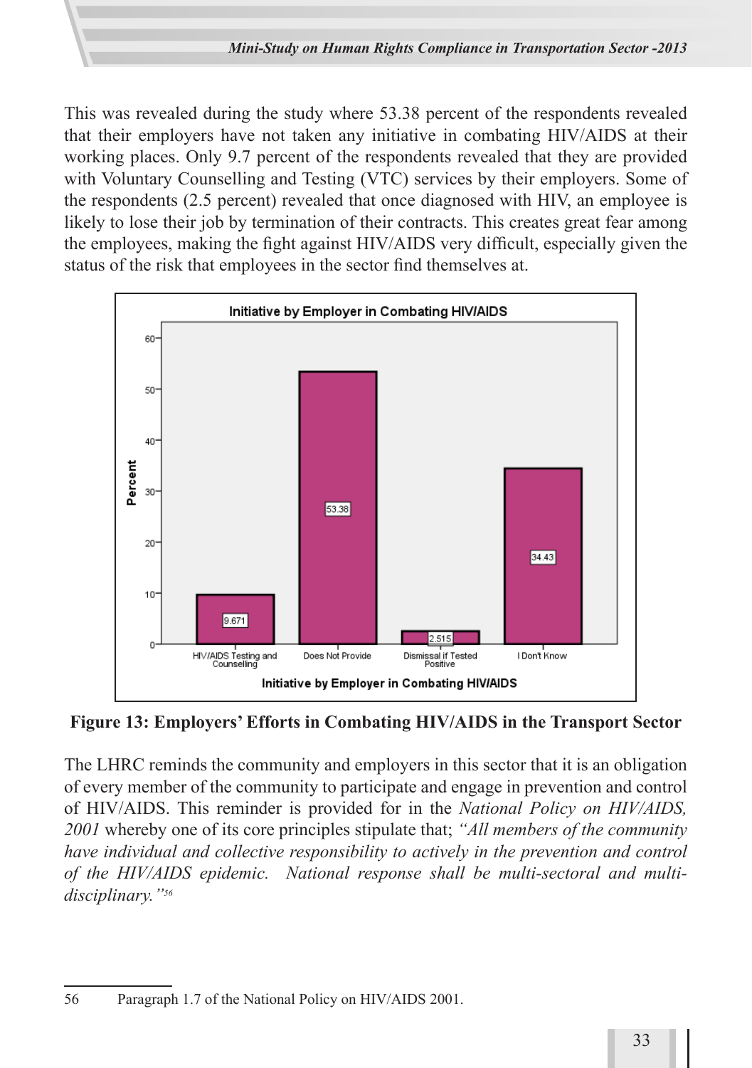This was revealed during the study where 53.38 percent of the respondents revealed that their employers have not taken any initiative in combating HIV/AIDS at their working places. Only 9.7 percent of the respondents revealed that they are provided with Voluntary Counselling and Testing (VTC) services by their employers. Some of the respondents (2.5 percent) revealed that once diagnosed with HIV, an employee is likely to lose their job by termination of their contracts. This creates great fear among the employees, making the fight against HIV/AIDS very difficult, especially given the status of the risk that employees in the sector find themselves at.

**Figure 13: Employers' Efforts in Combating HIV/AIDS in the Transport Sector**

The LHRC reminds the community and employers in this sector that it is an obligation of every member of the community to participate and engage in prevention and control of HIV/AIDS. This reminder is provided for in the *National Policy on HIV/AIDS, 2001* whereby one of its core principles stipulate that; *"All members of the community have individual and collective responsibility to actively in the prevention and control of the HIV/AIDS epidemic. National response shall be multi-sectoral and multi-disciplinary."*[56]

---

56 Paragraph 1.7 of the National Policy on HIV/AIDS 2001.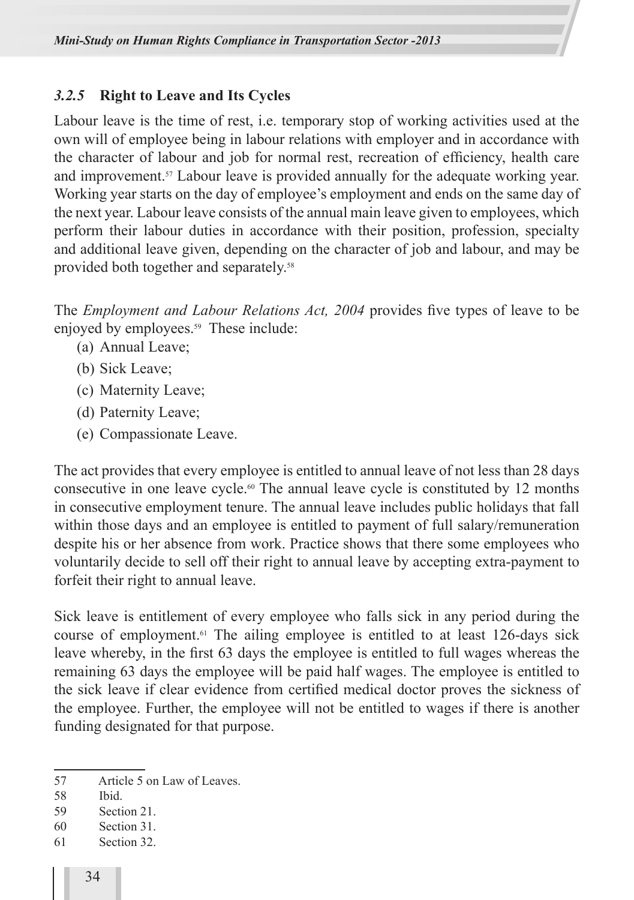### *3.2.5* Right to Leave and Its Cycles

Labour leave is the time of rest, i.e. temporary stop of working activities used at the own will of employee being in labour relations with employer and in accordance with the character of labour and job for normal rest, recreation of efficiency, health care and improvement.[57] Labour leave is provided annually for the adequate working year. Working year starts on the day of employee's employment and ends on the same day of the next year. Labour leave consists of the annual main leave given to employees, which perform their labour duties in accordance with their position, profession, specialty and additional leave given, depending on the character of job and labour, and may be provided both together and separately.[58]

The *Employment and Labour Relations Act, 2004* provides five types of leave to be enjoyed by employees.[59] These include:

(a) Annual Leave;
(b) Sick Leave;
(c) Maternity Leave;
(d) Paternity Leave;
(e) Compassionate Leave.

The act provides that every employee is entitled to annual leave of not less than 28 days consecutive in one leave cycle.[60] The annual leave cycle is constituted by 12 months in consecutive employment tenure. The annual leave includes public holidays that fall within those days and an employee is entitled to payment of full salary/remuneration despite his or her absence from work. Practice shows that there some employees who voluntarily decide to sell off their right to annual leave by accepting extra-payment to forfeit their right to annual leave.

Sick leave is entitlement of every employee who falls sick in any period during the course of employment.[61] The ailing employee is entitled to at least 126-days sick leave whereby, in the first 63 days the employee is entitled to full wages whereas the remaining 63 days the employee will be paid half wages. The employee is entitled to the sick leave if clear evidence from certified medical doctor proves the sickness of the employee. Further, the employee will not be entitled to wages if there is another funding designated for that purpose.

---

57 Article 5 on Law of Leaves.

58 Ibid.

59 Section 21.

60 Section 31.

61 Section 32.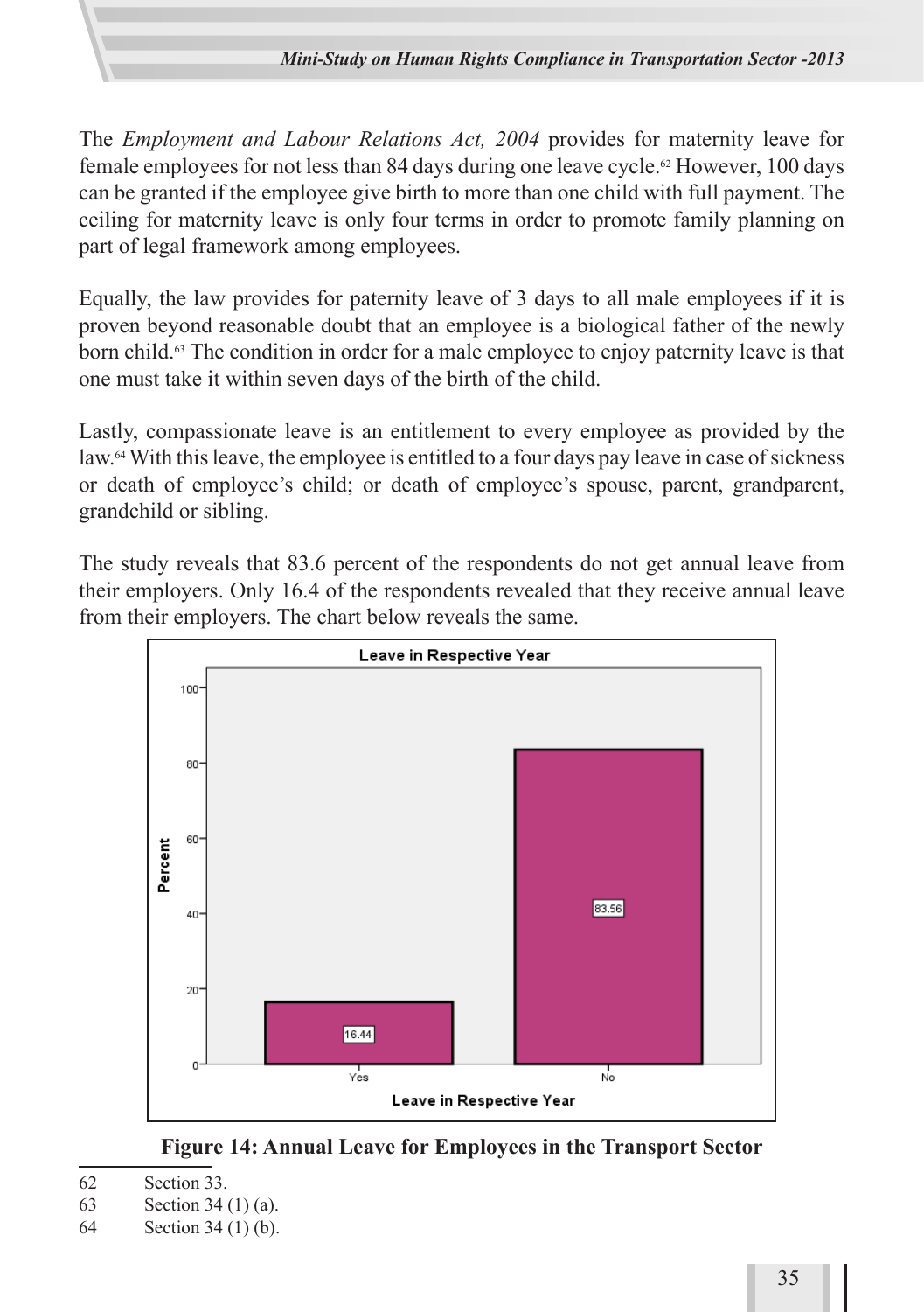The *Employment and Labour Relations Act, 2004* provides for maternity leave for female employees for not less than 84 days during one leave cycle.[62] However, 100 days can be granted if the employee give birth to more than one child with full payment. The ceiling for maternity leave is only four terms in order to promote family planning on part of legal framework among employees.

Equally, the law provides for paternity leave of 3 days to all male employees if it is proven beyond reasonable doubt that an employee is a biological father of the newly born child.[63] The condition in order for a male employee to enjoy paternity leave is that one must take it within seven days of the birth of the child.

Lastly, compassionate leave is an entitlement to every employee as provided by the law.[64] With this leave, the employee is entitled to a four days pay leave in case of sickness or death of employee's child; or death of employee's spouse, parent, grandparent, grandchild or sibling.

The study reveals that 83.6 percent of the respondents do not get annual leave from their employers. Only 16.4 of the respondents revealed that they receive annual leave from their employers. The chart below reveals the same.

**Leave in Respective Year**

| Leave in Respective Year | Percent |
|---|---|
| Yes | 16.44 |
| No | 83.56 |

**Figure 14: Annual Leave for Employees in the Transport Sector**

62 Section 33.
63 Section 34 (1) (a).
64 Section 34 (1) (b).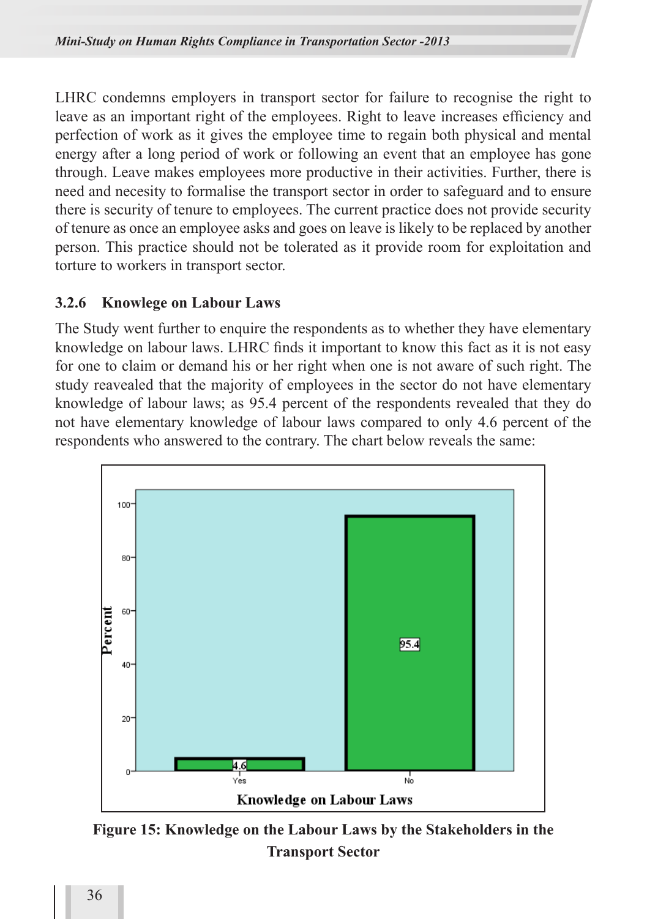LHRC condemns employers in transport sector for failure to recognise the right to leave as an important right of the employees. Right to leave increases efficiency and perfection of work as it gives the employee time to regain both physical and mental energy after a long period of work or following an event that an employee has gone through. Leave makes employees more productive in their activities. Further, there is need and necesity to formalise the transport sector in order to safeguard and to ensure there is security of tenure to employees. The current practice does not provide security of tenure as once an employee asks and goes on leave is likely to be replaced by another person. This practice should not be tolerated as it provide room for exploitation and torture to workers in transport sector.

### 3.2.6 Knowlege on Labour Laws

The Study went further to enquire the respondents as to whether they have elementary knowledge on labour laws. LHRC finds it important to know this fact as it is not easy for one to claim or demand his or her right when one is not aware of such right. The study reavealed that the majority of employees in the sector do not have elementary knowledge of labour laws; as 95.4 percent of the respondents revealed that they do not have elementary knowledge of labour laws compared to only 4.6 percent of the respondents who answered to the contrary. The chart below reveals the same:

| Knowledge on Labour Laws | Percent |
|---|---|
| Yes | 4.6 |
| No | 95.4 |

**Figure 15: Knowledge on the Labour Laws by the Stakeholders in the Transport Sector**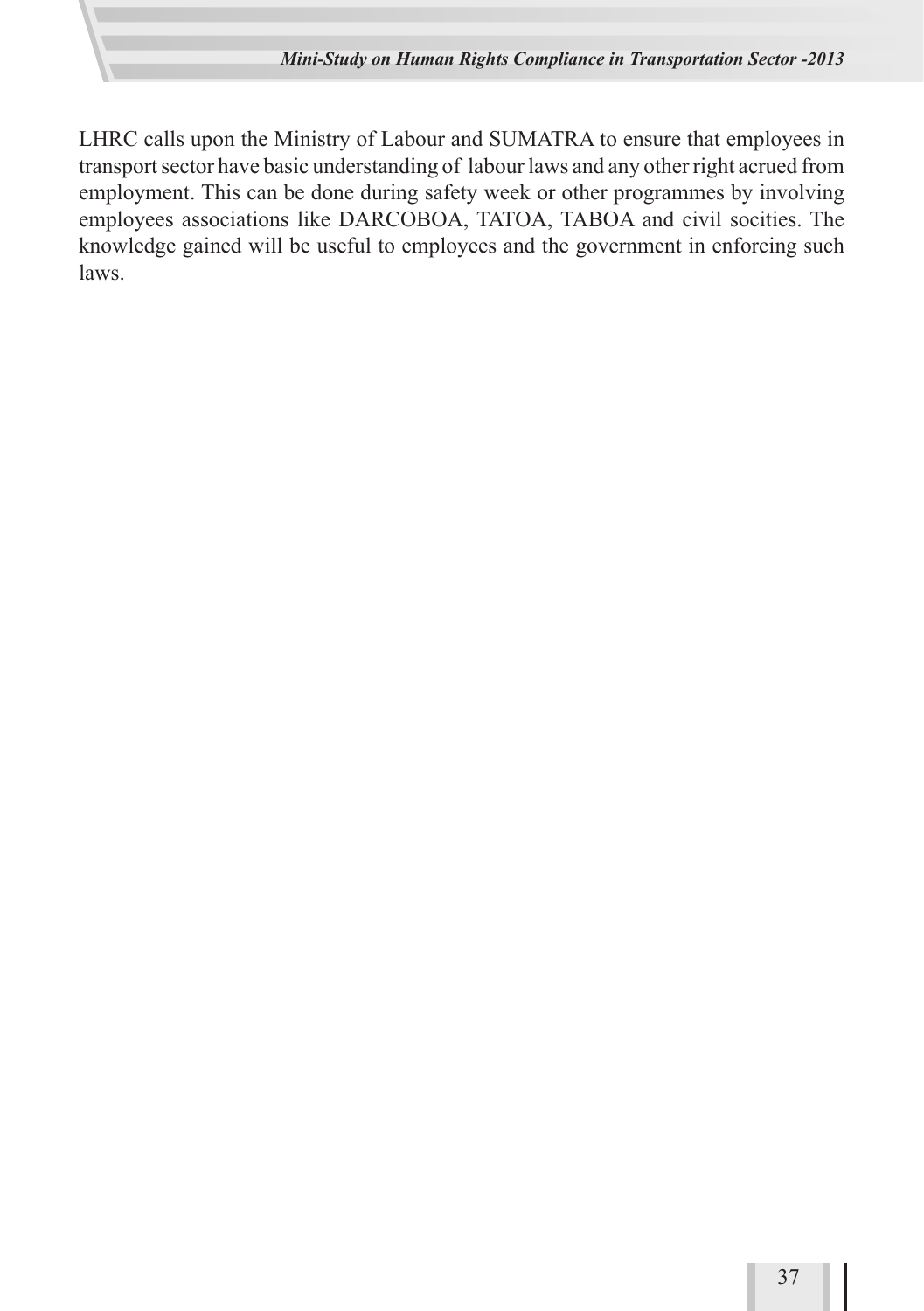LHRC calls upon the Ministry of Labour and SUMATRA to ensure that employees in transport sector have basic understanding of labour laws and any other right acrued from employment. This can be done during safety week or other programmes by involving employees associations like DARCOBOA, TATOA, TABOA and civil socities. The knowledge gained will be useful to employees and the government in enforcing such laws.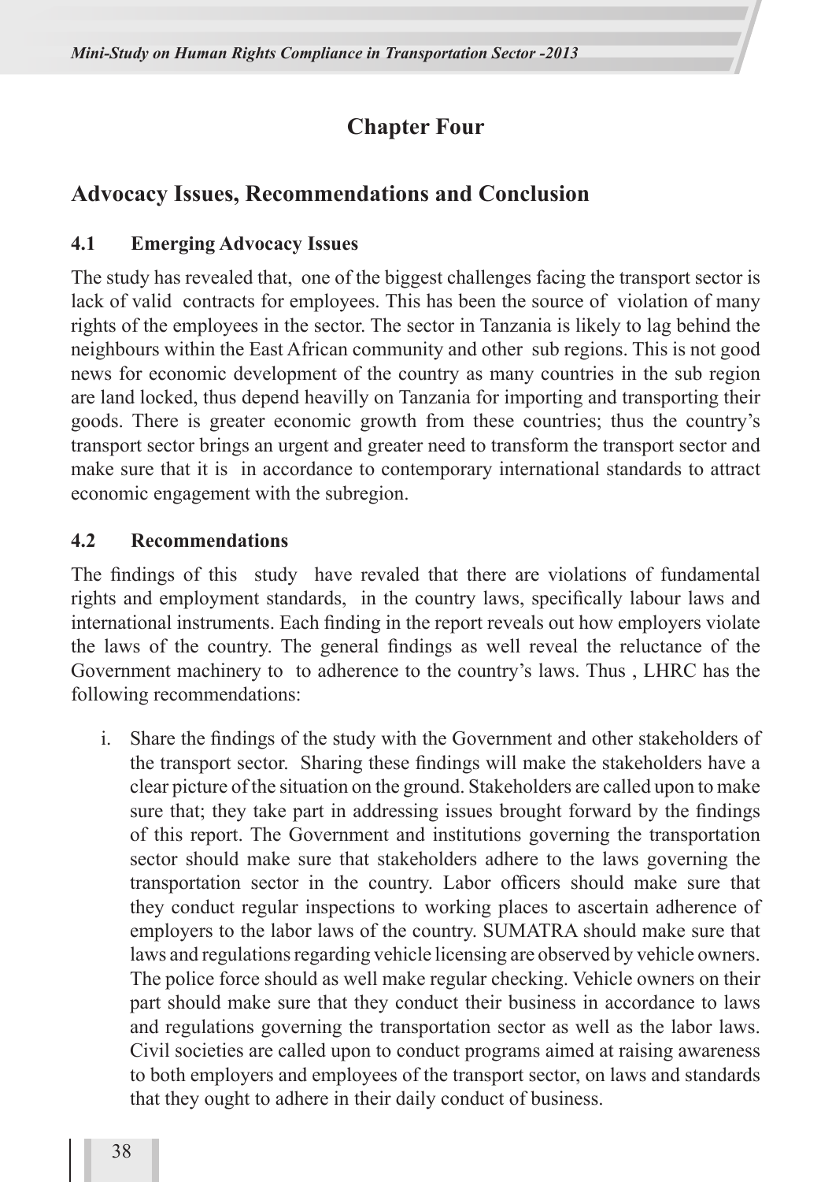# Chapter Four

## Advocacy Issues, Recommendations and Conclusion

### 4.1 Emerging Advocacy Issues

The study has revealed that, one of the biggest challenges facing the transport sector is lack of valid contracts for employees. This has been the source of violation of many rights of the employees in the sector. The sector in Tanzania is likely to lag behind the neighbours within the East African community and other sub regions. This is not good news for economic development of the country as many countries in the sub region are land locked, thus depend heavilly on Tanzania for importing and transporting their goods. There is greater economic growth from these countries; thus the country's transport sector brings an urgent and greater need to transform the transport sector and make sure that it is in accordance to contemporary international standards to attract economic engagement with the subregion.

### 4.2 Recommendations

The findings of this study have revealed that there are violations of fundamental rights and employment standards, in the country laws, specifically labour laws and international instruments. Each finding in the report reveals out how employers violate the laws of the country. The general findings as well reveal the reluctance of the Government machinery to to adherence to the country's laws. Thus , LHRC has the following recommendations:

i. Share the findings of the study with the Government and other stakeholders of the transport sector. Sharing these findings will make the stakeholders have a clear picture of the situation on the ground. Stakeholders are called upon to make sure that; they take part in addressing issues brought forward by the findings of this report. The Government and institutions governing the transportation sector should make sure that stakeholders adhere to the laws governing the transportation sector in the country. Labor officers should make sure that they conduct regular inspections to working places to ascertain adherence of employers to the labor laws of the country. SUMATRA should make sure that laws and regulations regarding vehicle licensing are observed by vehicle owners. The police force should as well make regular checking. Vehicle owners on their part should make sure that they conduct their business in accordance to laws and regulations governing the transportation sector as well as the labor laws. Civil societies are called upon to conduct programs aimed at raising awareness to both employers and employees of the transport sector, on laws and standards that they ought to adhere in their daily conduct of business.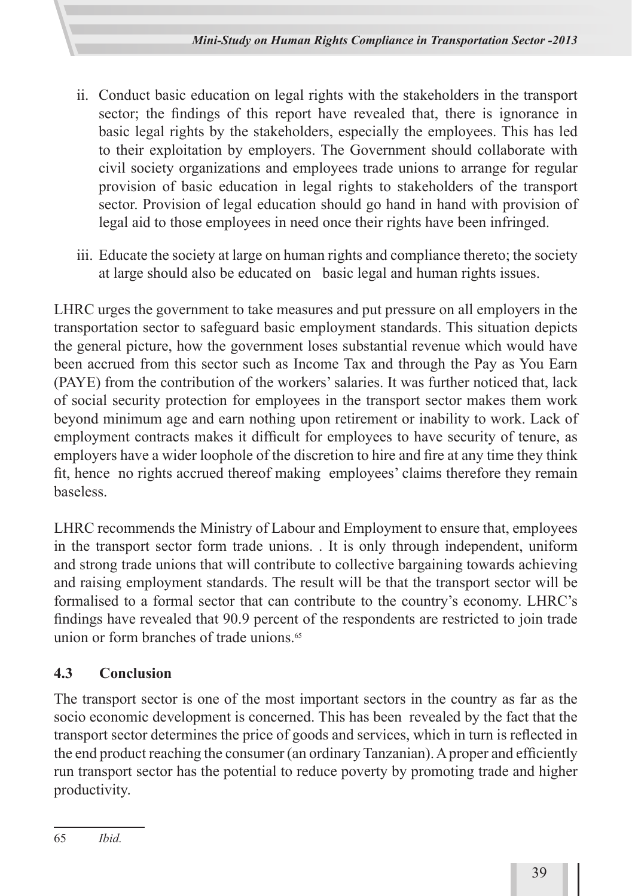ii. Conduct basic education on legal rights with the stakeholders in the transport sector; the findings of this report have revealed that, there is ignorance in basic legal rights by the stakeholders, especially the employees. This has led to their exploitation by employers. The Government should collaborate with civil society organizations and employees trade unions to arrange for regular provision of basic education in legal rights to stakeholders of the transport sector. Provision of legal education should go hand in hand with provision of legal aid to those employees in need once their rights have been infringed.

iii. Educate the society at large on human rights and compliance thereto; the society at large should also be educated on basic legal and human rights issues.

LHRC urges the government to take measures and put pressure on all employers in the transportation sector to safeguard basic employment standards. This situation depicts the general picture, how the government loses substantial revenue which would have been accrued from this sector such as Income Tax and through the Pay as You Earn (PAYE) from the contribution of the workers' salaries. It was further noticed that, lack of social security protection for employees in the transport sector makes them work beyond minimum age and earn nothing upon retirement or inability to work. Lack of employment contracts makes it difficult for employees to have security of tenure, as employers have a wider loophole of the discretion to hire and fire at any time they think fit, hence no rights accrued thereof making employees' claims therefore they remain baseless.

LHRC recommends the Ministry of Labour and Employment to ensure that, employees in the transport sector form trade unions. . It is only through independent, uniform and strong trade unions that will contribute to collective bargaining towards achieving and raising employment standards. The result will be that the transport sector will be formalised to a formal sector that can contribute to the country's economy. LHRC's findings have revealed that 90.9 percent of the respondents are restricted to join trade union or form branches of trade unions.[65]

## 4.3 Conclusion

The transport sector is one of the most important sectors in the country as far as the socio economic development is concerned. This has been revealed by the fact that the transport sector determines the price of goods and services, which in turn is reflected in the end product reaching the consumer (an ordinary Tanzanian). A proper and efficiently run transport sector has the potential to reduce poverty by promoting trade and higher productivity.

---

65 *Ibid.*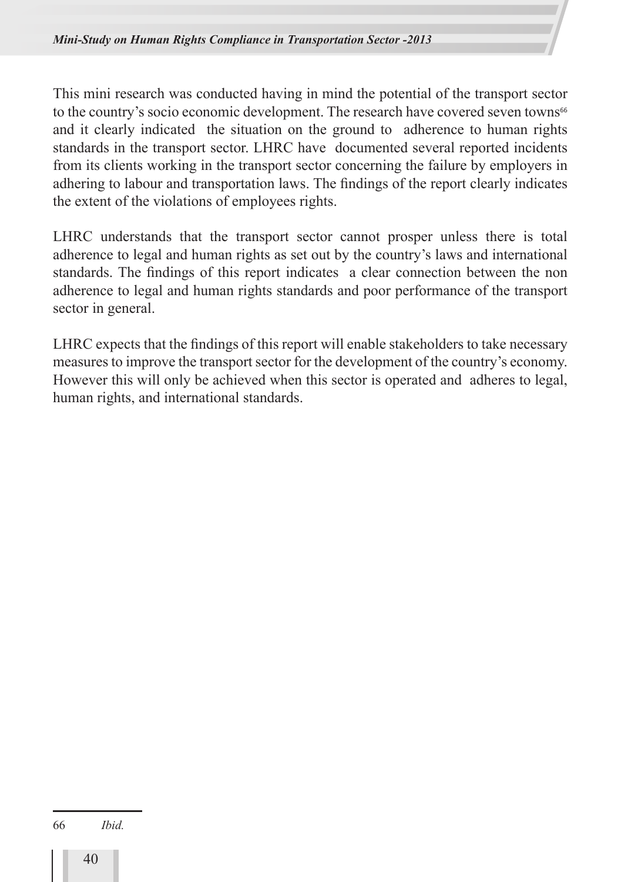This mini research was conducted having in mind the potential of the transport sector to the country's socio economic development. The research have covered seven towns[66] and it clearly indicated the situation on the ground to adherence to human rights standards in the transport sector. LHRC have documented several reported incidents from its clients working in the transport sector concerning the failure by employers in adhering to labour and transportation laws. The findings of the report clearly indicates the extent of the violations of employees rights.

LHRC understands that the transport sector cannot prosper unless there is total adherence to legal and human rights as set out by the country's laws and international standards. The findings of this report indicates a clear connection between the non adherence to legal and human rights standards and poor performance of the transport sector in general.

LHRC expects that the findings of this report will enable stakeholders to take necessary measures to improve the transport sector for the development of the country's economy. However this will only be achieved when this sector is operated and adheres to legal, human rights, and international standards.

---

66 *Ibid.*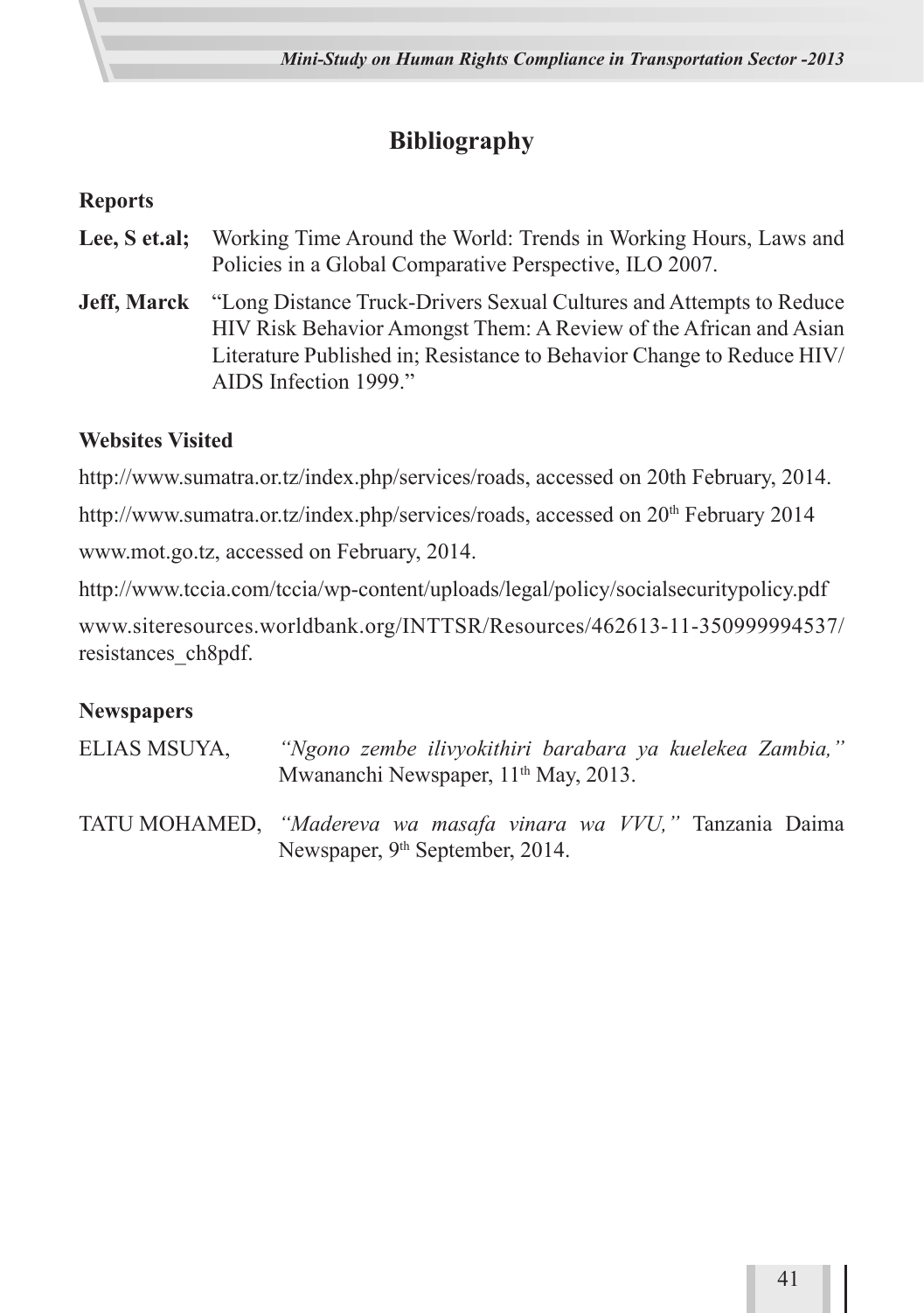# Bibliography

## Reports

**Lee, S et.al;** Working Time Around the World: Trends in Working Hours, Laws and Policies in a Global Comparative Perspective, ILO 2007.

**Jeff, Marck** "Long Distance Truck-Drivers Sexual Cultures and Attempts to Reduce HIV Risk Behavior Amongst Them: A Review of the African and Asian Literature Published in; Resistance to Behavior Change to Reduce HIV/ AIDS Infection 1999."

## Websites Visited

http://www.sumatra.or.tz/index.php/services/roads, accessed on 20th February, 2014.

http://www.sumatra.or.tz/index.php/services/roads, accessed on 20th February 2014

www.mot.go.tz, accessed on February, 2014.

http://www.tccia.com/tccia/wp-content/uploads/legal/policy/socialsecuritypolicy.pdf

www.siteresources.worldbank.org/INTTSR/Resources/462613-11-350999994537/resistances_ch8pdf.

## Newspapers

ELIAS MSUYA, *"Ngono zembe ilivyokithiri barabara ya kuelekea Zambia,"* Mwananchi Newspaper, 11th May, 2013.

TATU MOHAMED, *"Madereva wa masafa vinara wa VVU,"* Tanzania Daima Newspaper, 9th September, 2014.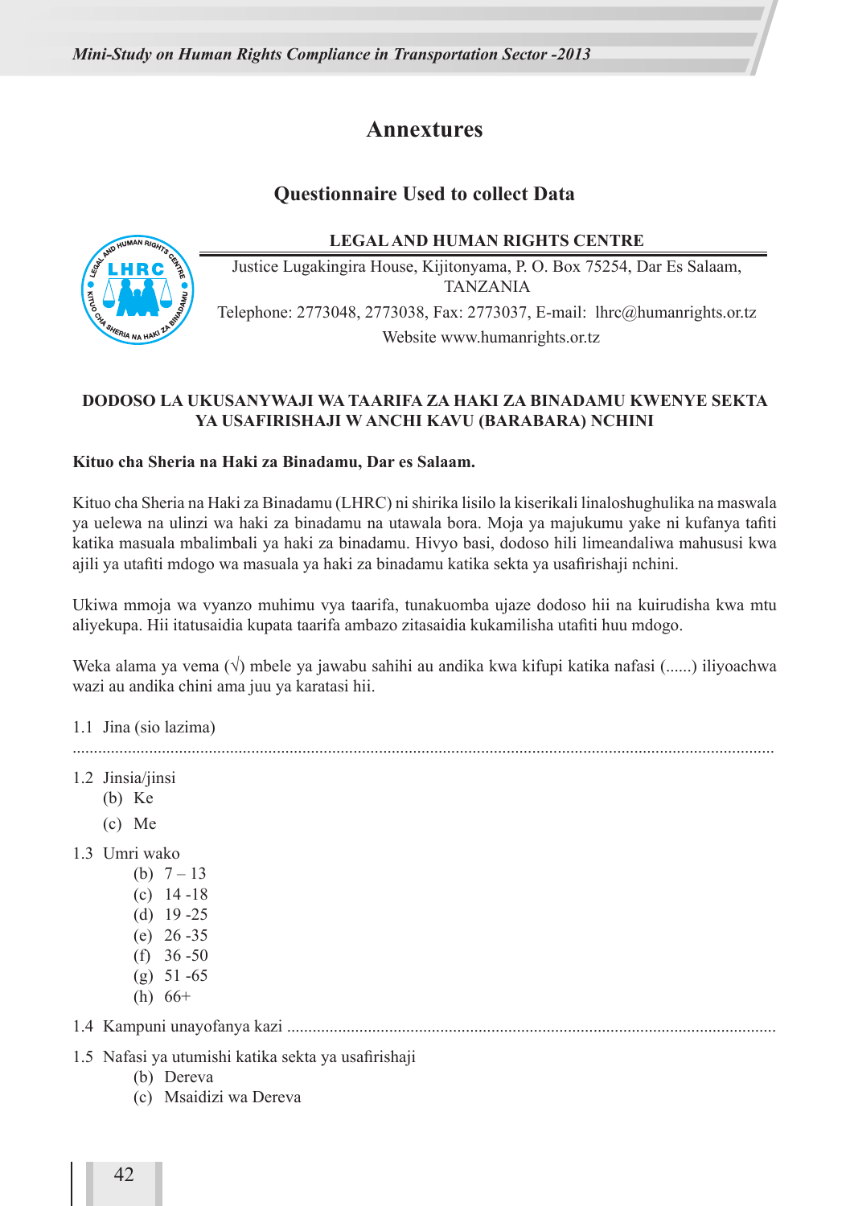# Annextures

## Questionnaire Used to collect Data

**LEGAL AND HUMAN RIGHTS CENTRE**

Justice Lugakingira House, Kijitonyama, P. O. Box 75254, Dar Es Salaam, TANZANIA

Telephone: 2773048, 2773038, Fax: 2773037, E-mail: lhrc@humanrights.or.tz

Website www.humanrights.or.tz

**DODOSO LA UKUSANYWAJI WA TAARIFA ZA HAKI ZA BINADAMU KWENYE SEKTA YA USAFIRISHAJI W ANCHI KAVU (BARABARA) NCHINI**

**Kituo cha Sheria na Haki za Binadamu, Dar es Salaam.**

Kituo cha Sheria na Haki za Binadamu (LHRC) ni shirika lisilo la kiserikali linaloshughulika na maswala ya uelewa na ulinzi wa haki za binadamu na utawala bora. Moja ya majukumu yake ni kufanya tafiti katika masuala mbalimbali ya haki za binadamu. Hivyo basi, dodoso hili limeandaliwa mahususi kwa ajili ya utafiti mdogo wa masuala ya haki za binadamu katika sekta ya usafirishaji nchini.

Ukiwa mmoja wa vyanzo muhimu vya taarifa, tunakuomba ujaze dodoso hii na kuirudisha kwa mtu aliyekupa. Hii itatusaidia kupata taarifa ambazo zitasaidia kukamilisha utafiti huu mdogo.

Weka alama ya vema (√) mbele ya jawabu sahihi au andika kwa kifupi katika nafasi (......) iliyoachwa wazi au andika chini ama juu ya karatasi hii.

1.1 Jina (sio lazima)

.......................................................................................................................................................

1.2 Jinsia/jinsi
- (b) Ke
- (c) Me

1.3 Umri wako
- (b) 7 – 13
- (c) 14 -18
- (d) 19 -25
- (e) 26 -35
- (f) 36 -50
- (g) 51 -65
- (h) 66+

1.4 Kampuni unayofanya kazi ..................................................................................................................

1.5 Nafasi ya utumishi katika sekta ya usafirishaji
- (b) Dereva
- (c) Msaidizi wa Dereva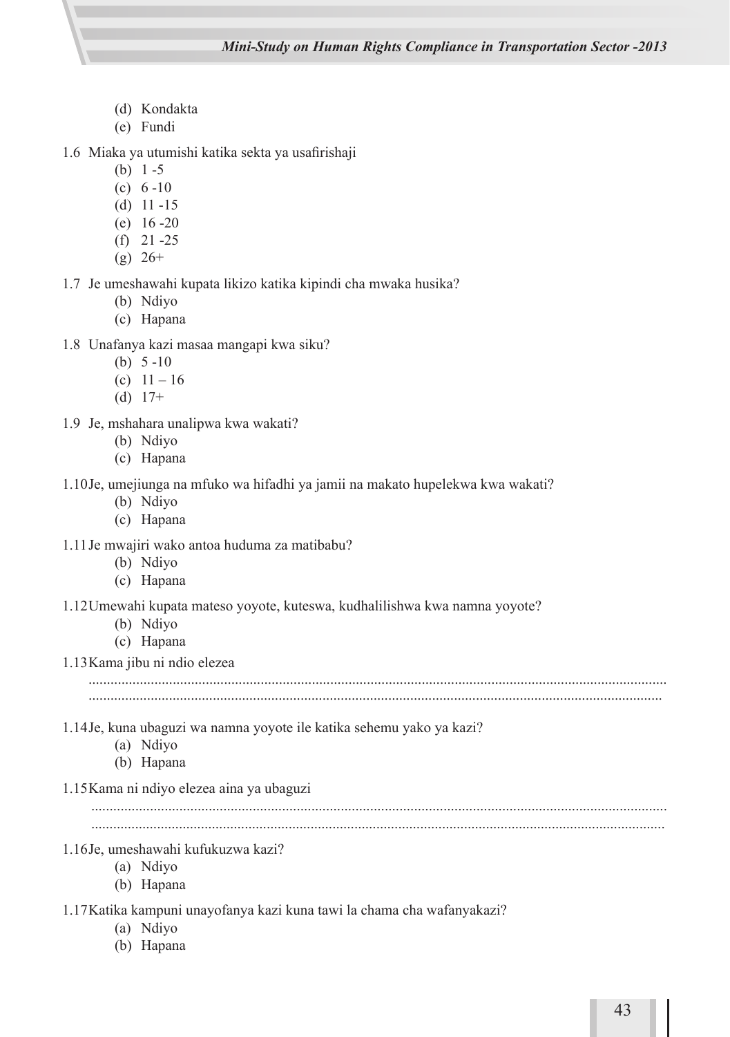(d) Kondakta
(e) Fundi

1.6 Miaka ya utumishi katika sekta ya usafirishaji
   (b) 1 -5
   (c) 6 -10
   (d) 11 -15
   (e) 16 -20
   (f) 21 -25
   (g) 26+

1.7 Je umeshawahi kupata likizo katika kipindi cha mwaka husika?
   (b) Ndiyo
   (c) Hapana

1.8 Unafanya kazi masaa mangapi kwa siku?
   (b) 5 -10
   (c) 11 – 16
   (d) 17+

1.9 Je, mshahara unalipwa kwa wakati?
   (b) Ndiyo
   (c) Hapana

1.10 Je, umejiunga na mfuko wa hifadhi ya jamii na makato hupelekwa kwa wakati?
   (b) Ndiyo
   (c) Hapana

1.11 Je mwajiri wako antoa huduma za matibabu?
   (b) Ndiyo
   (c) Hapana

1.12 Umewahi kupata mateso yoyote, kuteswa, kudhalilishwa kwa namna yoyote?
   (b) Ndiyo
   (c) Hapana

1.13 Kama jibu ni ndio elezea

..........................................................................................................................................................
..........................................................................................................................................................

1.14 Je, kuna ubaguzi wa namna yoyote ile katika sehemu yako ya kazi?
   (a) Ndiyo
   (b) Hapana

1.15 Kama ni ndiyo elezea aina ya ubaguzi

..........................................................................................................................................................
..........................................................................................................................................................

1.16 Je, umeshawahi kufukuzwa kazi?
   (a) Ndiyo
   (b) Hapana

1.17 Katika kampuni unayofanya kazi kuna tawi la chama cha wafanyakazi?
   (a) Ndiyo
   (b) Hapana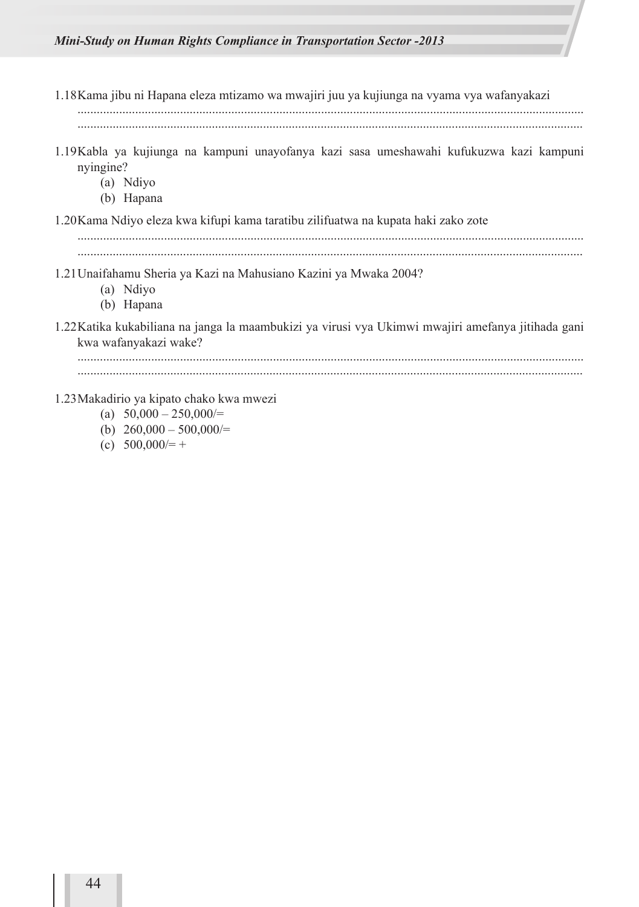1.18 Kama jibu ni Hapana eleza mtizamo wa mwajiri juu ya kujiunga na vyama vya wafanyakazi

.............................................................................................................................................

.............................................................................................................................................

1.19 Kabla ya kujiunga na kampuni unayofanya kazi sasa umeshawahi kufukuzwa kazi kampuni nyingine?

(a) Ndiyo
(b) Hapana

1.20 Kama Ndiyo eleza kwa kifupi kama taratibu zilifuatwa na kupata haki zako zote

.............................................................................................................................................

.............................................................................................................................................

1.21 Unaifahamu Sheria ya Kazi na Mahusiano Kazini ya Mwaka 2004?

(a) Ndiyo
(b) Hapana

1.22 Katika kukabiliana na janga la maambukizi ya virusi vya Ukimwi mwajiri amefanya jitihada gani kwa wafanyakazi wake?

.............................................................................................................................................

.............................................................................................................................................

1.23 Makadirio ya kipato chako kwa mwezi

(a) 50,000 – 250,000/=
(b) 260,000 – 500,000/=
(c) 500,000/= +